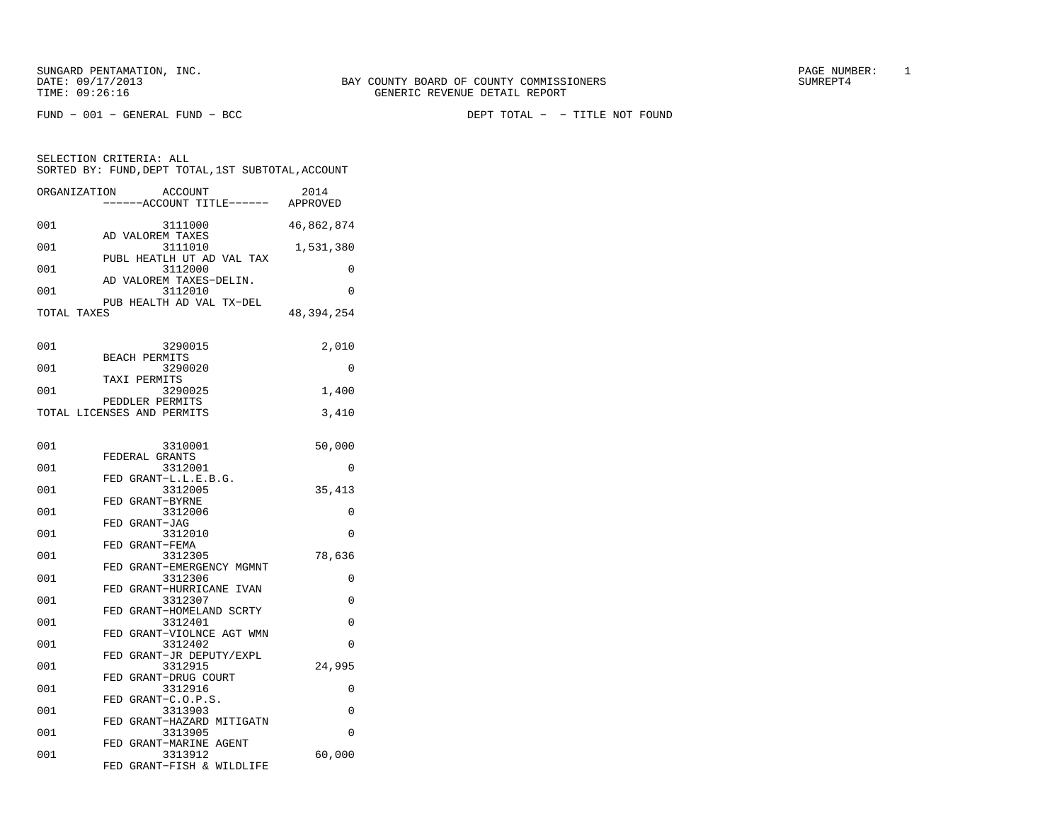SUNGARD PENTAMATION, INC.
DATE: 09/17/2013
TIME: 09:26:16

BAY COUNTY BOARD OF COUNTY COMMISSIONERS
GENERIC REVENUE DETAIL REPORT

SUMREPT4

FUND − 001 − GENERAL FUND − BCC

DEPT TOTAL − − TITLE NOT FOUND

SELECTION CRITERIA: ALL
SORTED BY: FUND,DEPT TOTAL,1ST SUBTOTAL,ACCOUNT

| ORGANIZATION | ACCOUNT / ACCOUNT TITLE | 2014 APPROVED |
|---|---|---|
| 001 | 3111000 AD VALOREM TAXES | 46,862,874 |
| 001 | 3111010 PUBL HEATLH UT AD VAL TAX | 1,531,380 |
| 001 | 3112000 AD VALOREM TAXES−DELIN. | 0 |
| 001 | 3112010 PUB HEALTH AD VAL TX−DEL | 0 |
| TOTAL TAXES | | 48,394,254 |
| 001 | 3290015 BEACH PERMITS | 2,010 |
| 001 | 3290020 TAXI PERMITS | 0 |
| 001 | 3290025 PEDDLER PERMITS | 1,400 |
| TOTAL LICENSES AND PERMITS | | 3,410 |
| 001 | 3310001 FEDERAL GRANTS | 50,000 |
| 001 | 3312001 FED GRANT−L.L.E.B.G. | 0 |
| 001 | 3312005 FED GRANT−BYRNE | 35,413 |
| 001 | 3312006 FED GRANT−JAG | 0 |
| 001 | 3312010 FED GRANT−FEMA | 0 |
| 001 | 3312305 FED GRANT−EMERGENCY MGMNT | 78,636 |
| 001 | 3312306 FED GRANT−HURRICANE IVAN | 0 |
| 001 | 3312307 FED GRANT−HOMELAND SCRTY | 0 |
| 001 | 3312401 FED GRANT−VIOLNCE AGT WMN | 0 |
| 001 | 3312402 FED GRANT−JR DEPUTY/EXPL | 0 |
| 001 | 3312915 FED GRANT−DRUG COURT | 24,995 |
| 001 | 3312916 FED GRANT−C.O.P.S. | 0 |
| 001 | 3313903 FED GRANT−HAZARD MITIGATN | 0 |
| 001 | 3313905 FED GRANT−MARINE AGENT | 0 |
| 001 | 3313912 FED GRANT−FISH & WILDLIFE | 60,000 |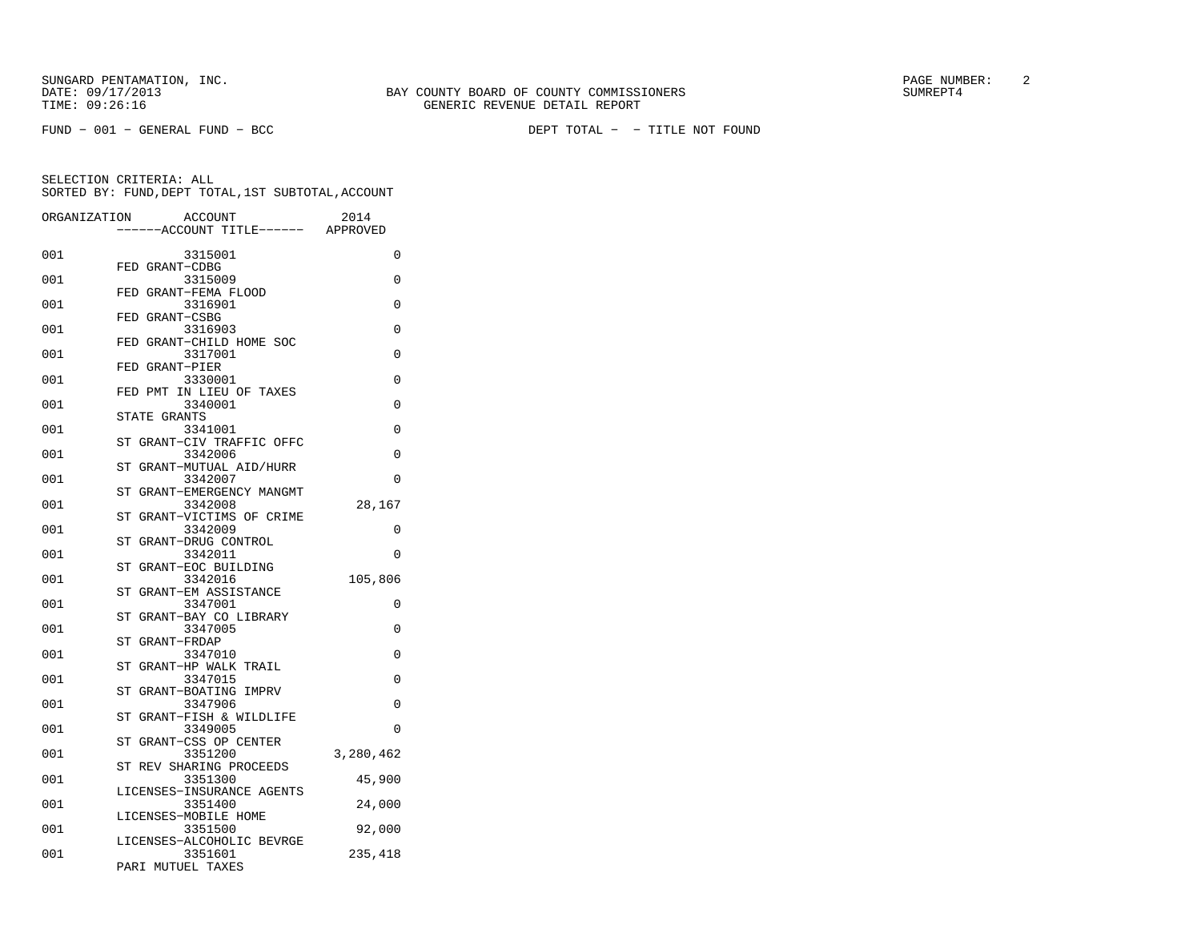SUNGARD PENTAMATION, INC.
DATE: 09/17/2013
TIME: 09:26:16

BAY COUNTY BOARD OF COUNTY COMMISSIONERS
GENERIC REVENUE DETAIL REPORT

PAGE NUMBER: 2
SUMREPT4

FUND - 001 - GENERAL FUND - BCC

DEPT TOTAL - - TITLE NOT FOUND

SELECTION CRITERIA: ALL
SORTED BY: FUND,DEPT TOTAL,1ST SUBTOTAL,ACCOUNT

| ORGANIZATION | ACCOUNT | ------ACCOUNT TITLE------ | 2014 APPROVED |
|---|---|---|---|
| 001 | 3315001 | FED GRANT-CDBG | 0 |
| 001 | 3315009 | FED GRANT-FEMA FLOOD | 0 |
| 001 | 3316901 | FED GRANT-CSBG | 0 |
| 001 | 3316903 | FED GRANT-CHILD HOME SOC | 0 |
| 001 | 3317001 | FED GRANT-PIER | 0 |
| 001 | 3330001 | FED PMT IN LIEU OF TAXES | 0 |
| 001 | 3340001 | STATE GRANTS | 0 |
| 001 | 3341001 | ST GRANT-CIV TRAFFIC OFFC | 0 |
| 001 | 3342006 | ST GRANT-MUTUAL AID/HURR | 0 |
| 001 | 3342007 | ST GRANT-EMERGENCY MANGMT | 0 |
| 001 | 3342008 | ST GRANT-VICTIMS OF CRIME | 28,167 |
| 001 | 3342009 | ST GRANT-DRUG CONTROL | 0 |
| 001 | 3342011 | ST GRANT-EOC BUILDING | 0 |
| 001 | 3342016 | ST GRANT-EM ASSISTANCE | 105,806 |
| 001 | 3347001 | ST GRANT-BAY CO LIBRARY | 0 |
| 001 | 3347005 | ST GRANT-FRDAP | 0 |
| 001 | 3347010 | ST GRANT-HP WALK TRAIL | 0 |
| 001 | 3347015 | ST GRANT-BOATING IMPRV | 0 |
| 001 | 3347906 | ST GRANT-FISH & WILDLIFE | 0 |
| 001 | 3349005 | ST GRANT-CSS OP CENTER | 0 |
| 001 | 3351200 | ST REV SHARING PROCEEDS | 3,280,462 |
| 001 | 3351300 | LICENSES-INSURANCE AGENTS | 45,900 |
| 001 | 3351400 | LICENSES-MOBILE HOME | 24,000 |
| 001 | 3351500 | LICENSES-ALCOHOLIC BEVRGE | 92,000 |
| 001 | 3351601 | PARI MUTUEL TAXES | 235,418 |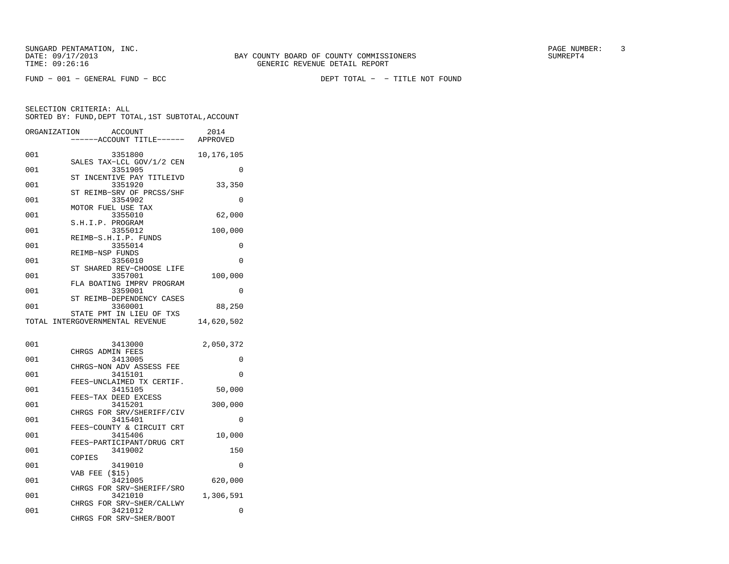SUNGARD PENTAMATION, INC.
DATE: 09/17/2013
TIME: 09:26:16

BAY COUNTY BOARD OF COUNTY COMMISSIONERS
GENERIC REVENUE DETAIL REPORT

SUMREPT4

FUND - 001 - GENERAL FUND - BCC

DEPT TOTAL - - TITLE NOT FOUND

SELECTION CRITERIA: ALL
SORTED BY: FUND,DEPT TOTAL,1ST SUBTOTAL,ACCOUNT

| ORGANIZATION | ACCOUNT<br>------ACCOUNT TITLE------ | 2014<br>APPROVED |
|---|---|---|
| 001 | 3351800<br>SALES TAX-LCL GOV/1/2 CEN | 10,176,105 |
| 001 | 3351905<br>ST INCENTIVE PAY TITLEIVD | 0 |
| 001 | 3351920<br>ST REIMB-SRV OF PRCSS/SHF | 33,350 |
| 001 | 3354902<br>MOTOR FUEL USE TAX | 0 |
| 001 | 3355010<br>S.H.I.P. PROGRAM | 62,000 |
| 001 | 3355012<br>REIMB-S.H.I.P. FUNDS | 100,000 |
| 001 | 3355014<br>REIMB-NSP FUNDS | 0 |
| 001 | 3356010<br>ST SHARED REV-CHOOSE LIFE | 0 |
| 001 | 3357001<br>FLA BOATING IMPRV PROGRAM | 100,000 |
| 001 | 3359001<br>ST REIMB-DEPENDENCY CASES | 0 |
| 001 | 3360001<br>STATE PMT IN LIEU OF TXS | 88,250 |
| TOTAL INTERGOVERNMENTAL REVENUE | | 14,620,502 |
| | | |
| 001 | 3413000<br>CHRGS ADMIN FEES | 2,050,372 |
| 001 | 3413005<br>CHRGS-NON ADV ASSESS FEE | 0 |
| 001 | 3415101<br>FEES-UNCLAIMED TX CERTIF. | 0 |
| 001 | 3415105<br>FEES-TAX DEED EXCESS | 50,000 |
| 001 | 3415201<br>CHRGS FOR SRV/SHERIFF/CIV | 300,000 |
| 001 | 3415401<br>FEES-COUNTY & CIRCUIT CRT | 0 |
| 001 | 3415406<br>FEES-PARTICIPANT/DRUG CRT | 10,000 |
| 001 | 3419002<br>COPIES | 150 |
| 001 | 3419010<br>VAB FEE ($15) | 0 |
| 001 | 3421005<br>CHRGS FOR SRV-SHERIFF/SRO | 620,000 |
| 001 | 3421010<br>CHRGS FOR SRV-SHER/CALLWY | 1,306,591 |
| 001 | 3421012<br>CHRGS FOR SRV-SHER/BOOT | 0 |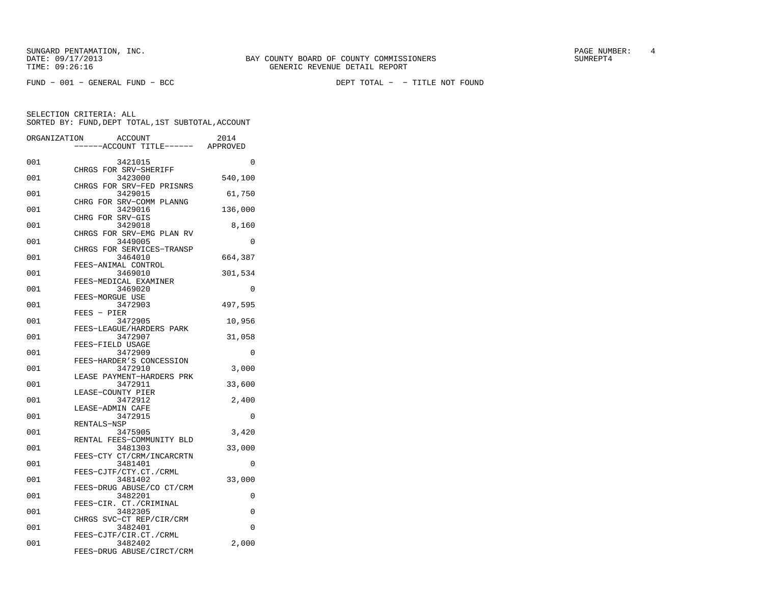SUNGARD PENTAMATION, INC.
DATE: 09/17/2013
TIME: 09:26:16

BAY COUNTY BOARD OF COUNTY COMMISSIONERS
GENERIC REVENUE DETAIL REPORT

PAGE NUMBER: 4
SUMREPT4

FUND - 001 - GENERAL FUND - BCC

DEPT TOTAL - - TITLE NOT FOUND

SELECTION CRITERIA: ALL
SORTED BY: FUND,DEPT TOTAL,1ST SUBTOTAL,ACCOUNT

| ORGANIZATION | ACCOUNT / ------ACCOUNT TITLE------ | 2014 APPROVED |
|---|---|---|
| 001 | 3421015 CHRGS FOR SRV-SHERIFF | 0 |
| 001 | 3423000 CHRGS FOR SRV-FED PRISNRS | 540,100 |
| 001 | 3429015 CHRG FOR SRV-COMM PLANNG | 61,750 |
| 001 | 3429016 CHRG FOR SRV-GIS | 136,000 |
| 001 | 3429018 CHRGS FOR SRV-EMG PLAN RV | 8,160 |
| 001 | 3449005 CHRGS FOR SERVICES-TRANSP | 0 |
| 001 | 3464010 FEES-ANIMAL CONTROL | 664,387 |
| 001 | 3469010 FEES-MEDICAL EXAMINER | 301,534 |
| 001 | 3469020 FEES-MORGUE USE | 0 |
| 001 | 3472903 FEES - PIER | 497,595 |
| 001 | 3472905 FEES-LEAGUE/HARDERS PARK | 10,956 |
| 001 | 3472907 FEES-FIELD USAGE | 31,058 |
| 001 | 3472909 FEES-HARDER'S CONCESSION | 0 |
| 001 | 3472910 LEASE PAYMENT-HARDERS PRK | 3,000 |
| 001 | 3472911 LEASE-COUNTY PIER | 33,600 |
| 001 | 3472912 LEASE-ADMIN CAFE | 2,400 |
| 001 | 3472915 RENTALS-NSP | 0 |
| 001 | 3475905 RENTAL FEES-COMMUNITY BLD | 3,420 |
| 001 | 3481303 FEES-CTY CT/CRM/INCARCRTN | 33,000 |
| 001 | 3481401 FEES-CJTF/CTY.CT./CRML | 0 |
| 001 | 3481402 FEES-DRUG ABUSE/CO CT/CRM | 33,000 |
| 001 | 3482201 FEES-CIR. CT./CRIMINAL | 0 |
| 001 | 3482305 CHRGS SVC-CT REP/CIR/CRM | 0 |
| 001 | 3482401 FEES-CJTF/CIR.CT./CRML | 0 |
| 001 | 3482402 FEES-DRUG ABUSE/CIRCT/CRM | 2,000 |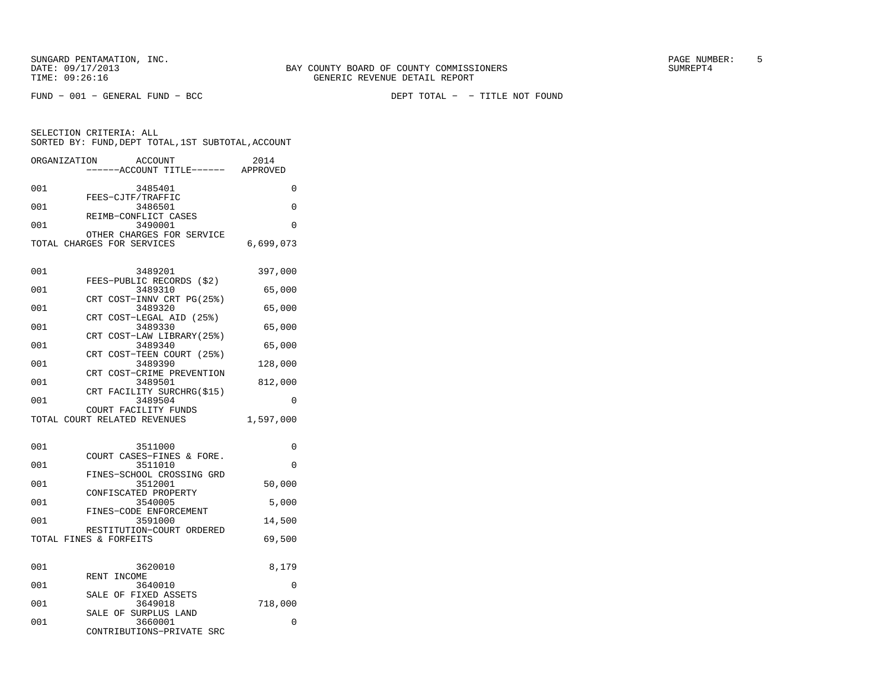SUNGARD PENTAMATION, INC.
DATE: 09/17/2013
TIME: 09:26:16

BAY COUNTY BOARD OF COUNTY COMMISSIONERS
GENERIC REVENUE DETAIL REPORT

SUMREPT4

FUND - 001 - GENERAL FUND - BCC

DEPT TOTAL - - TITLE NOT FOUND

SELECTION CRITERIA: ALL
SORTED BY: FUND,DEPT TOTAL,1ST SUBTOTAL,ACCOUNT

| ORGANIZATION | ACCOUNT / ------ACCOUNT TITLE------ | 2014 APPROVED |
|---|---|---|
| 001 | 3485401 FEES-CJTF/TRAFFIC | 0 |
| 001 | 3486501 REIMB-CONFLICT CASES | 0 |
| 001 | 3490001 OTHER CHARGES FOR SERVICE | 0 |
| TOTAL CHARGES FOR SERVICES | | 6,699,073 |
| 001 | 3489201 FEES-PUBLIC RECORDS ($2) | 397,000 |
| 001 | 3489310 CRT COST-INNV CRT PG(25%) | 65,000 |
| 001 | 3489320 CRT COST-LEGAL AID (25%) | 65,000 |
| 001 | 3489330 CRT COST-LAW LIBRARY(25%) | 65,000 |
| 001 | 3489340 CRT COST-TEEN COURT (25%) | 65,000 |
| 001 | 3489390 CRT COST-CRIME PREVENTION | 128,000 |
| 001 | 3489501 CRT FACILITY SURCHRG($15) | 812,000 |
| 001 | 3489504 COURT FACILITY FUNDS | 0 |
| TOTAL COURT RELATED REVENUES | | 1,597,000 |
| 001 | 3511000 COURT CASES-FINES & FORE. | 0 |
| 001 | 3511010 FINES-SCHOOL CROSSING GRD | 0 |
| 001 | 3512001 CONFISCATED PROPERTY | 50,000 |
| 001 | 3540005 FINES-CODE ENFORCEMENT | 5,000 |
| 001 | 3591000 RESTITUTION-COURT ORDERED | 14,500 |
| TOTAL FINES & FORFEITS | | 69,500 |
| 001 | 3620010 RENT INCOME | 8,179 |
| 001 | 3640010 SALE OF FIXED ASSETS | 0 |
| 001 | 3649018 SALE OF SURPLUS LAND | 718,000 |
| 001 | 3660001 CONTRIBUTIONS-PRIVATE SRC | 0 |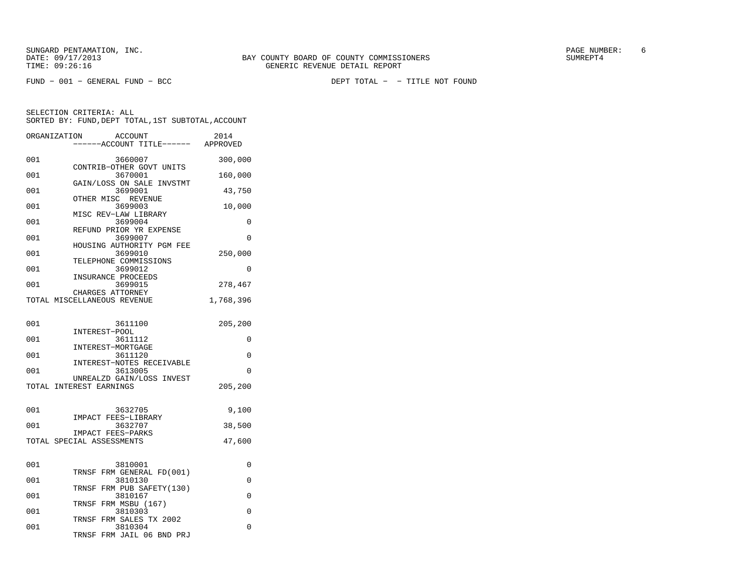SUNGARD PENTAMATION, INC.
DATE: 09/17/2013
TIME: 09:26:16

BAY COUNTY BOARD OF COUNTY COMMISSIONERS
GENERIC REVENUE DETAIL REPORT

SUMREPT4

FUND - 001 - GENERAL FUND - BCC

DEPT TOTAL - - TITLE NOT FOUND

SELECTION CRITERIA: ALL
SORTED BY: FUND,DEPT TOTAL,1ST SUBTOTAL,ACCOUNT

| ORGANIZATION | ACCOUNT / ------ACCOUNT TITLE------ | 2014 APPROVED |
|---|---|---|
| 001 | 3660007 CONTRIB-OTHER GOVT UNITS | 300,000 |
| 001 | 3670001 GAIN/LOSS ON SALE INVSTMT | 160,000 |
| 001 | 3699001 OTHER MISC REVENUE | 43,750 |
| 001 | 3699003 MISC REV-LAW LIBRARY | 10,000 |
| 001 | 3699004 REFUND PRIOR YR EXPENSE | 0 |
| 001 | 3699007 HOUSING AUTHORITY PGM FEE | 0 |
| 001 | 3699010 TELEPHONE COMMISSIONS | 250,000 |
| 001 | 3699012 INSURANCE PROCEEDS | 0 |
| 001 | 3699015 CHARGES ATTORNEY | 278,467 |
| TOTAL MISCELLANEOUS REVENUE | | 1,768,396 |
| 001 | 3611100 INTEREST-POOL | 205,200 |
| 001 | 3611112 INTEREST-MORTGAGE | 0 |
| 001 | 3611120 INTEREST-NOTES RECEIVABLE | 0 |
| 001 | 3613005 UNREALZD GAIN/LOSS INVEST | 0 |
| TOTAL INTEREST EARNINGS | | 205,200 |
| 001 | 3632705 IMPACT FEES-LIBRARY | 9,100 |
| 001 | 3632707 IMPACT FEES-PARKS | 38,500 |
| TOTAL SPECIAL ASSESSMENTS | | 47,600 |
| 001 | 3810001 TRNSF FRM GENERAL FD(001) | 0 |
| 001 | 3810130 TRNSF FRM PUB SAFETY(130) | 0 |
| 001 | 3810167 TRNSF FRM MSBU (167) | 0 |
| 001 | 3810303 TRNSF FRM SALES TX 2002 | 0 |
| 001 | 3810304 TRNSF FRM JAIL 06 BND PRJ | 0 |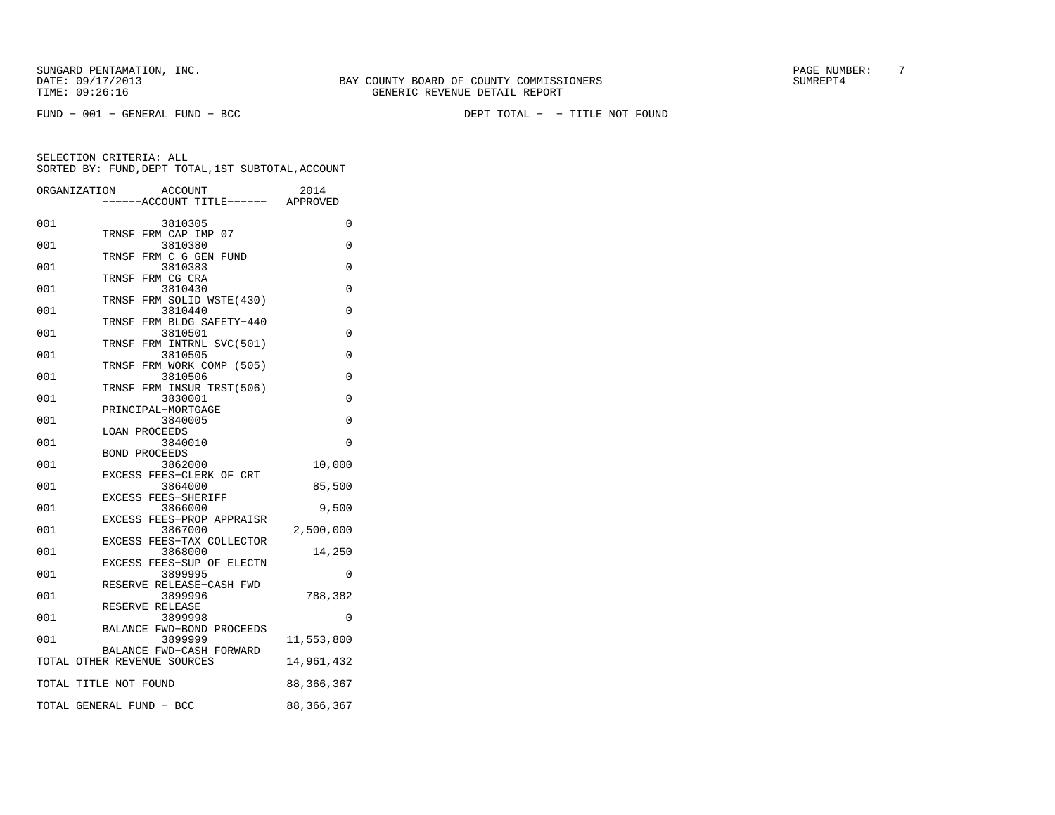SUNGARD PENTAMATION, INC.
DATE: 09/17/2013
TIME: 09:26:16

BAY COUNTY BOARD OF COUNTY COMMISSIONERS
GENERIC REVENUE DETAIL REPORT

PAGE NUMBER: 7
SUMREPT4

FUND - 001 - GENERAL FUND - BCC

DEPT TOTAL - - TITLE NOT FOUND

SELECTION CRITERIA: ALL
SORTED BY: FUND,DEPT TOTAL,1ST SUBTOTAL,ACCOUNT

| ORGANIZATION | ACCOUNT / ------ACCOUNT TITLE------ | 2014 APPROVED |
|---|---|---|
| 001 | 3810305 TRNSF FRM CAP IMP 07 | 0 |
| 001 | 3810380 TRNSF FRM C G GEN FUND | 0 |
| 001 | 3810383 TRNSF FRM CG CRA | 0 |
| 001 | 3810430 TRNSF FRM SOLID WSTE(430) | 0 |
| 001 | 3810440 TRNSF FRM BLDG SAFETY-440 | 0 |
| 001 | 3810501 TRNSF FRM INTRNL SVC(501) | 0 |
| 001 | 3810505 TRNSF FRM WORK COMP (505) | 0 |
| 001 | 3810506 TRNSF FRM INSUR TRST(506) | 0 |
| 001 | 3830001 PRINCIPAL-MORTGAGE | 0 |
| 001 | 3840005 LOAN PROCEEDS | 0 |
| 001 | 3840010 BOND PROCEEDS | 0 |
| 001 | 3862000 EXCESS FEES-CLERK OF CRT | 10,000 |
| 001 | 3864000 EXCESS FEES-SHERIFF | 85,500 |
| 001 | 3866000 EXCESS FEES-PROP APPRAISR | 9,500 |
| 001 | 3867000 EXCESS FEES-TAX COLLECTOR | 2,500,000 |
| 001 | 3868000 EXCESS FEES-SUP OF ELECTN | 14,250 |
| 001 | 3899995 RESERVE RELEASE-CASH FWD | 0 |
| 001 | 3899996 RESERVE RELEASE | 788,382 |
| 001 | 3899998 BALANCE FWD-BOND PROCEEDS | 0 |
| 001 | 3899999 BALANCE FWD-CASH FORWARD | 11,553,800 |
| TOTAL OTHER REVENUE SOURCES | | 14,961,432 |
| TOTAL TITLE NOT FOUND | | 88,366,367 |
| TOTAL GENERAL FUND - BCC | | 88,366,367 |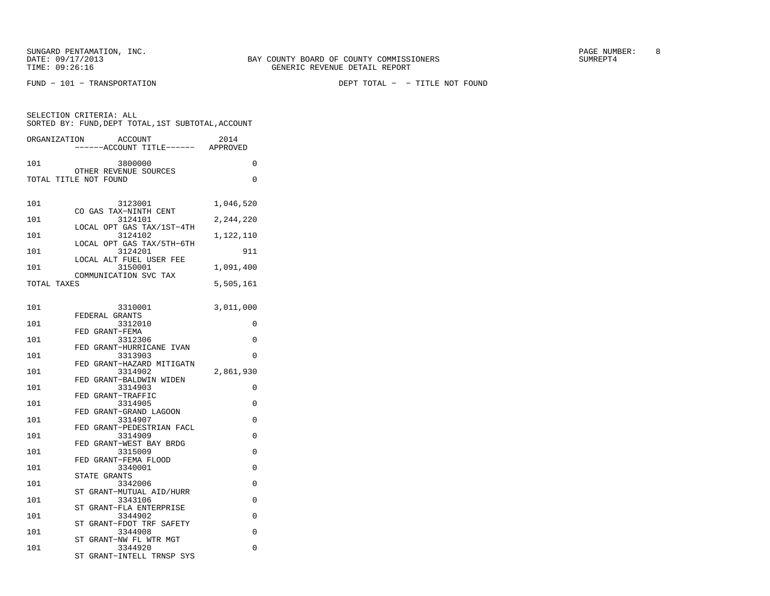SUNGARD PENTAMATION, INC.
DATE: 09/17/2013
TIME: 09:26:16

BAY COUNTY BOARD OF COUNTY COMMISSIONERS
GENERIC REVENUE DETAIL REPORT

SUMREPT4

FUND - 101 - TRANSPORTATION

DEPT TOTAL - - TITLE NOT FOUND

SELECTION CRITERIA: ALL
SORTED BY: FUND,DEPT TOTAL,1ST SUBTOTAL,ACCOUNT

| ORGANIZATION | ACCOUNT / ACCOUNT TITLE | 2014 APPROVED |
|---|---|---|
| 101 | 3800000 OTHER REVENUE SOURCES | 0 |
| TOTAL TITLE NOT FOUND | | 0 |
| | | |
| 101 | 3123001 CO GAS TAX-NINTH CENT | 1,046,520 |
| 101 | 3124101 LOCAL OPT GAS TAX/1ST-4TH | 2,244,220 |
| 101 | 3124102 LOCAL OPT GAS TAX/5TH-6TH | 1,122,110 |
| 101 | 3124201 LOCAL ALT FUEL USER FEE | 911 |
| 101 | 3150001 COMMUNICATION SVC TAX | 1,091,400 |
| TOTAL TAXES | | 5,505,161 |
| | | |
| 101 | 3310001 FEDERAL GRANTS | 3,011,000 |
| 101 | 3312010 FED GRANT-FEMA | 0 |
| 101 | 3312306 FED GRANT-HURRICANE IVAN | 0 |
| 101 | 3313903 FED GRANT-HAZARD MITIGATN | 0 |
| 101 | 3314902 FED GRANT-BALDWIN WIDEN | 2,861,930 |
| 101 | 3314903 FED GRANT-TRAFFIC | 0 |
| 101 | 3314905 FED GRANT-GRAND LAGOON | 0 |
| 101 | 3314907 FED GRANT-PEDESTRIAN FACL | 0 |
| 101 | 3314909 FED GRANT-WEST BAY BRDG | 0 |
| 101 | 3315009 FED GRANT-FEMA FLOOD | 0 |
| 101 | 3340001 STATE GRANTS | 0 |
| 101 | 3342006 ST GRANT-MUTUAL AID/HURR | 0 |
| 101 | 3343106 ST GRANT-FLA ENTERPRISE | 0 |
| 101 | 3344902 ST GRANT-FDOT TRF SAFETY | 0 |
| 101 | 3344908 ST GRANT-NW FL WTR MGT | 0 |
| 101 | 3344920 ST GRANT-INTELL TRNSP SYS | 0 |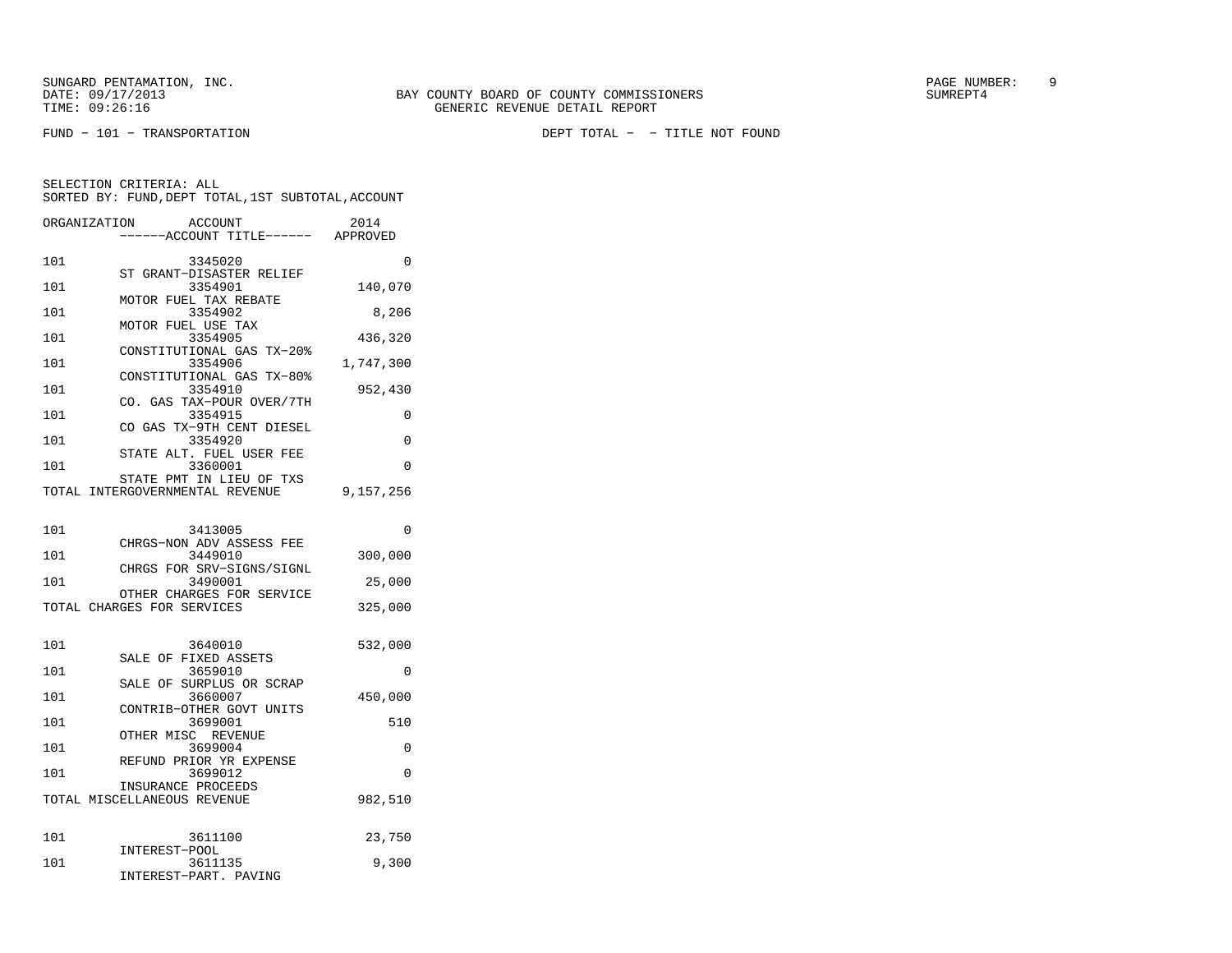SUNGARD PENTAMATION, INC.
DATE: 09/17/2013
TIME: 09:26:16

BAY COUNTY BOARD OF COUNTY COMMISSIONERS
GENERIC REVENUE DETAIL REPORT

SUMREPT4

FUND - 101 - TRANSPORTATION

DEPT TOTAL - - TITLE NOT FOUND

SELECTION CRITERIA: ALL
SORTED BY: FUND,DEPT TOTAL,1ST SUBTOTAL,ACCOUNT

| ORGANIZATION | ACCOUNT / ------ACCOUNT TITLE------ | 2014 APPROVED |
|---|---|---|
| 101 | 3345020 ST GRANT-DISASTER RELIEF | 0 |
| 101 | 3354901 MOTOR FUEL TAX REBATE | 140,070 |
| 101 | 3354902 MOTOR FUEL USE TAX | 8,206 |
| 101 | 3354905 CONSTITUTIONAL GAS TX-20% | 436,320 |
| 101 | 3354906 CONSTITUTIONAL GAS TX-80% | 1,747,300 |
| 101 | 3354910 CO. GAS TAX-POUR OVER/7TH | 952,430 |
| 101 | 3354915 CO GAS TX-9TH CENT DIESEL | 0 |
| 101 | 3354920 STATE ALT. FUEL USER FEE | 0 |
| 101 | 3360001 STATE PMT IN LIEU OF TXS | 0 |
| TOTAL INTERGOVERNMENTAL REVENUE | | 9,157,256 |
| 101 | 3413005 CHRGS-NON ADV ASSESS FEE | 0 |
| 101 | 3449010 CHRGS FOR SRV-SIGNS/SIGNL | 300,000 |
| 101 | 3490001 OTHER CHARGES FOR SERVICE | 25,000 |
| TOTAL CHARGES FOR SERVICES | | 325,000 |
| 101 | 3640010 SALE OF FIXED ASSETS | 532,000 |
| 101 | 3659010 SALE OF SURPLUS OR SCRAP | 0 |
| 101 | 3660007 CONTRIB-OTHER GOVT UNITS | 450,000 |
| 101 | 3699001 OTHER MISC REVENUE | 510 |
| 101 | 3699004 REFUND PRIOR YR EXPENSE | 0 |
| 101 | 3699012 INSURANCE PROCEEDS | 0 |
| TOTAL MISCELLANEOUS REVENUE | | 982,510 |
| 101 | 3611100 INTEREST-POOL | 23,750 |
| 101 | 3611135 INTEREST-PART. PAVING | 9,300 |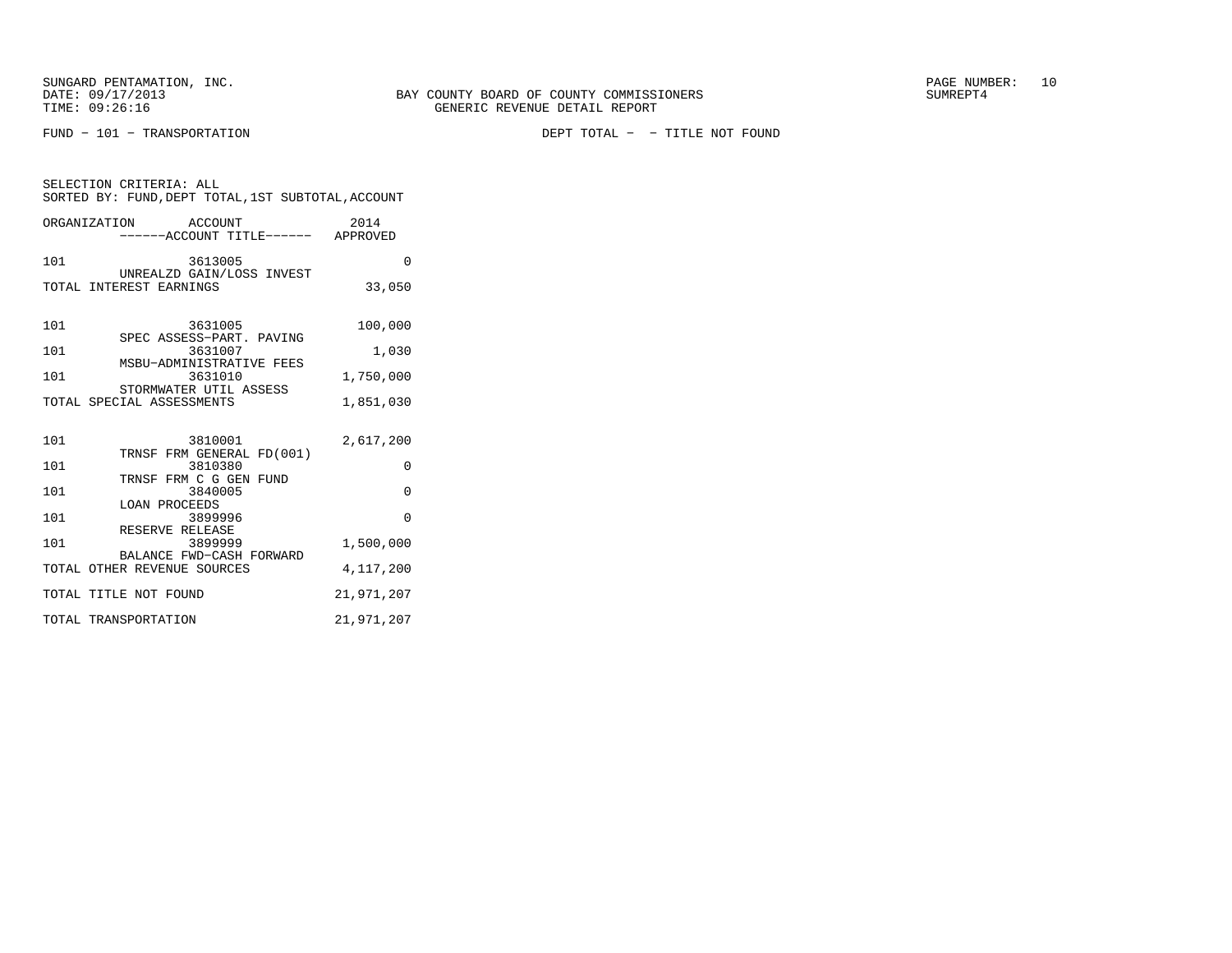SUNGARD PENTAMATION, INC.
DATE: 09/17/2013
TIME: 09:26:16

BAY COUNTY BOARD OF COUNTY COMMISSIONERS
GENERIC REVENUE DETAIL REPORT

SUMREPT4

FUND - 101 - TRANSPORTATION

DEPT TOTAL - - TITLE NOT FOUND

SELECTION CRITERIA: ALL
SORTED BY: FUND,DEPT TOTAL,1ST SUBTOTAL,ACCOUNT

| ORGANIZATION | ACCOUNT ------ACCOUNT TITLE------ | 2014 APPROVED |
|---|---|---|
| 101 | 3613005 UNREALZD GAIN/LOSS INVEST | 0 |
| TOTAL INTEREST EARNINGS | | 33,050 |
| 101 | 3631005 SPEC ASSESS-PART. PAVING | 100,000 |
| 101 | 3631007 MSBU-ADMINISTRATIVE FEES | 1,030 |
| 101 | 3631010 STORMWATER UTIL ASSESS | 1,750,000 |
| TOTAL SPECIAL ASSESSMENTS | | 1,851,030 |
| 101 | 3810001 TRNSF FRM GENERAL FD(001) | 2,617,200 |
| 101 | 3810380 TRNSF FRM C G GEN FUND | 0 |
| 101 | 3840005 LOAN PROCEEDS | 0 |
| 101 | 3899996 RESERVE RELEASE | 0 |
| 101 | 3899999 BALANCE FWD-CASH FORWARD | 1,500,000 |
| TOTAL OTHER REVENUE SOURCES | | 4,117,200 |
| TOTAL TITLE NOT FOUND | | 21,971,207 |
| TOTAL TRANSPORTATION | | 21,971,207 |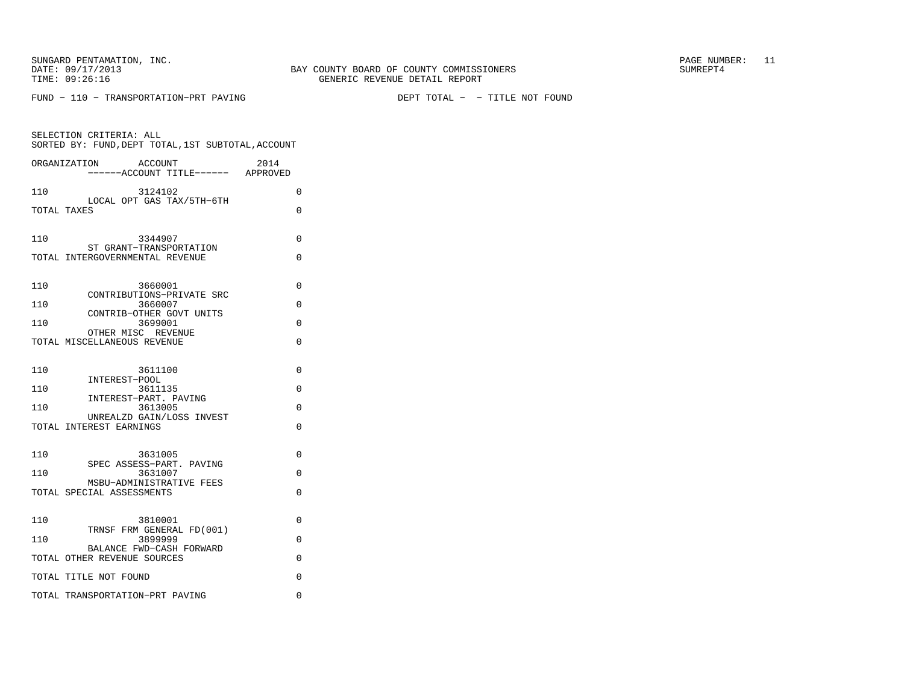SUNGARD PENTAMATION, INC.
DATE: 09/17/2013
TIME: 09:26:16

BAY COUNTY BOARD OF COUNTY COMMISSIONERS
GENERIC REVENUE DETAIL REPORT

SUMREPT4

FUND - 110 - TRANSPORTATION-PRT PAVING

DEPT TOTAL - - TITLE NOT FOUND

SELECTION CRITERIA: ALL
SORTED BY: FUND,DEPT TOTAL,1ST SUBTOTAL,ACCOUNT

| ORGANIZATION | ACCOUNT / ------ACCOUNT TITLE------ | 2014 APPROVED |
|---|---|---|
| 110 | 3124102 LOCAL OPT GAS TAX/5TH-6TH | 0 |
| TOTAL TAXES | | 0 |
| 110 | 3344907 ST GRANT-TRANSPORTATION | 0 |
| TOTAL INTERGOVERNMENTAL REVENUE | | 0 |
| 110 | 3660001 CONTRIBUTIONS-PRIVATE SRC | 0 |
| 110 | 3660007 CONTRIB-OTHER GOVT UNITS | 0 |
| 110 | 3699001 OTHER MISC REVENUE | 0 |
| TOTAL MISCELLANEOUS REVENUE | | 0 |
| 110 | 3611100 INTEREST-POOL | 0 |
| 110 | 3611135 INTEREST-PART. PAVING | 0 |
| 110 | 3613005 UNREALZD GAIN/LOSS INVEST | 0 |
| TOTAL INTEREST EARNINGS | | 0 |
| 110 | 3631005 SPEC ASSESS-PART. PAVING | 0 |
| 110 | 3631007 MSBU-ADMINISTRATIVE FEES | 0 |
| TOTAL SPECIAL ASSESSMENTS | | 0 |
| 110 | 3810001 TRNSF FRM GENERAL FD(001) | 0 |
| 110 | 3899999 BALANCE FWD-CASH FORWARD | 0 |
| TOTAL OTHER REVENUE SOURCES | | 0 |
| TOTAL TITLE NOT FOUND | | 0 |
| TOTAL TRANSPORTATION-PRT PAVING | | 0 |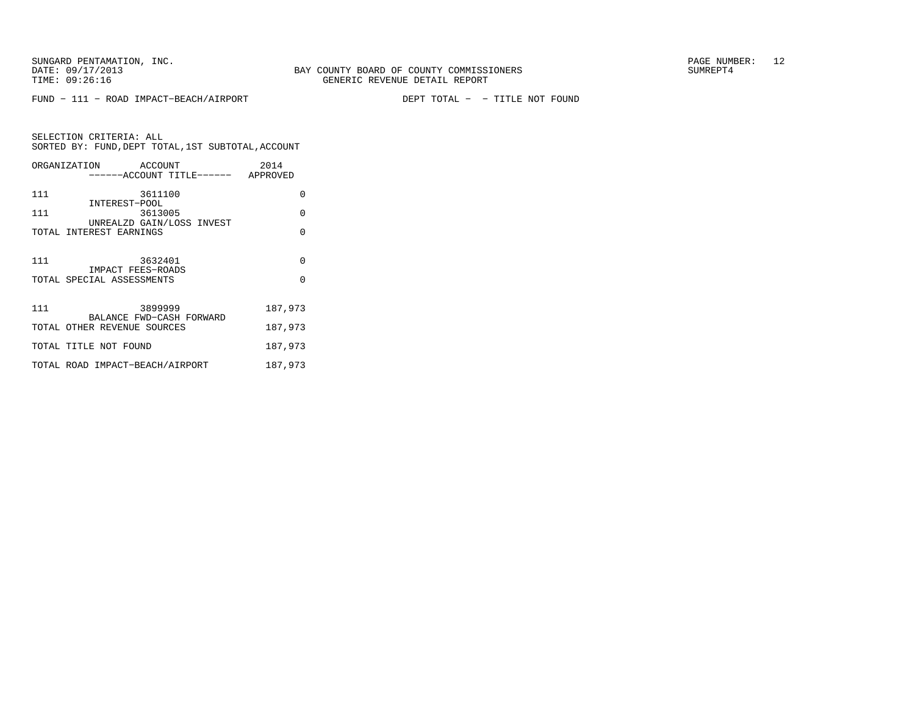SUNGARD PENTAMATION, INC.
DATE: 09/17/2013
TIME: 09:26:16

BAY COUNTY BOARD OF COUNTY COMMISSIONERS
GENERIC REVENUE DETAIL REPORT

SUMREPT4

FUND - 111 - ROAD IMPACT-BEACH/AIRPORT    DEPT TOTAL - - TITLE NOT FOUND

SELECTION CRITERIA: ALL
SORTED BY: FUND,DEPT TOTAL,1ST SUBTOTAL,ACCOUNT

| ORGANIZATION | ACCOUNT / ACCOUNT TITLE | 2014 APPROVED |
|---|---|---|
| 111 | 3611100 INTEREST-POOL | 0 |
| 111 | 3613005 UNREALZD GAIN/LOSS INVEST | 0 |
| TOTAL INTEREST EARNINGS | | 0 |
| 111 | 3632401 IMPACT FEES-ROADS | 0 |
| TOTAL SPECIAL ASSESSMENTS | | 0 |
| 111 | 3899999 BALANCE FWD-CASH FORWARD | 187,973 |
| TOTAL OTHER REVENUE SOURCES | | 187,973 |
| TOTAL TITLE NOT FOUND | | 187,973 |
| TOTAL ROAD IMPACT-BEACH/AIRPORT | | 187,973 |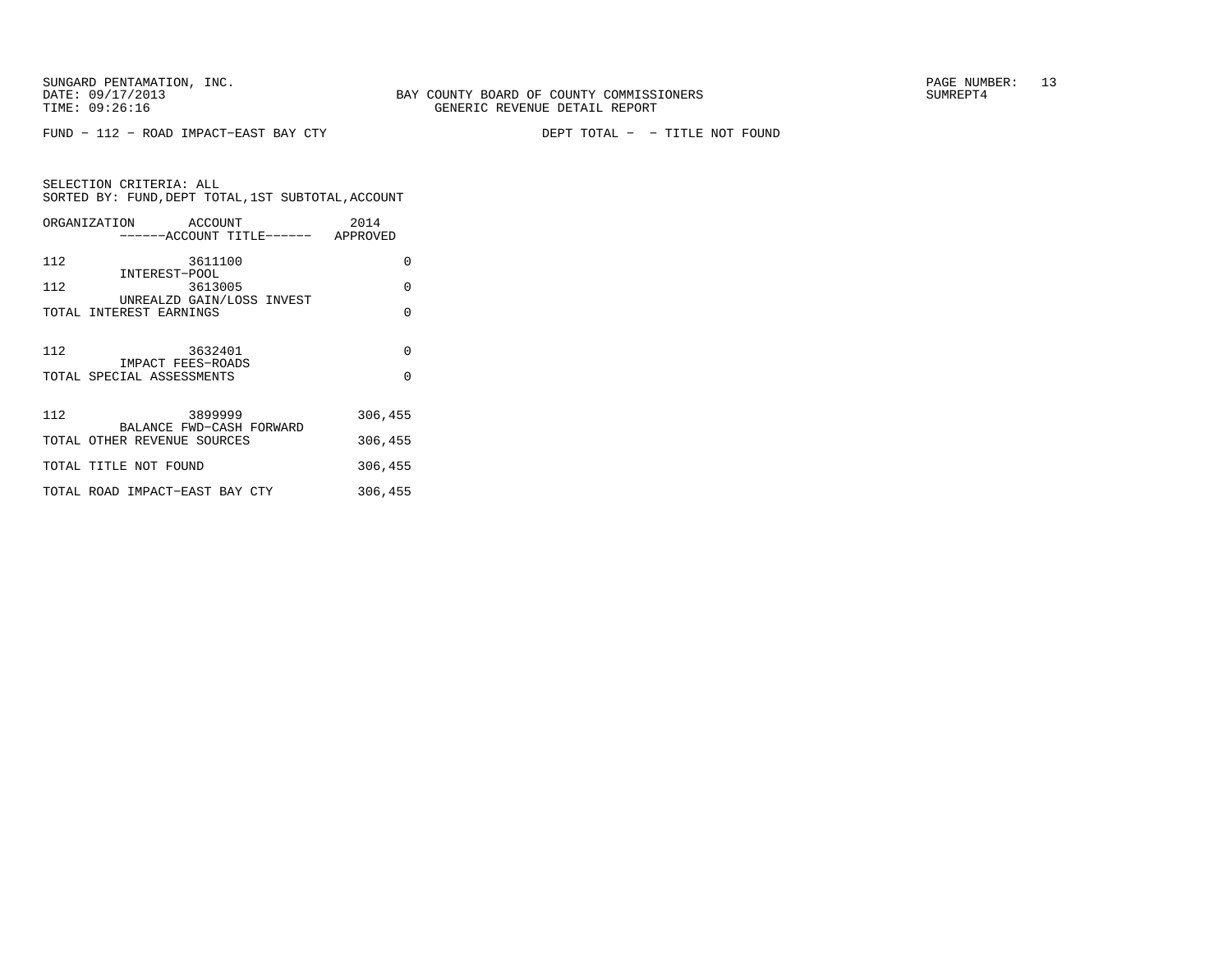SUNGARD PENTAMATION, INC.
DATE: 09/17/2013
TIME: 09:26:16

BAY COUNTY BOARD OF COUNTY COMMISSIONERS
GENERIC REVENUE DETAIL REPORT

SUMREPT4

FUND - 112 - ROAD IMPACT-EAST BAY CTY

DEPT TOTAL - - TITLE NOT FOUND

SELECTION CRITERIA: ALL
SORTED BY: FUND,DEPT TOTAL,1ST SUBTOTAL,ACCOUNT

| ORGANIZATION | ACCOUNT ------ACCOUNT TITLE------ | 2014 APPROVED |
|---|---|---|
| 112 | 3611100 INTEREST-POOL | 0 |
| 112 | 3613005 UNREALZD GAIN/LOSS INVEST | 0 |
| TOTAL INTEREST EARNINGS | | 0 |
| 112 | 3632401 IMPACT FEES-ROADS | 0 |
| TOTAL SPECIAL ASSESSMENTS | | 0 |
| 112 | 3899999 BALANCE FWD-CASH FORWARD | 306,455 |
| TOTAL OTHER REVENUE SOURCES | | 306,455 |
| TOTAL TITLE NOT FOUND | | 306,455 |
| TOTAL ROAD IMPACT-EAST BAY CTY | | 306,455 |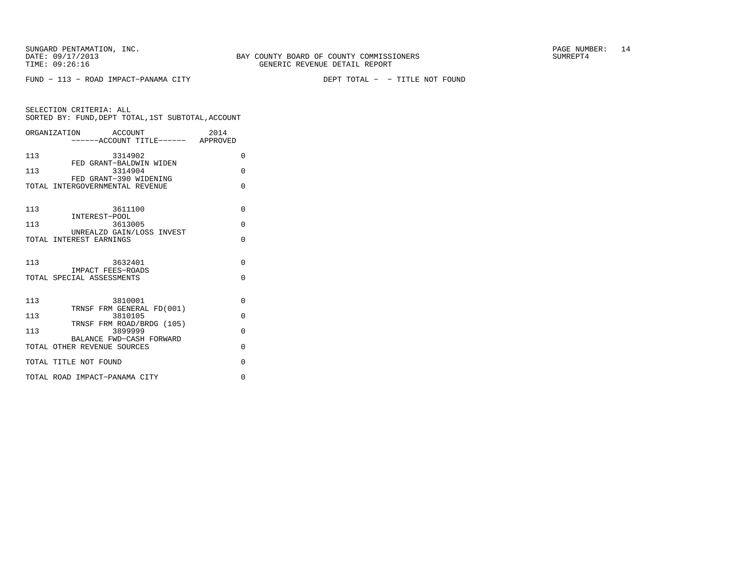SUNGARD PENTAMATION, INC.
DATE: 09/17/2013
TIME: 09:26:16

BAY COUNTY BOARD OF COUNTY COMMISSIONERS
GENERIC REVENUE DETAIL REPORT

SUMREPT4

FUND − 113 − ROAD IMPACT−PANAMA CITY

DEPT TOTAL − − TITLE NOT FOUND

SELECTION CRITERIA: ALL
SORTED BY: FUND,DEPT TOTAL,1ST SUBTOTAL,ACCOUNT

| ORGANIZATION | ACCOUNT ------ACCOUNT TITLE------ | 2014 APPROVED |
|---|---|---|
| 113 | 3314902 FED GRANT−BALDWIN WIDEN | 0 |
| 113 | 3314904 FED GRANT−390 WIDENING | 0 |
| TOTAL INTERGOVERNMENTAL REVENUE | | 0 |
| 113 | 3611100 INTEREST−POOL | 0 |
| 113 | 3613005 UNREALZD GAIN/LOSS INVEST | 0 |
| TOTAL INTEREST EARNINGS | | 0 |
| 113 | 3632401 IMPACT FEES−ROADS | 0 |
| TOTAL SPECIAL ASSESSMENTS | | 0 |
| 113 | 3810001 TRNSF FRM GENERAL FD(001) | 0 |
| 113 | 3810105 TRNSF FRM ROAD/BRDG (105) | 0 |
| 113 | 3899999 BALANCE FWD−CASH FORWARD | 0 |
| TOTAL OTHER REVENUE SOURCES | | 0 |
| TOTAL TITLE NOT FOUND | | 0 |
| TOTAL ROAD IMPACT−PANAMA CITY | | 0 |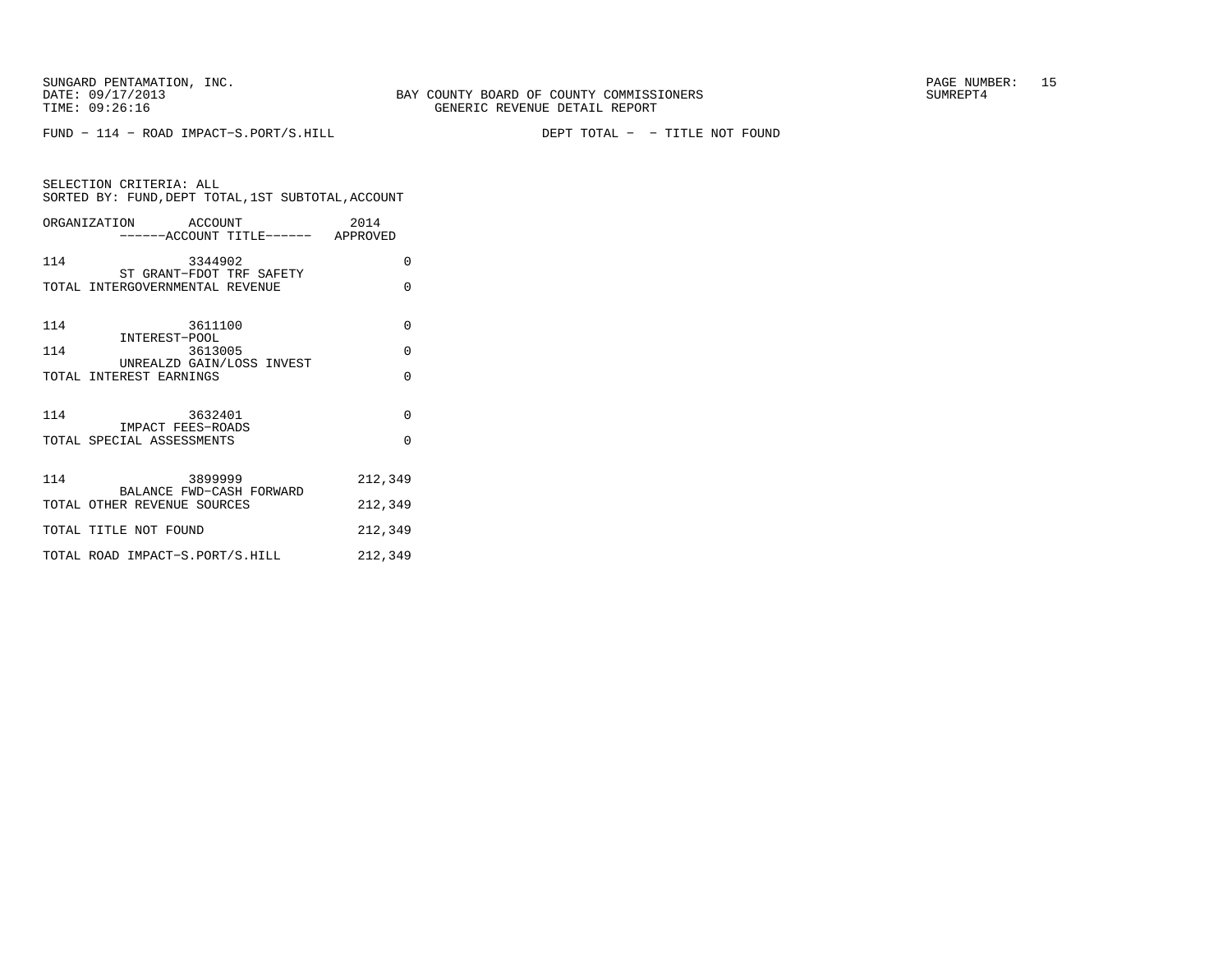BAY COUNTY BOARD OF COUNTY COMMISSIONERS
GENERIC REVENUE DETAIL REPORT

SUNGARD PENTAMATION, INC.
DATE: 09/17/2013
TIME: 09:26:16

SUMREPT4

FUND - 114 - ROAD IMPACT-S.PORT/S.HILL

DEPT TOTAL - - TITLE NOT FOUND

SELECTION CRITERIA: ALL
SORTED BY: FUND,DEPT TOTAL,1ST SUBTOTAL,ACCOUNT

| ORGANIZATION | ACCOUNT / ------ACCOUNT TITLE------ | 2014 APPROVED |
|---|---|---|
| 114 | 3344902 ST GRANT-FDOT TRF SAFETY | 0 |
| TOTAL INTERGOVERNMENTAL REVENUE | | 0 |
| 114 | 3611100 INTEREST-POOL | 0 |
| 114 | 3613005 UNREALZD GAIN/LOSS INVEST | 0 |
| TOTAL INTEREST EARNINGS | | 0 |
| 114 | 3632401 IMPACT FEES-ROADS | 0 |
| TOTAL SPECIAL ASSESSMENTS | | 0 |
| 114 | 3899999 BALANCE FWD-CASH FORWARD | 212,349 |
| TOTAL OTHER REVENUE SOURCES | | 212,349 |
| TOTAL TITLE NOT FOUND | | 212,349 |
| TOTAL ROAD IMPACT-S.PORT/S.HILL | | 212,349 |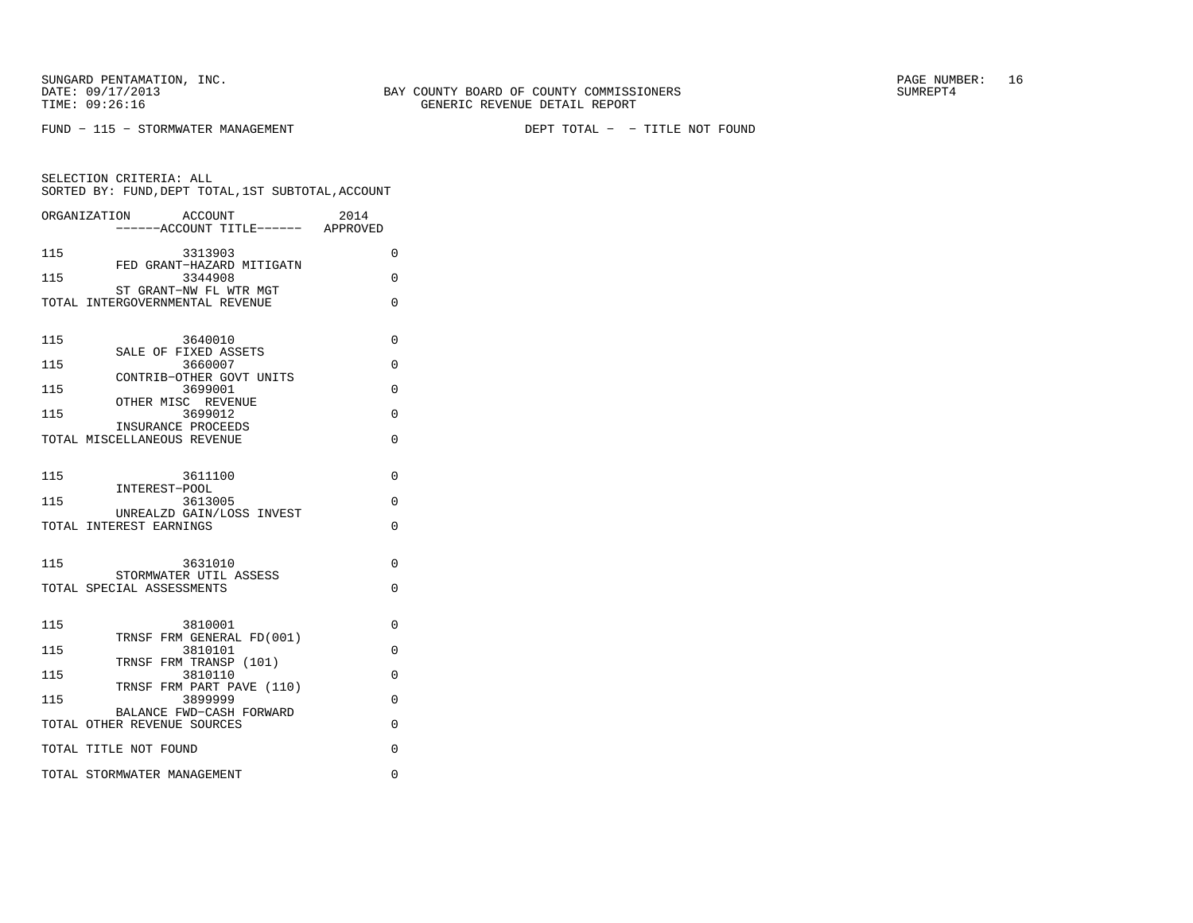SUNGARD PENTAMATION, INC.
DATE: 09/17/2013
TIME: 09:26:16

BAY COUNTY BOARD OF COUNTY COMMISSIONERS
GENERIC REVENUE DETAIL REPORT

SUMREPT4

FUND - 115 - STORMWATER MANAGEMENT

DEPT TOTAL - - TITLE NOT FOUND

SELECTION CRITERIA: ALL
SORTED BY: FUND,DEPT TOTAL,1ST SUBTOTAL,ACCOUNT

| ORGANIZATION | ACCOUNT<br>------ACCOUNT TITLE------ | 2014<br>APPROVED |
|---|---|---|
| 115 | 3313903<br>FED GRANT-HAZARD MITIGATN | 0 |
| 115 | 3344908<br>ST GRANT-NW FL WTR MGT | 0 |
| TOTAL INTERGOVERNMENTAL REVENUE | | 0 |
| 115 | 3640010<br>SALE OF FIXED ASSETS | 0 |
| 115 | 3660007<br>CONTRIB-OTHER GOVT UNITS | 0 |
| 115 | 3699001<br>OTHER MISC REVENUE | 0 |
| 115 | 3699012<br>INSURANCE PROCEEDS | 0 |
| TOTAL MISCELLANEOUS REVENUE | | 0 |
| 115 | 3611100<br>INTEREST-POOL | 0 |
| 115 | 3613005<br>UNREALZD GAIN/LOSS INVEST | 0 |
| TOTAL INTEREST EARNINGS | | 0 |
| 115 | 3631010<br>STORMWATER UTIL ASSESS | 0 |
| TOTAL SPECIAL ASSESSMENTS | | 0 |
| 115 | 3810001<br>TRNSF FRM GENERAL FD(001) | 0 |
| 115 | 3810101<br>TRNSF FRM TRANSP (101) | 0 |
| 115 | 3810110<br>TRNSF FRM PART PAVE (110) | 0 |
| 115 | 3899999<br>BALANCE FWD-CASH FORWARD | 0 |
| TOTAL OTHER REVENUE SOURCES | | 0 |
| TOTAL TITLE NOT FOUND | | 0 |
| TOTAL STORMWATER MANAGEMENT | | 0 |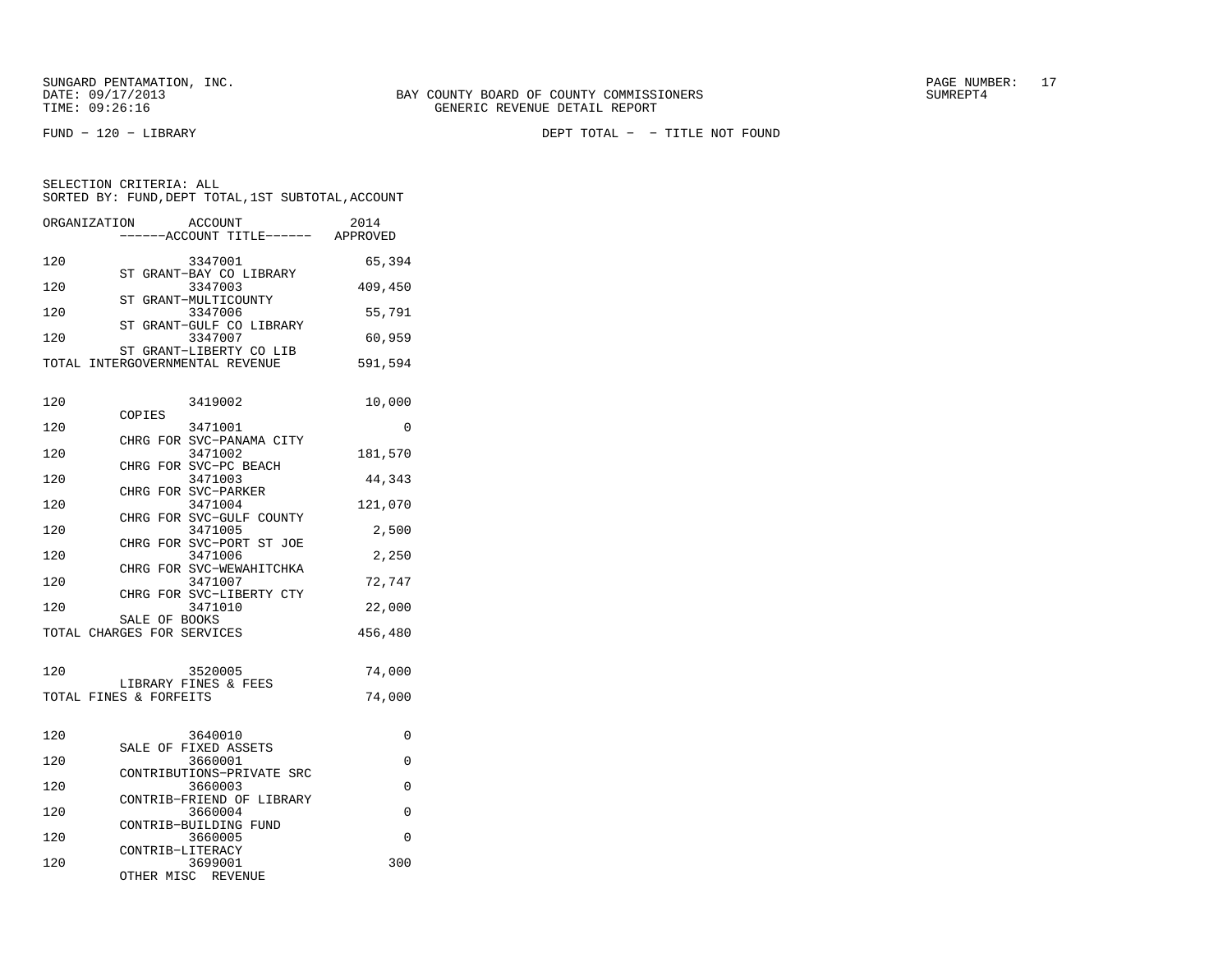FUND − 120 − LIBRARY DEPT TOTAL − − TITLE NOT FOUND

SELECTION CRITERIA: ALL
SORTED BY: FUND,DEPT TOTAL,1ST SUBTOTAL,ACCOUNT

| ORGANIZATION | ACCOUNT / ACCOUNT TITLE | 2014 APPROVED |
|---|---|---|
| 120 | 3347001 ST GRANT−BAY CO LIBRARY | 65,394 |
| 120 | 3347003 ST GRANT−MULTICOUNTY | 409,450 |
| 120 | 3347006 ST GRANT−GULF CO LIBRARY | 55,791 |
| 120 | 3347007 ST GRANT−LIBERTY CO LIB | 60,959 |
| TOTAL INTERGOVERNMENTAL REVENUE | | 591,594 |
| 120 | 3419002 COPIES | 10,000 |
| 120 | 3471001 CHRG FOR SVC−PANAMA CITY | 0 |
| 120 | 3471002 CHRG FOR SVC−PC BEACH | 181,570 |
| 120 | 3471003 CHRG FOR SVC−PARKER | 44,343 |
| 120 | 3471004 CHRG FOR SVC−GULF COUNTY | 121,070 |
| 120 | 3471005 CHRG FOR SVC−PORT ST JOE | 2,500 |
| 120 | 3471006 CHRG FOR SVC−WEWAHITCHKA | 2,250 |
| 120 | 3471007 CHRG FOR SVC−LIBERTY CTY | 72,747 |
| 120 | 3471010 SALE OF BOOKS | 22,000 |
| TOTAL CHARGES FOR SERVICES | | 456,480 |
| 120 | 3520005 LIBRARY FINES & FEES | 74,000 |
| TOTAL FINES & FORFEITS | | 74,000 |
| 120 | 3640010 SALE OF FIXED ASSETS | 0 |
| 120 | 3660001 CONTRIBUTIONS−PRIVATE SRC | 0 |
| 120 | 3660003 CONTRIB−FRIEND OF LIBRARY | 0 |
| 120 | 3660004 CONTRIB−BUILDING FUND | 0 |
| 120 | 3660005 CONTRIB−LITERACY | 0 |
| 120 | 3699001 OTHER MISC REVENUE | 300 |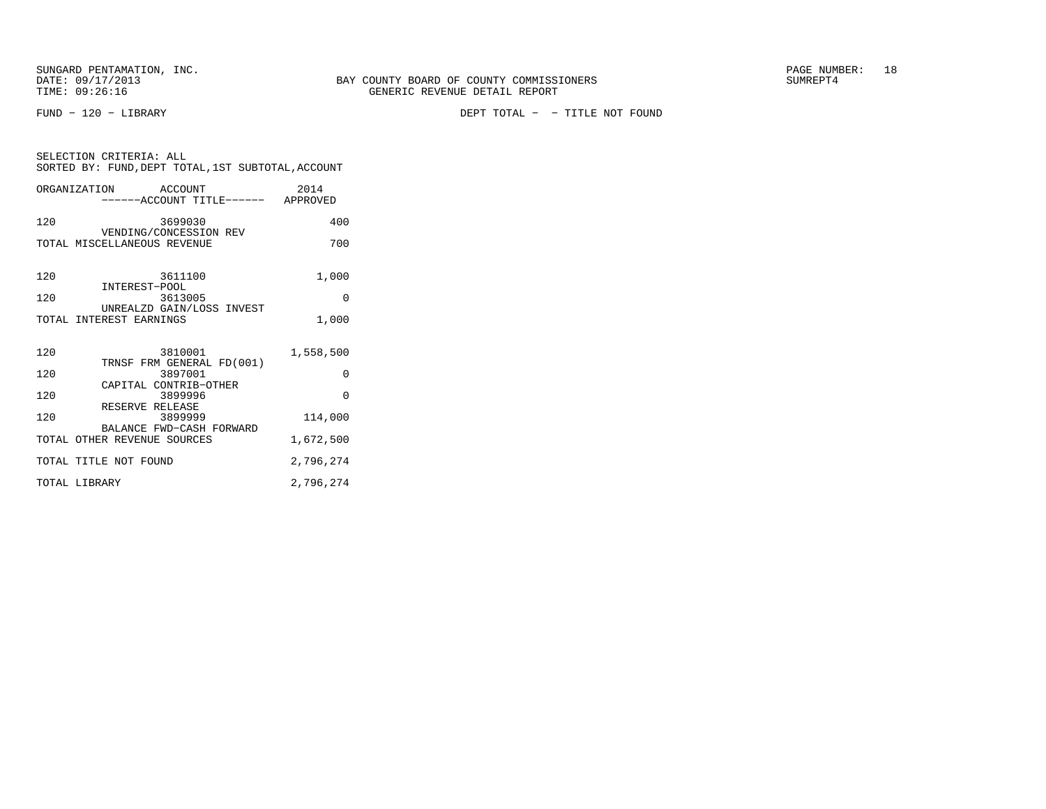SUNGARD PENTAMATION, INC.
DATE: 09/17/2013
TIME: 09:26:16

BAY COUNTY BOARD OF COUNTY COMMISSIONERS
GENERIC REVENUE DETAIL REPORT

PAGE NUMBER: 18
SUMREPT4

FUND - 120 - LIBRARY

DEPT TOTAL - - TITLE NOT FOUND

SELECTION CRITERIA: ALL
SORTED BY: FUND,DEPT TOTAL,1ST SUBTOTAL,ACCOUNT

| ORGANIZATION | ACCOUNT<br>------ACCOUNT TITLE------ | 2014<br>APPROVED |
|---|---|---|
| 120 | 3699030<br>VENDING/CONCESSION REV | 400 |
| TOTAL MISCELLANEOUS REVENUE | | 700 |
| 120 | 3611100<br>INTEREST-POOL | 1,000 |
| 120 | 3613005<br>UNREALZD GAIN/LOSS INVEST | 0 |
| TOTAL INTEREST EARNINGS | | 1,000 |
| 120 | 3810001<br>TRNSF FRM GENERAL FD(001) | 1,558,500 |
| 120 | 3897001<br>CAPITAL CONTRIB-OTHER | 0 |
| 120 | 3899996<br>RESERVE RELEASE | 0 |
| 120 | 3899999<br>BALANCE FWD-CASH FORWARD | 114,000 |
| TOTAL OTHER REVENUE SOURCES | | 1,672,500 |
| TOTAL TITLE NOT FOUND | | 2,796,274 |
| TOTAL LIBRARY | | 2,796,274 |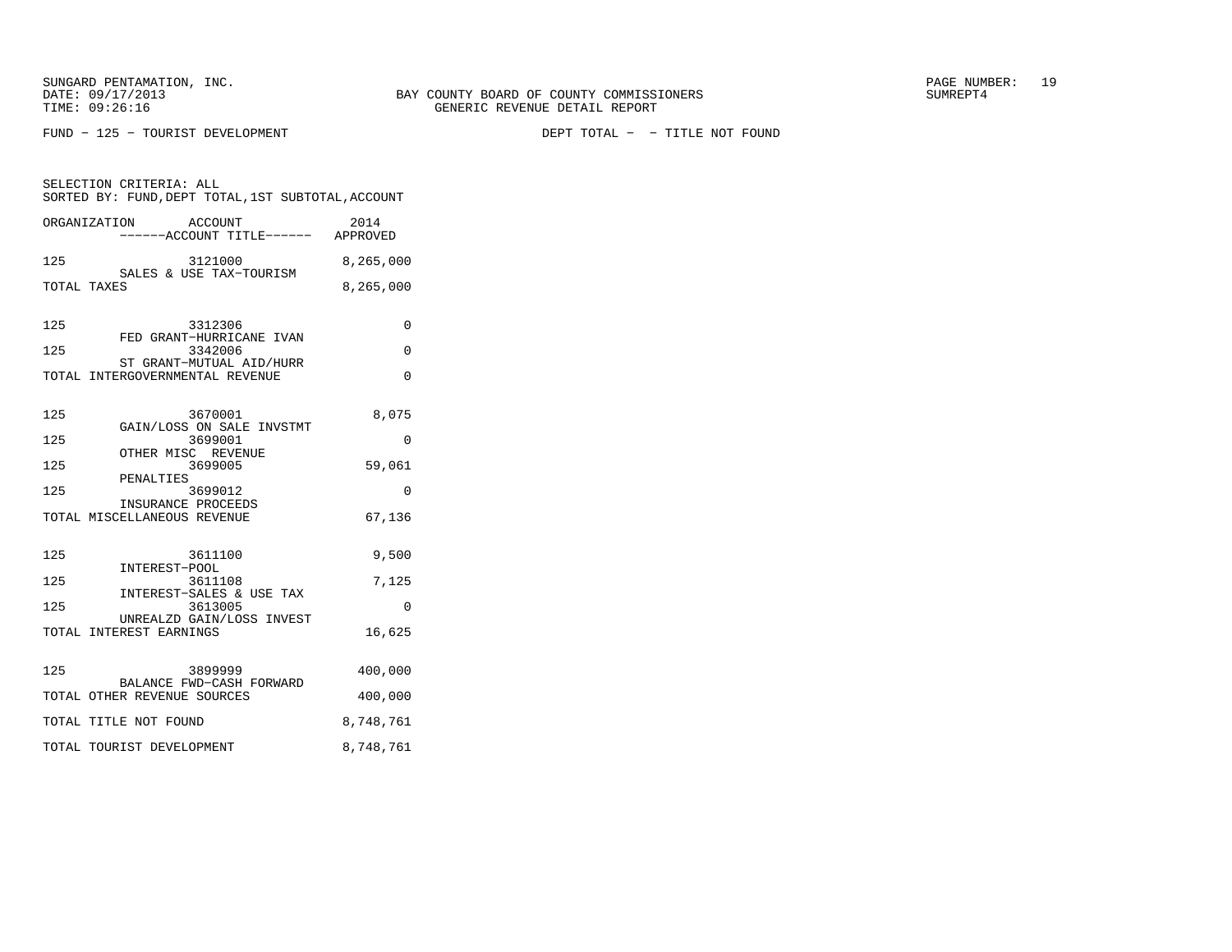SUNGARD PENTAMATION, INC.
DATE: 09/17/2013
TIME: 09:26:16

BAY COUNTY BOARD OF COUNTY COMMISSIONERS
GENERIC REVENUE DETAIL REPORT

PAGE NUMBER: 19
SUMREPT4

FUND − 125 − TOURIST DEVELOPMENT

DEPT TOTAL − − TITLE NOT FOUND

SELECTION CRITERIA: ALL
SORTED BY: FUND,DEPT TOTAL,1ST SUBTOTAL,ACCOUNT

| ORGANIZATION | ACCOUNT / ACCOUNT TITLE | 2014 APPROVED |
|---|---|---|
| 125 | 3121000 SALES & USE TAX−TOURISM | 8,265,000 |
| TOTAL TAXES | | 8,265,000 |
| 125 | 3312306 FED GRANT−HURRICANE IVAN | 0 |
| 125 | 3342006 ST GRANT−MUTUAL AID/HURR | 0 |
| TOTAL INTERGOVERNMENTAL REVENUE | | 0 |
| 125 | 3670001 GAIN/LOSS ON SALE INVSTMT | 8,075 |
| 125 | 3699001 OTHER MISC REVENUE | 0 |
| 125 | 3699005 PENALTIES | 59,061 |
| 125 | 3699012 INSURANCE PROCEEDS | 0 |
| TOTAL MISCELLANEOUS REVENUE | | 67,136 |
| 125 | 3611100 INTEREST−POOL | 9,500 |
| 125 | 3611108 INTEREST−SALES & USE TAX | 7,125 |
| 125 | 3613005 UNREALZD GAIN/LOSS INVEST | 0 |
| TOTAL INTEREST EARNINGS | | 16,625 |
| 125 | 3899999 BALANCE FWD−CASH FORWARD | 400,000 |
| TOTAL OTHER REVENUE SOURCES | | 400,000 |
| TOTAL TITLE NOT FOUND | | 8,748,761 |
| TOTAL TOURIST DEVELOPMENT | | 8,748,761 |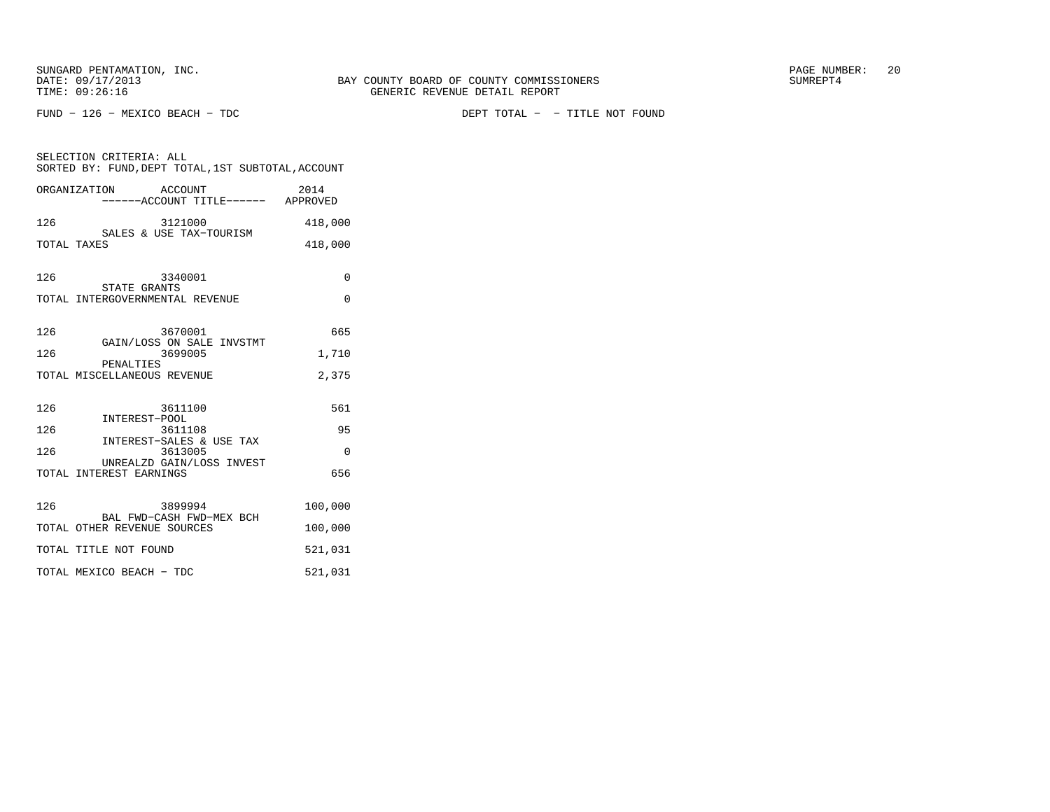SUNGARD PENTAMATION, INC.
DATE: 09/17/2013
TIME: 09:26:16

BAY COUNTY BOARD OF COUNTY COMMISSIONERS
GENERIC REVENUE DETAIL REPORT

SUMREPT4

FUND − 126 − MEXICO BEACH − TDC

DEPT TOTAL − − TITLE NOT FOUND

SELECTION CRITERIA: ALL
SORTED BY: FUND,DEPT TOTAL,1ST SUBTOTAL,ACCOUNT

| ORGANIZATION | ACCOUNT / ------ACCOUNT TITLE------ | 2014 APPROVED |
|---|---|---|
| 126 | 3121000 SALES & USE TAX−TOURISM | 418,000 |
| TOTAL TAXES | | 418,000 |
| 126 | 3340001 STATE GRANTS | 0 |
| TOTAL INTERGOVERNMENTAL REVENUE | | 0 |
| 126 | 3670001 GAIN/LOSS ON SALE INVSTMT | 665 |
| 126 | 3699005 PENALTIES | 1,710 |
| TOTAL MISCELLANEOUS REVENUE | | 2,375 |
| 126 | 3611100 INTEREST−POOL | 561 |
| 126 | 3611108 INTEREST−SALES & USE TAX | 95 |
| 126 | 3613005 UNREALZD GAIN/LOSS INVEST | 0 |
| TOTAL INTEREST EARNINGS | | 656 |
| 126 | 3899994 BAL FWD−CASH FWD−MEX BCH | 100,000 |
| TOTAL OTHER REVENUE SOURCES | | 100,000 |
| TOTAL TITLE NOT FOUND | | 521,031 |
| TOTAL MEXICO BEACH − TDC | | 521,031 |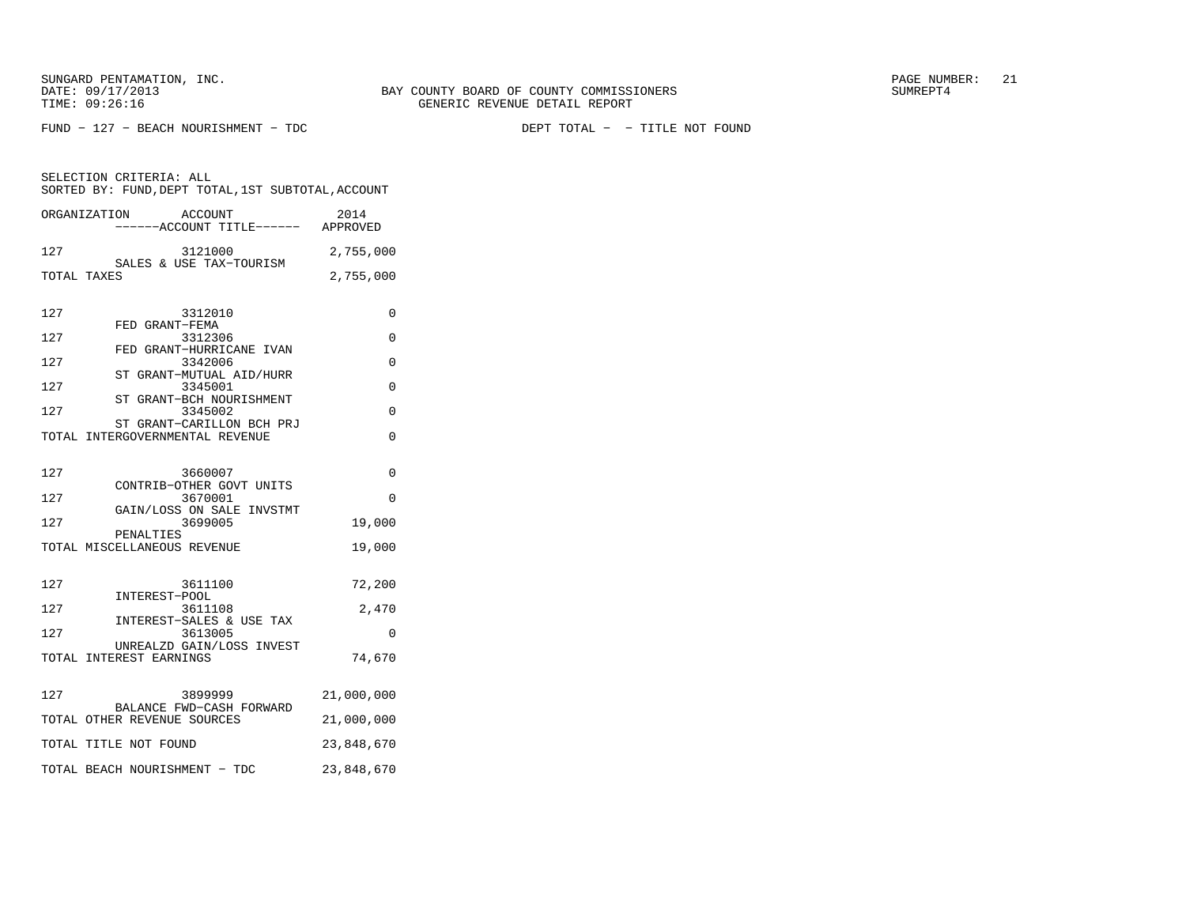SUNGARD PENTAMATION, INC.
DATE: 09/17/2013
TIME: 09:26:16

BAY COUNTY BOARD OF COUNTY COMMISSIONERS
GENERIC REVENUE DETAIL REPORT

SUMREPT4

FUND − 127 − BEACH NOURISHMENT − TDC

DEPT TOTAL − − TITLE NOT FOUND

SELECTION CRITERIA: ALL
SORTED BY: FUND,DEPT TOTAL,1ST SUBTOTAL,ACCOUNT

| ORGANIZATION | ACCOUNT / ------ACCOUNT TITLE------ | 2014 APPROVED |
|---|---|---|
| 127 | 3121000 SALES & USE TAX−TOURISM | 2,755,000 |
| TOTAL TAXES | | 2,755,000 |
| 127 | 3312010 FED GRANT−FEMA | 0 |
| 127 | 3312306 FED GRANT−HURRICANE IVAN | 0 |
| 127 | 3342006 ST GRANT−MUTUAL AID/HURR | 0 |
| 127 | 3345001 ST GRANT−BCH NOURISHMENT | 0 |
| 127 | 3345002 ST GRANT−CARILLON BCH PRJ | 0 |
| TOTAL INTERGOVERNMENTAL REVENUE | | 0 |
| 127 | 3660007 CONTRIB−OTHER GOVT UNITS | 0 |
| 127 | 3670001 GAIN/LOSS ON SALE INVSTMT | 0 |
| 127 | 3699005 PENALTIES | 19,000 |
| TOTAL MISCELLANEOUS REVENUE | | 19,000 |
| 127 | 3611100 INTEREST−POOL | 72,200 |
| 127 | 3611108 INTEREST−SALES & USE TAX | 2,470 |
| 127 | 3613005 UNREALZD GAIN/LOSS INVEST | 0 |
| TOTAL INTEREST EARNINGS | | 74,670 |
| 127 | 3899999 BALANCE FWD−CASH FORWARD | 21,000,000 |
| TOTAL OTHER REVENUE SOURCES | | 21,000,000 |
| TOTAL TITLE NOT FOUND | | 23,848,670 |
| TOTAL BEACH NOURISHMENT − TDC | | 23,848,670 |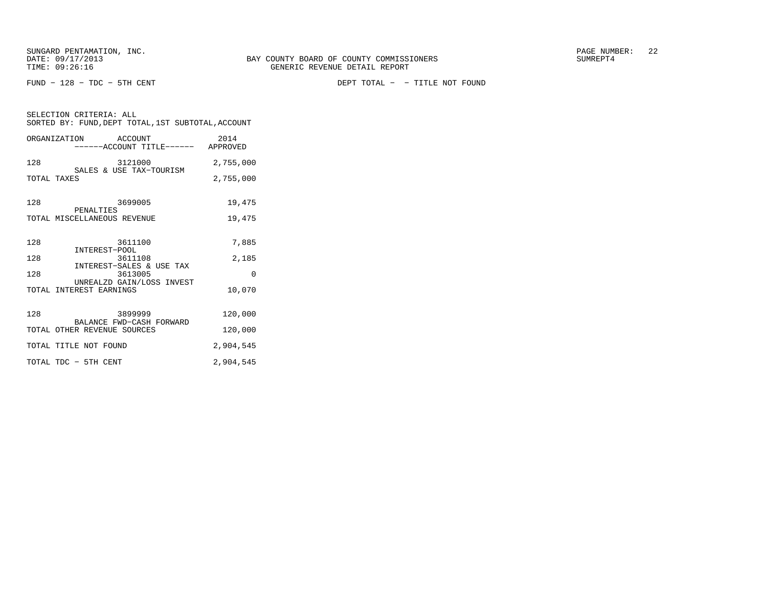SUNGARD PENTAMATION, INC.
DATE: 09/17/2013
TIME: 09:26:16

BAY COUNTY BOARD OF COUNTY COMMISSIONERS
GENERIC REVENUE DETAIL REPORT

PAGE NUMBER: 22
SUMREPT4

FUND - 128 - TDC - 5TH CENT

DEPT TOTAL - - TITLE NOT FOUND

SELECTION CRITERIA: ALL
SORTED BY: FUND,DEPT TOTAL,1ST SUBTOTAL,ACCOUNT

| ORGANIZATION | ACCOUNT<br>------ACCOUNT TITLE------ | 2014<br>APPROVED |
|---|---|---|
| 128 | 3121000<br>SALES & USE TAX-TOURISM | 2,755,000 |
| TOTAL TAXES | | 2,755,000 |
| 128 | 3699005<br>PENALTIES | 19,475 |
| TOTAL MISCELLANEOUS REVENUE | | 19,475 |
| 128 | 3611100<br>INTEREST-POOL | 7,885 |
| 128 | 3611108<br>INTEREST-SALES & USE TAX | 2,185 |
| 128 | 3613005<br>UNREALZD GAIN/LOSS INVEST | 0 |
| TOTAL INTEREST EARNINGS | | 10,070 |
| 128 | 3899999<br>BALANCE FWD-CASH FORWARD | 120,000 |
| TOTAL OTHER REVENUE SOURCES | | 120,000 |
| TOTAL TITLE NOT FOUND | | 2,904,545 |
| TOTAL TDC - 5TH CENT | | 2,904,545 |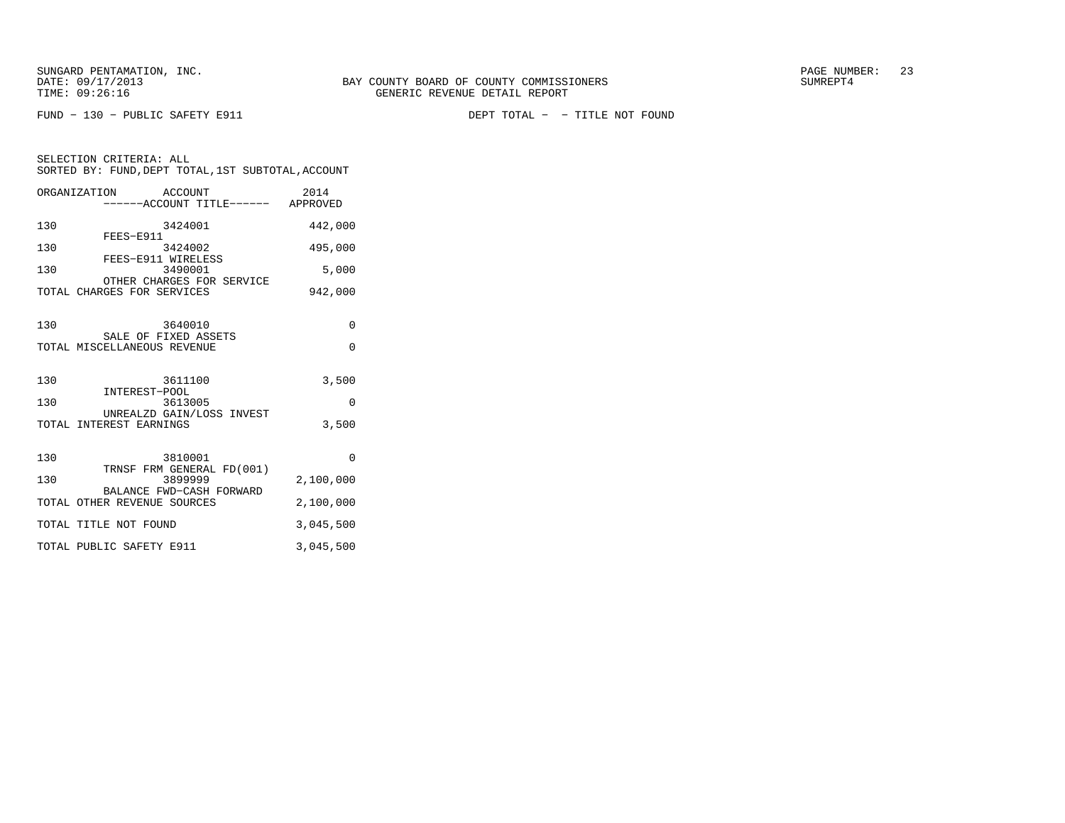SUNGARD PENTAMATION, INC.
DATE: 09/17/2013
TIME: 09:26:16

BAY COUNTY BOARD OF COUNTY COMMISSIONERS
GENERIC REVENUE DETAIL REPORT

SUMREPT4

FUND - 130 - PUBLIC SAFETY E911

DEPT TOTAL - - TITLE NOT FOUND

SELECTION CRITERIA: ALL
SORTED BY: FUND,DEPT TOTAL,1ST SUBTOTAL,ACCOUNT

| ORGANIZATION | ACCOUNT / ------ACCOUNT TITLE------ | 2014 APPROVED |
|---|---|---|
| 130 | 3424001 FEES-E911 | 442,000 |
| 130 | 3424002 FEES-E911 WIRELESS | 495,000 |
| 130 | 3490001 OTHER CHARGES FOR SERVICE | 5,000 |
| TOTAL CHARGES FOR SERVICES | | 942,000 |
| 130 | 3640010 SALE OF FIXED ASSETS | 0 |
| TOTAL MISCELLANEOUS REVENUE | | 0 |
| 130 | 3611100 INTEREST-POOL | 3,500 |
| 130 | 3613005 UNREALZD GAIN/LOSS INVEST | 0 |
| TOTAL INTEREST EARNINGS | | 3,500 |
| 130 | 3810001 TRNSF FRM GENERAL FD(001) | 0 |
| 130 | 3899999 BALANCE FWD-CASH FORWARD | 2,100,000 |
| TOTAL OTHER REVENUE SOURCES | | 2,100,000 |
| TOTAL TITLE NOT FOUND | | 3,045,500 |
| TOTAL PUBLIC SAFETY E911 | | 3,045,500 |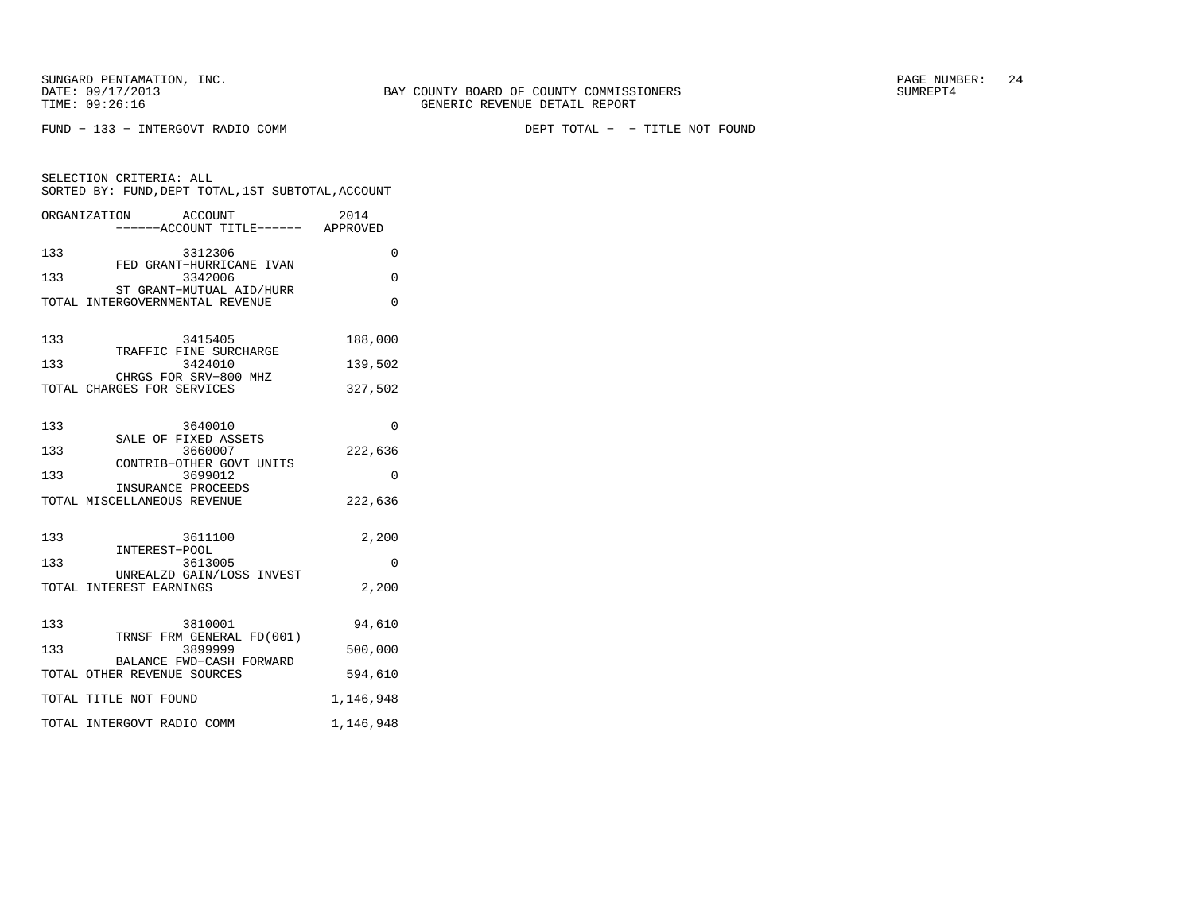SUNGARD PENTAMATION, INC.
DATE: 09/17/2013
TIME: 09:26:16

BAY COUNTY BOARD OF COUNTY COMMISSIONERS
GENERIC REVENUE DETAIL REPORT

PAGE NUMBER: 24
SUMREPT4

FUND - 133 - INTERGOVT RADIO COMM

DEPT TOTAL - - TITLE NOT FOUND

SELECTION CRITERIA: ALL
SORTED BY: FUND,DEPT TOTAL,1ST SUBTOTAL,ACCOUNT

| ORGANIZATION | ACCOUNT ------ACCOUNT TITLE------ | 2014 APPROVED |
|---|---|---|
| 133 | 3312306 FED GRANT-HURRICANE IVAN | 0 |
| 133 | 3342006 ST GRANT-MUTUAL AID/HURR | 0 |
| TOTAL INTERGOVERNMENTAL REVENUE | | 0 |
| 133 | 3415405 TRAFFIC FINE SURCHARGE | 188,000 |
| 133 | 3424010 CHRGS FOR SRV-800 MHZ | 139,502 |
| TOTAL CHARGES FOR SERVICES | | 327,502 |
| 133 | 3640010 SALE OF FIXED ASSETS | 0 |
| 133 | 3660007 CONTRIB-OTHER GOVT UNITS | 222,636 |
| 133 | 3699012 INSURANCE PROCEEDS | 0 |
| TOTAL MISCELLANEOUS REVENUE | | 222,636 |
| 133 | 3611100 INTEREST-POOL | 2,200 |
| 133 | 3613005 UNREALZD GAIN/LOSS INVEST | 0 |
| TOTAL INTEREST EARNINGS | | 2,200 |
| 133 | 3810001 TRNSF FRM GENERAL FD(001) | 94,610 |
| 133 | 3899999 BALANCE FWD-CASH FORWARD | 500,000 |
| TOTAL OTHER REVENUE SOURCES | | 594,610 |
| TOTAL TITLE NOT FOUND | | 1,146,948 |
| TOTAL INTERGOVT RADIO COMM | | 1,146,948 |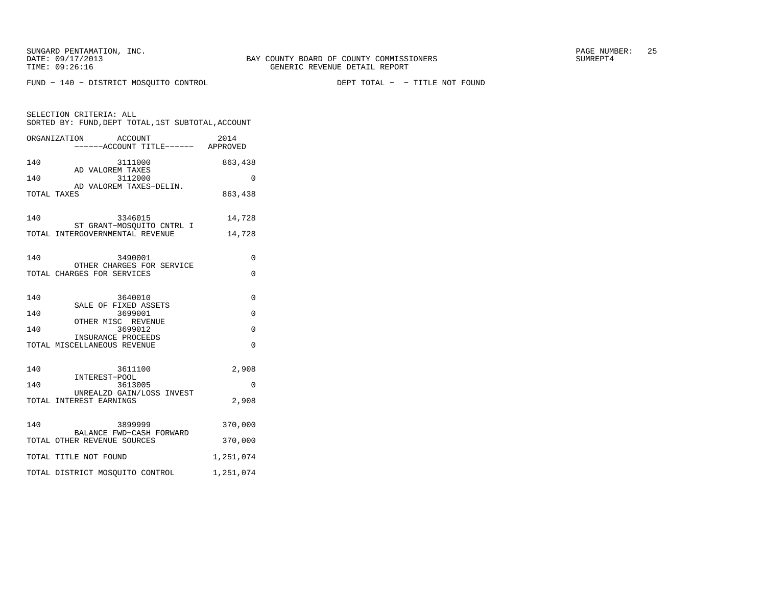SUNGARD PENTAMATION, INC.
DATE: 09/17/2013
TIME: 09:26:16

BAY COUNTY BOARD OF COUNTY COMMISSIONERS
GENERIC REVENUE DETAIL REPORT

SUMREPT4

FUND − 140 − DISTRICT MOSQUITO CONTROL    DEPT TOTAL − − TITLE NOT FOUND

SELECTION CRITERIA: ALL
SORTED BY: FUND,DEPT TOTAL,1ST SUBTOTAL,ACCOUNT

| ORGANIZATION | ACCOUNT ------ACCOUNT TITLE------ | 2014 APPROVED |
|---|---|---|
| 140 | 3111000 AD VALOREM TAXES | 863,438 |
| 140 | 3112000 AD VALOREM TAXES−DELIN. | 0 |
| TOTAL TAXES | | 863,438 |
| 140 | 3346015 ST GRANT−MOSQUITO CNTRL I | 14,728 |
| TOTAL INTERGOVERNMENTAL REVENUE | | 14,728 |
| 140 | 3490001 OTHER CHARGES FOR SERVICE | 0 |
| TOTAL CHARGES FOR SERVICES | | 0 |
| 140 | 3640010 SALE OF FIXED ASSETS | 0 |
| 140 | 3699001 OTHER MISC REVENUE | 0 |
| 140 | 3699012 INSURANCE PROCEEDS | 0 |
| TOTAL MISCELLANEOUS REVENUE | | 0 |
| 140 | 3611100 INTEREST−POOL | 2,908 |
| 140 | 3613005 UNREALZD GAIN/LOSS INVEST | 0 |
| TOTAL INTEREST EARNINGS | | 2,908 |
| 140 | 3899999 BALANCE FWD−CASH FORWARD | 370,000 |
| TOTAL OTHER REVENUE SOURCES | | 370,000 |
| TOTAL TITLE NOT FOUND | | 1,251,074 |
| TOTAL DISTRICT MOSQUITO CONTROL | | 1,251,074 |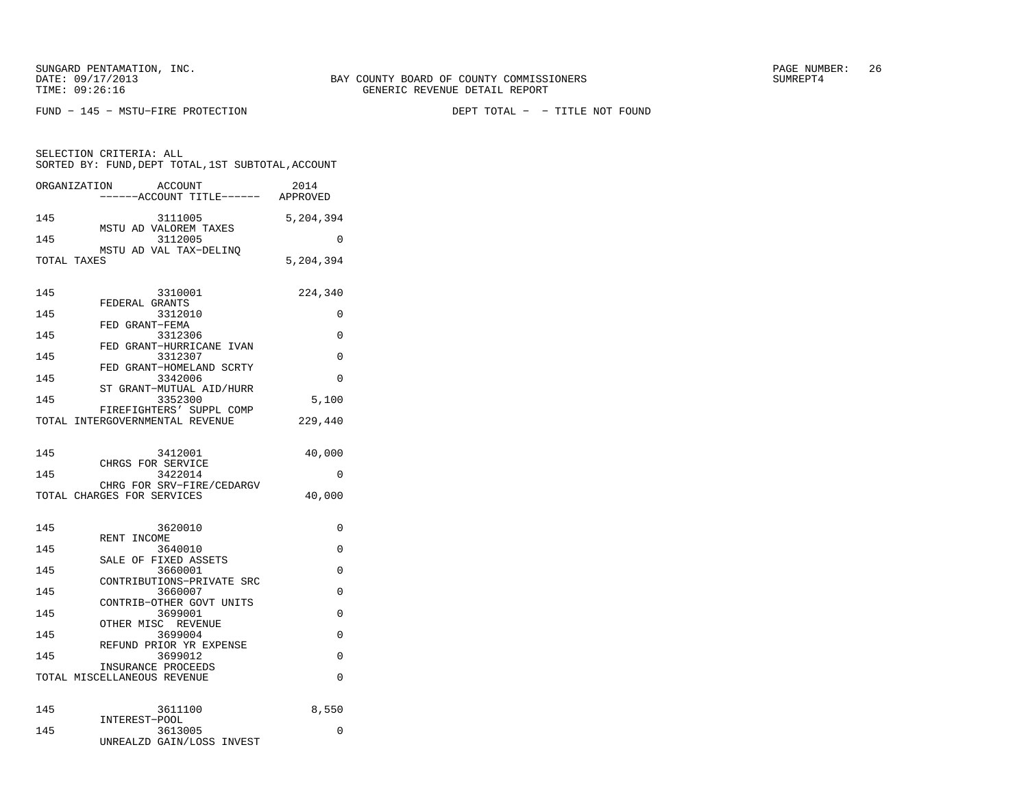SUNGARD PENTAMATION, INC.
DATE: 09/17/2013
TIME: 09:26:16

BAY COUNTY BOARD OF COUNTY COMMISSIONERS
GENERIC REVENUE DETAIL REPORT

SUMREPT4

FUND − 145 − MSTU−FIRE PROTECTION

DEPT TOTAL − − TITLE NOT FOUND

SELECTION CRITERIA: ALL
SORTED BY: FUND,DEPT TOTAL,1ST SUBTOTAL,ACCOUNT

| ORGANIZATION | ACCOUNT ------ACCOUNT TITLE------ | 2014 APPROVED |
|---|---|---|
| 145 | 3111005 MSTU AD VALOREM TAXES | 5,204,394 |
| 145 | 3112005 MSTU AD VAL TAX−DELINQ | 0 |
| TOTAL TAXES | | 5,204,394 |
| 145 | 3310001 FEDERAL GRANTS | 224,340 |
| 145 | 3312010 FED GRANT−FEMA | 0 |
| 145 | 3312306 FED GRANT−HURRICANE IVAN | 0 |
| 145 | 3312307 FED GRANT−HOMELAND SCRTY | 0 |
| 145 | 3342006 ST GRANT−MUTUAL AID/HURR | 0 |
| 145 | 3352300 FIREFIGHTERS' SUPPL COMP | 5,100 |
| TOTAL INTERGOVERNMENTAL REVENUE | | 229,440 |
| 145 | 3412001 CHRGS FOR SERVICE | 40,000 |
| 145 | 3422014 CHRG FOR SRV−FIRE/CEDARGV | 0 |
| TOTAL CHARGES FOR SERVICES | | 40,000 |
| 145 | 3620010 RENT INCOME | 0 |
| 145 | 3640010 SALE OF FIXED ASSETS | 0 |
| 145 | 3660001 CONTRIBUTIONS−PRIVATE SRC | 0 |
| 145 | 3660007 CONTRIB−OTHER GOVT UNITS | 0 |
| 145 | 3699001 OTHER MISC REVENUE | 0 |
| 145 | 3699004 REFUND PRIOR YR EXPENSE | 0 |
| 145 | 3699012 INSURANCE PROCEEDS | 0 |
| TOTAL MISCELLANEOUS REVENUE | | 0 |
| 145 | 3611100 INTEREST−POOL | 8,550 |
| 145 | 3613005 UNREALZD GAIN/LOSS INVEST | 0 |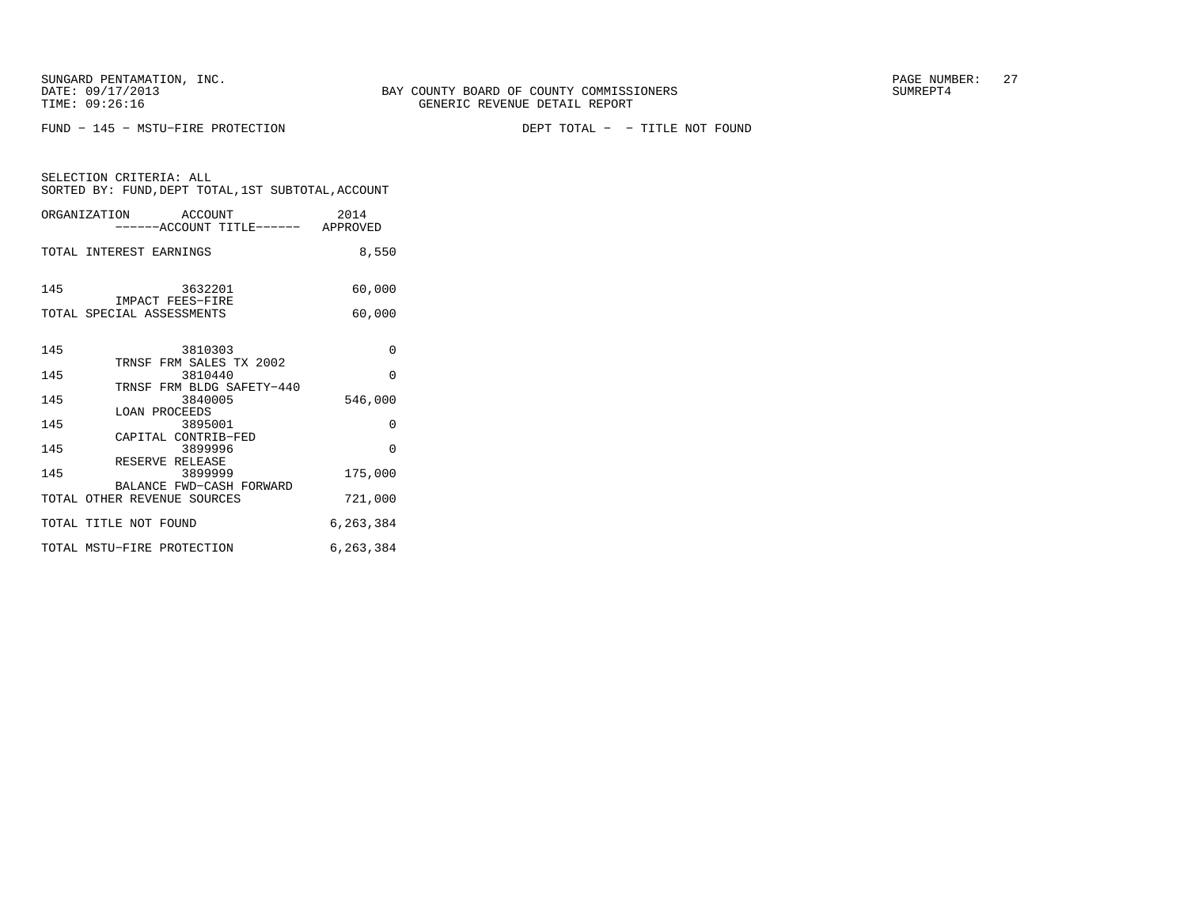SUNGARD PENTAMATION, INC.
DATE: 09/17/2013
TIME: 09:26:16

BAY COUNTY BOARD OF COUNTY COMMISSIONERS
GENERIC REVENUE DETAIL REPORT

SUMREPT4

FUND − 145 − MSTU−FIRE PROTECTION

DEPT TOTAL − − TITLE NOT FOUND

SELECTION CRITERIA: ALL
SORTED BY: FUND,DEPT TOTAL,1ST SUBTOTAL,ACCOUNT

| ORGANIZATION | ACCOUNT / ------ACCOUNT TITLE------ | 2014 APPROVED |
|---|---|---|
| TOTAL INTEREST EARNINGS | | 8,550 |
| 145 | 3632201 IMPACT FEES−FIRE | 60,000 |
| TOTAL SPECIAL ASSESSMENTS | | 60,000 |
| 145 | 3810303 TRNSF FRM SALES TX 2002 | 0 |
| 145 | 3810440 TRNSF FRM BLDG SAFETY−440 | 0 |
| 145 | 3840005 LOAN PROCEEDS | 546,000 |
| 145 | 3895001 CAPITAL CONTRIB−FED | 0 |
| 145 | 3899996 RESERVE RELEASE | 0 |
| 145 | 3899999 BALANCE FWD−CASH FORWARD | 175,000 |
| TOTAL OTHER REVENUE SOURCES | | 721,000 |
| TOTAL TITLE NOT FOUND | | 6,263,384 |
| TOTAL MSTU−FIRE PROTECTION | | 6,263,384 |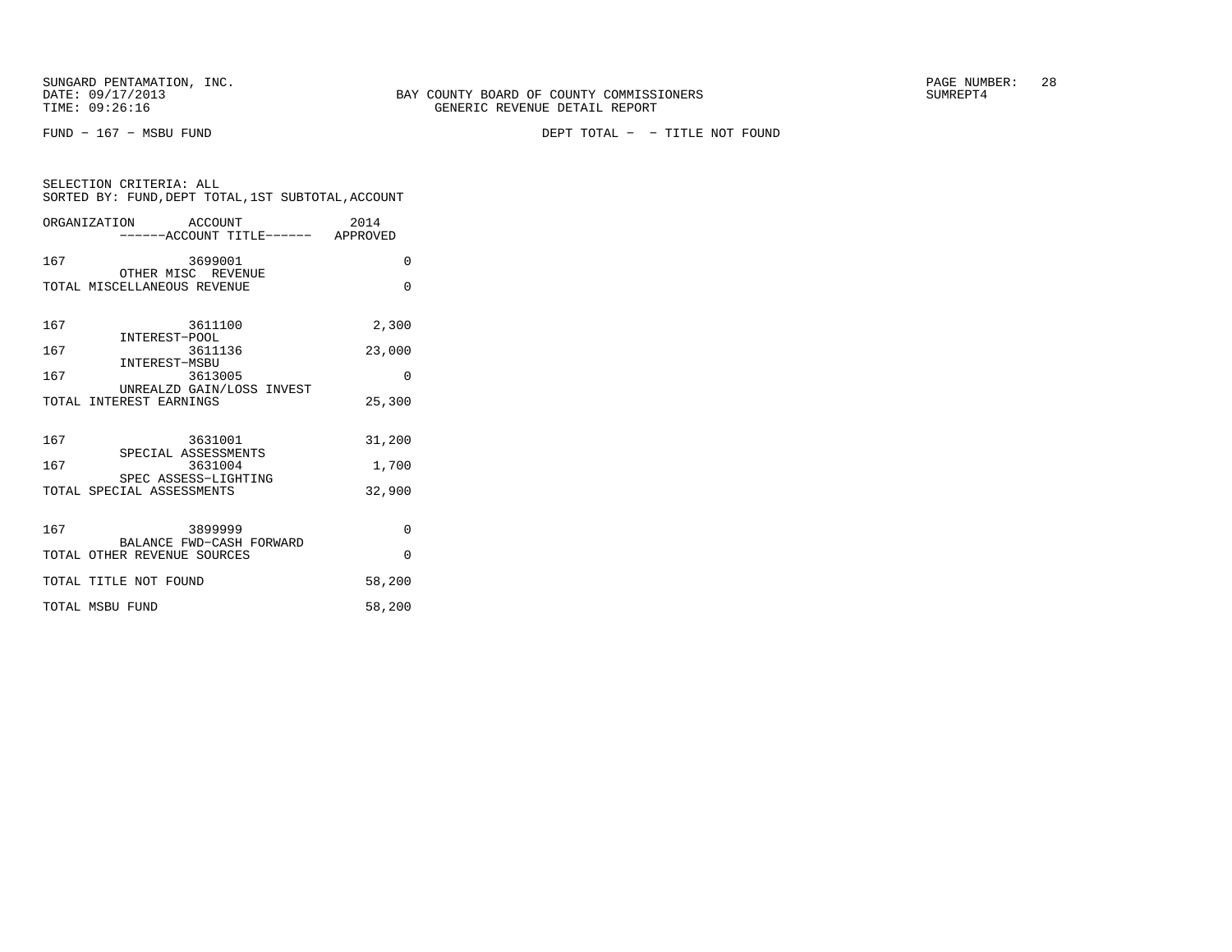SUNGARD PENTAMATION, INC.
DATE: 09/17/2013
TIME: 09:26:16

BAY COUNTY BOARD OF COUNTY COMMISSIONERS
GENERIC REVENUE DETAIL REPORT

SUMREPT4

FUND − 167 − MSBU FUND

DEPT TOTAL − − TITLE NOT FOUND

SELECTION CRITERIA: ALL
SORTED BY: FUND,DEPT TOTAL,1ST SUBTOTAL,ACCOUNT

| ORGANIZATION | ACCOUNT ------ACCOUNT TITLE------ | 2014 APPROVED |
|---|---|---|
| 167 | 3699001 OTHER MISC REVENUE | 0 |
| TOTAL MISCELLANEOUS REVENUE | | 0 |
| 167 | 3611100 INTEREST−POOL | 2,300 |
| 167 | 3611136 INTEREST−MSBU | 23,000 |
| 167 | 3613005 UNREALZD GAIN/LOSS INVEST | 0 |
| TOTAL INTEREST EARNINGS | | 25,300 |
| 167 | 3631001 SPECIAL ASSESSMENTS | 31,200 |
| 167 | 3631004 SPEC ASSESS−LIGHTING | 1,700 |
| TOTAL SPECIAL ASSESSMENTS | | 32,900 |
| 167 | 3899999 BALANCE FWD−CASH FORWARD | 0 |
| TOTAL OTHER REVENUE SOURCES | | 0 |
| TOTAL TITLE NOT FOUND | | 58,200 |
| TOTAL MSBU FUND | | 58,200 |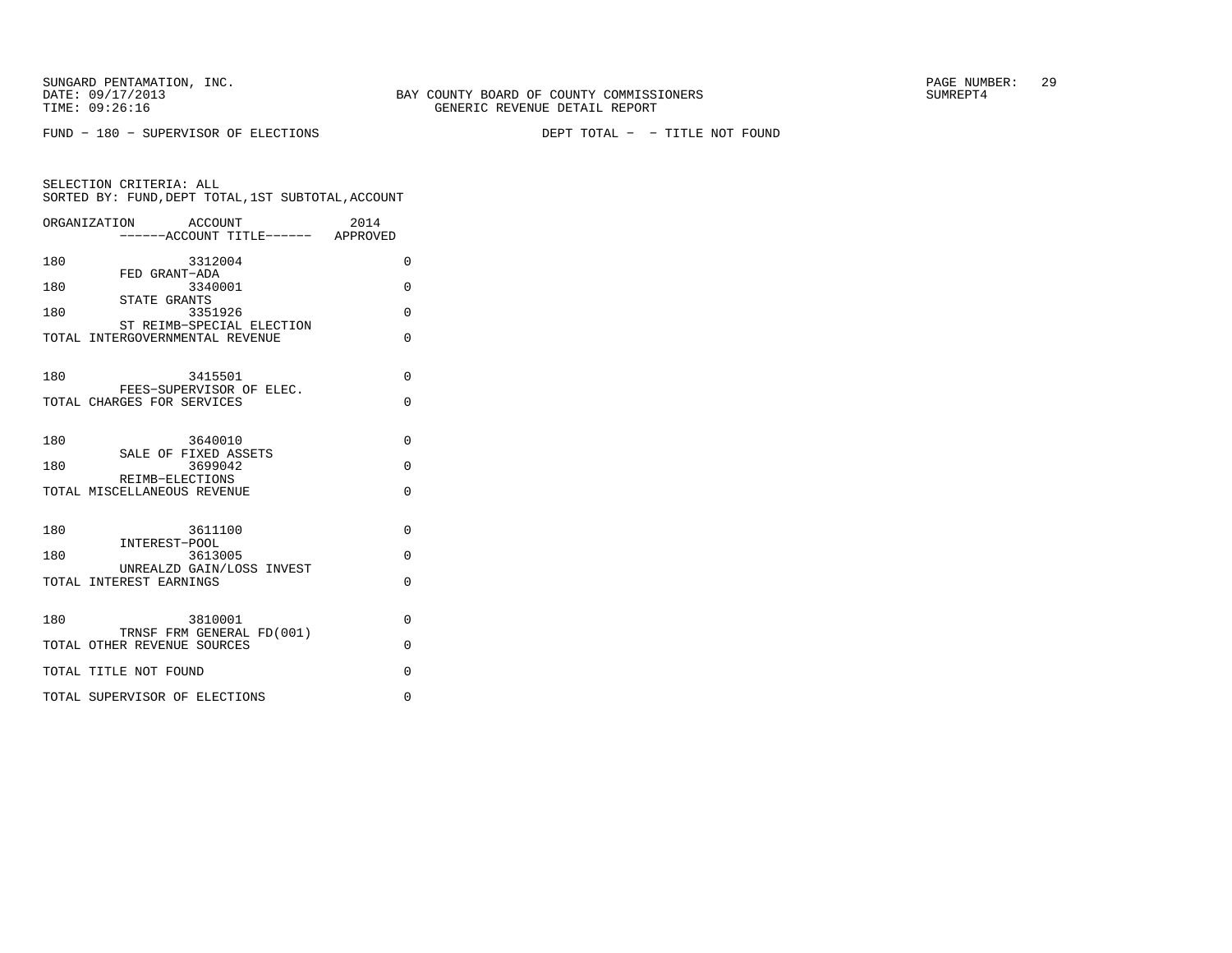SUNGARD PENTAMATION, INC.
DATE: 09/17/2013
TIME: 09:26:16

BAY COUNTY BOARD OF COUNTY COMMISSIONERS
GENERIC REVENUE DETAIL REPORT

SUMREPT4

FUND - 180 - SUPERVISOR OF ELECTIONS

DEPT TOTAL - - TITLE NOT FOUND

SELECTION CRITERIA: ALL
SORTED BY: FUND,DEPT TOTAL,1ST SUBTOTAL,ACCOUNT

| ORGANIZATION | ACCOUNT / ------ACCOUNT TITLE------ | 2014 APPROVED |
|---|---|---|
| 180 | 3312004 FED GRANT-ADA | 0 |
| 180 | 3340001 STATE GRANTS | 0 |
| 180 | 3351926 ST REIMB-SPECIAL ELECTION | 0 |
| TOTAL INTERGOVERNMENTAL REVENUE | | 0 |
| 180 | 3415501 FEES-SUPERVISOR OF ELEC. | 0 |
| TOTAL CHARGES FOR SERVICES | | 0 |
| 180 | 3640010 SALE OF FIXED ASSETS | 0 |
| 180 | 3699042 REIMB-ELECTIONS | 0 |
| TOTAL MISCELLANEOUS REVENUE | | 0 |
| 180 | 3611100 INTEREST-POOL | 0 |
| 180 | 3613005 UNREALZD GAIN/LOSS INVEST | 0 |
| TOTAL INTEREST EARNINGS | | 0 |
| 180 | 3810001 TRNSF FRM GENERAL FD(001) | 0 |
| TOTAL OTHER REVENUE SOURCES | | 0 |
| TOTAL TITLE NOT FOUND | | 0 |
| TOTAL SUPERVISOR OF ELECTIONS | | 0 |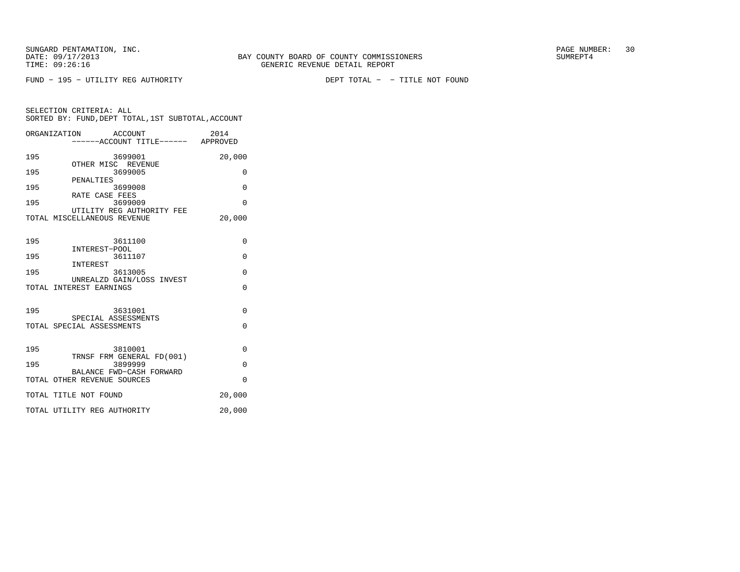SUNGARD PENTAMATION, INC.
DATE: 09/17/2013
TIME: 09:26:16

BAY COUNTY BOARD OF COUNTY COMMISSIONERS
GENERIC REVENUE DETAIL REPORT

PAGE NUMBER: 30
SUMREPT4

FUND - 195 - UTILITY REG AUTHORITY

DEPT TOTAL - - TITLE NOT FOUND

SELECTION CRITERIA: ALL
SORTED BY: FUND,DEPT TOTAL,1ST SUBTOTAL,ACCOUNT

| ORGANIZATION | ACCOUNT / ------ACCOUNT TITLE------ | 2014 APPROVED |
|---|---|---|
| 195 | 3699001 OTHER MISC REVENUE | 20,000 |
| 195 | 3699005 PENALTIES | 0 |
| 195 | 3699008 RATE CASE FEES | 0 |
| 195 | 3699009 UTILITY REG AUTHORITY FEE | 0 |
| TOTAL MISCELLANEOUS REVENUE | | 20,000 |
| 195 | 3611100 INTEREST-POOL | 0 |
| 195 | 3611107 INTEREST | 0 |
| 195 | 3613005 UNREALZD GAIN/LOSS INVEST | 0 |
| TOTAL INTEREST EARNINGS | | 0 |
| 195 | 3631001 SPECIAL ASSESSMENTS | 0 |
| TOTAL SPECIAL ASSESSMENTS | | 0 |
| 195 | 3810001 TRNSF FRM GENERAL FD(001) | 0 |
| 195 | 3899999 BALANCE FWD-CASH FORWARD | 0 |
| TOTAL OTHER REVENUE SOURCES | | 0 |
| TOTAL TITLE NOT FOUND | | 20,000 |
| TOTAL UTILITY REG AUTHORITY | | 20,000 |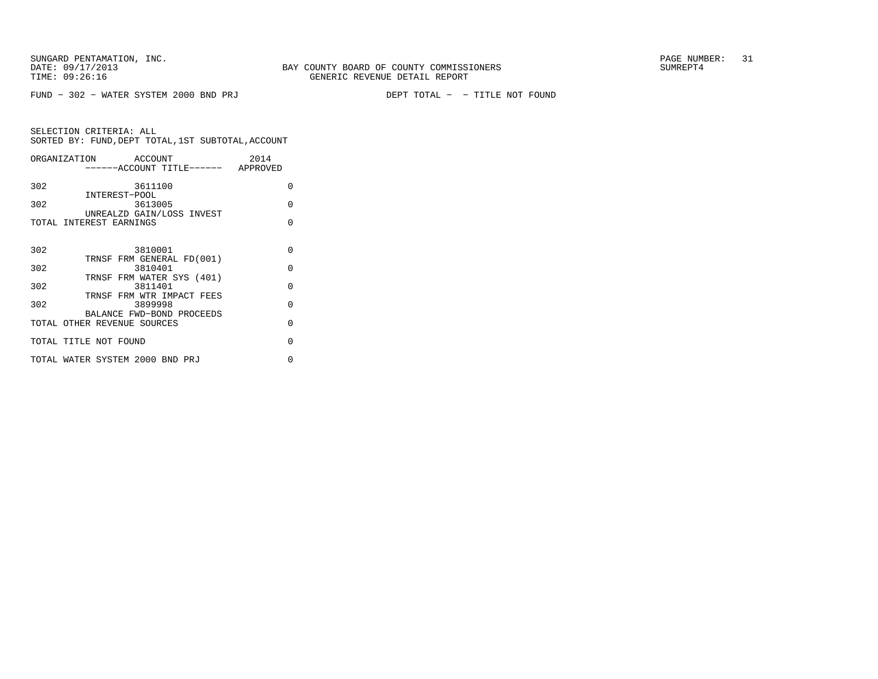FUND - 302 - WATER SYSTEM 2000 BND PRJ DEPT TOTAL - - TITLE NOT FOUND

SELECTION CRITERIA: ALL
SORTED BY: FUND,DEPT TOTAL,1ST SUBTOTAL,ACCOUNT

| ORGANIZATION | ACCOUNT / ------ACCOUNT TITLE------ | 2014 APPROVED |
|---|---|---|
| 302 | 3611100 INTEREST-POOL | 0 |
| 302 | 3613005 UNREALZD GAIN/LOSS INVEST | 0 |
| TOTAL INTEREST EARNINGS | | 0 |
| 302 | 3810001 TRNSF FRM GENERAL FD(001) | 0 |
| 302 | 3810401 TRNSF FRM WATER SYS (401) | 0 |
| 302 | 3811401 TRNSF FRM WTR IMPACT FEES | 0 |
| 302 | 3899998 BALANCE FWD-BOND PROCEEDS | 0 |
| TOTAL OTHER REVENUE SOURCES | | 0 |
| TOTAL TITLE NOT FOUND | | 0 |
| TOTAL WATER SYSTEM 2000 BND PRJ | | 0 |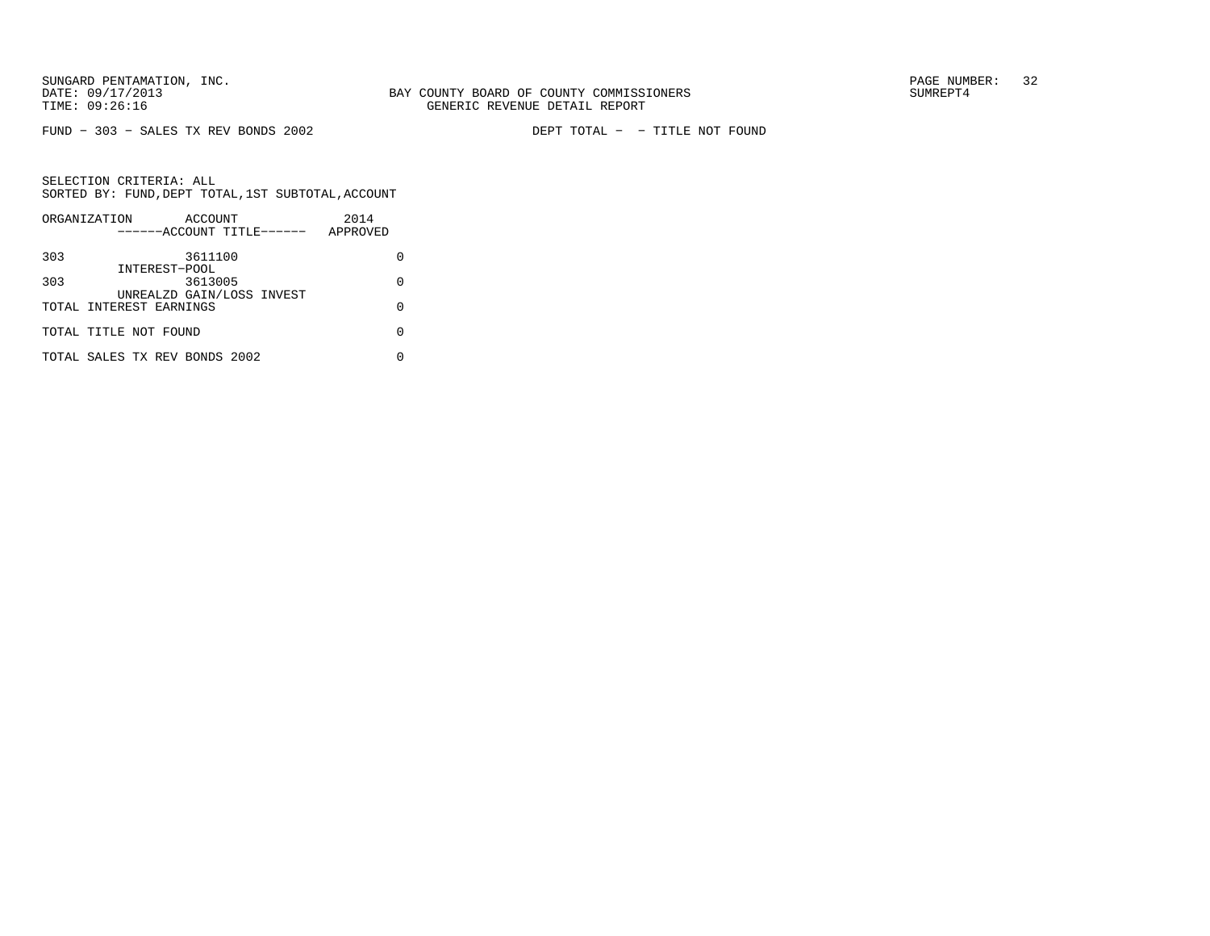FUND - 303 - SALES TX REV BONDS 2002 DEPT TOTAL - - TITLE NOT FOUND

SELECTION CRITERIA: ALL
SORTED BY: FUND,DEPT TOTAL,1ST SUBTOTAL,ACCOUNT

| ORGANIZATION | ACCOUNT ------ACCOUNT TITLE------ | 2014 APPROVED |
|---|---|---|
| 303 | 3611100 INTEREST-POOL | 0 |
| 303 | 3613005 UNREALZD GAIN/LOSS INVEST | 0 |
| TOTAL INTEREST EARNINGS | | 0 |
| TOTAL TITLE NOT FOUND | | 0 |
| TOTAL SALES TX REV BONDS 2002 | | 0 |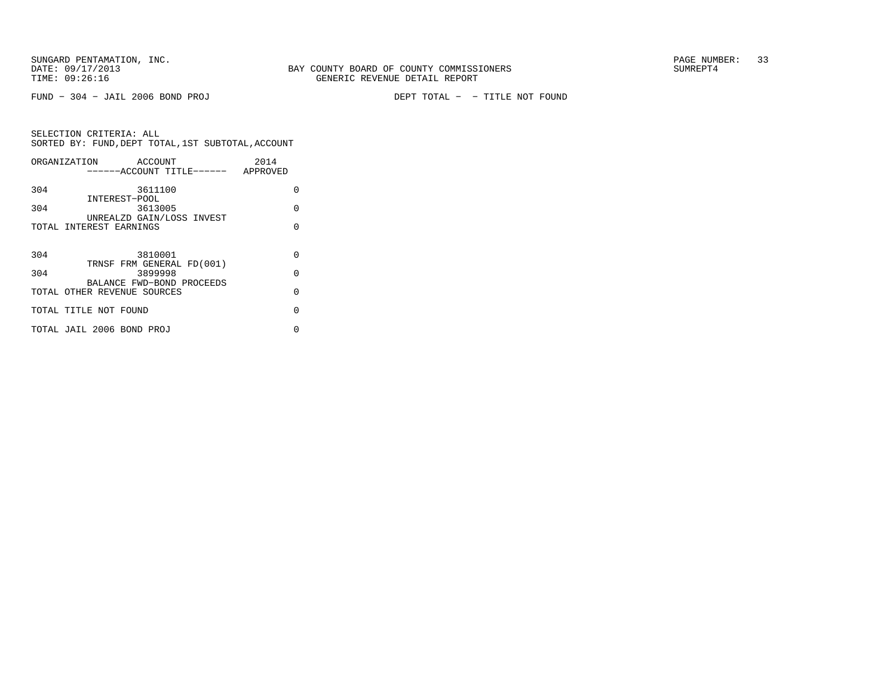SUNGARD PENTAMATION, INC.
DATE: 09/17/2013
TIME: 09:26:16

BAY COUNTY BOARD OF COUNTY COMMISSIONERS
GENERIC REVENUE DETAIL REPORT

SUMREPT4

FUND − 304 − JAIL 2006 BOND PROJ

DEPT TOTAL − − TITLE NOT FOUND

SELECTION CRITERIA: ALL
SORTED BY: FUND,DEPT TOTAL,1ST SUBTOTAL,ACCOUNT

| ORGANIZATION | ACCOUNT ------ACCOUNT TITLE------ | 2014 APPROVED |
|---|---|---|
| 304 | 3611100 INTEREST−POOL | 0 |
| 304 | 3613005 UNREALZD GAIN/LOSS INVEST | 0 |
| TOTAL INTEREST EARNINGS | | 0 |
| 304 | 3810001 TRNSF FRM GENERAL FD(001) | 0 |
| 304 | 3899998 BALANCE FWD−BOND PROCEEDS | 0 |
| TOTAL OTHER REVENUE SOURCES | | 0 |
| TOTAL TITLE NOT FOUND | | 0 |
| TOTAL JAIL 2006 BOND PROJ | | 0 |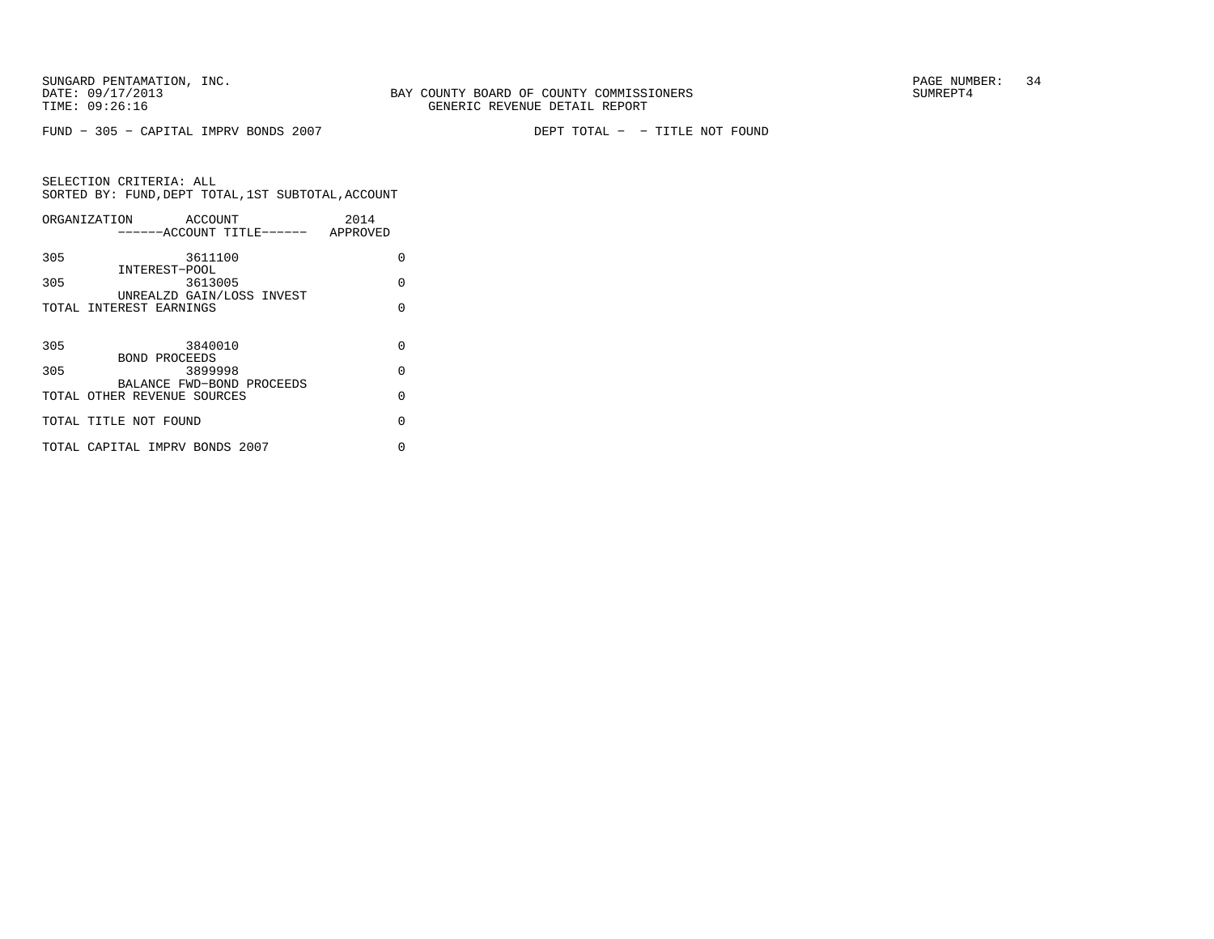SUNGARD PENTAMATION, INC.
DATE: 09/17/2013
TIME: 09:26:16

BAY COUNTY BOARD OF COUNTY COMMISSIONERS
GENERIC REVENUE DETAIL REPORT

SUMREPT4

FUND - 305 - CAPITAL IMPRV BONDS 2007 DEPT TOTAL - - TITLE NOT FOUND

SELECTION CRITERIA: ALL
SORTED BY: FUND,DEPT TOTAL,1ST SUBTOTAL,ACCOUNT

| ORGANIZATION | ACCOUNT / ------ACCOUNT TITLE------ | 2014 APPROVED |
|---|---|---|
| 305 | 3611100 INTEREST-POOL | 0 |
| 305 | 3613005 UNREALZD GAIN/LOSS INVEST | 0 |
| TOTAL INTEREST EARNINGS | | 0 |
| 305 | 3840010 BOND PROCEEDS | 0 |
| 305 | 3899998 BALANCE FWD-BOND PROCEEDS | 0 |
| TOTAL OTHER REVENUE SOURCES | | 0 |
| TOTAL TITLE NOT FOUND | | 0 |
| TOTAL CAPITAL IMPRV BONDS 2007 | | 0 |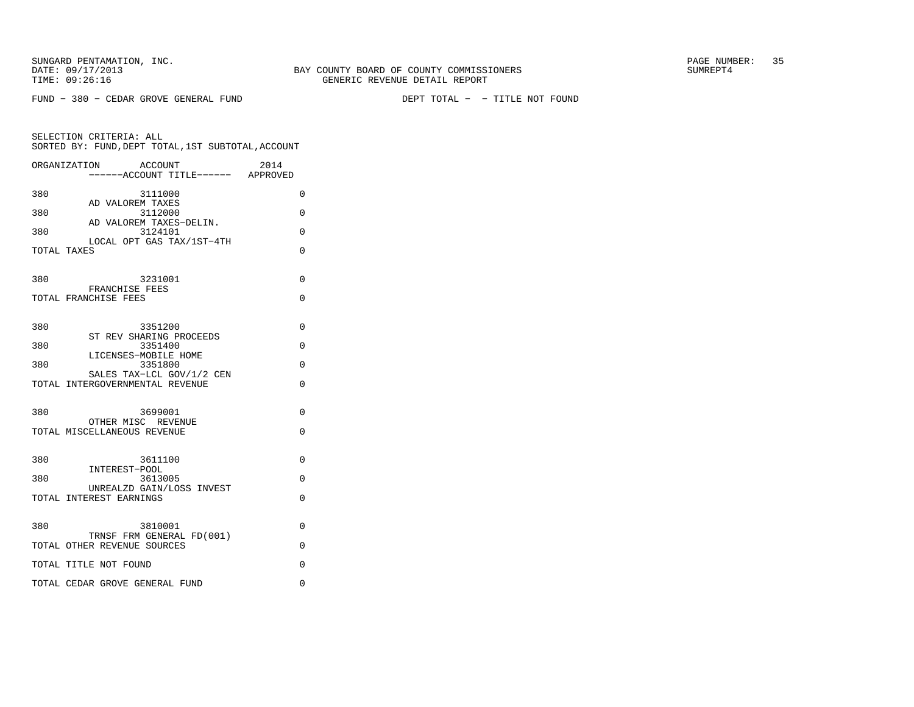FUND − 380 − CEDAR GROVE GENERAL FUND

DEPT TOTAL − − TITLE NOT FOUND

SELECTION CRITERIA: ALL
SORTED BY: FUND,DEPT TOTAL,1ST SUBTOTAL,ACCOUNT

| ORGANIZATION | ACCOUNT<br>------ACCOUNT TITLE------ | 2014<br>APPROVED |
|---|---|---|
| 380 | 3111000<br>AD VALOREM TAXES | 0 |
| 380 | 3112000<br>AD VALOREM TAXES−DELIN. | 0 |
| 380 | 3124101<br>LOCAL OPT GAS TAX/1ST−4TH | 0 |
| TOTAL TAXES | | 0 |
| 380 | 3231001<br>FRANCHISE FEES | 0 |
| TOTAL FRANCHISE FEES | | 0 |
| 380 | 3351200<br>ST REV SHARING PROCEEDS | 0 |
| 380 | 3351400<br>LICENSES−MOBILE HOME | 0 |
| 380 | 3351800<br>SALES TAX−LCL GOV/1/2 CEN | 0 |
| TOTAL INTERGOVERNMENTAL REVENUE | | 0 |
| 380 | 3699001<br>OTHER MISC REVENUE | 0 |
| TOTAL MISCELLANEOUS REVENUE | | 0 |
| 380 | 3611100<br>INTEREST−POOL | 0 |
| 380 | 3613005<br>UNREALZD GAIN/LOSS INVEST | 0 |
| TOTAL INTEREST EARNINGS | | 0 |
| 380 | 3810001<br>TRNSF FRM GENERAL FD(001) | 0 |
| TOTAL OTHER REVENUE SOURCES | | 0 |
| TOTAL TITLE NOT FOUND | | 0 |
| TOTAL CEDAR GROVE GENERAL FUND | | 0 |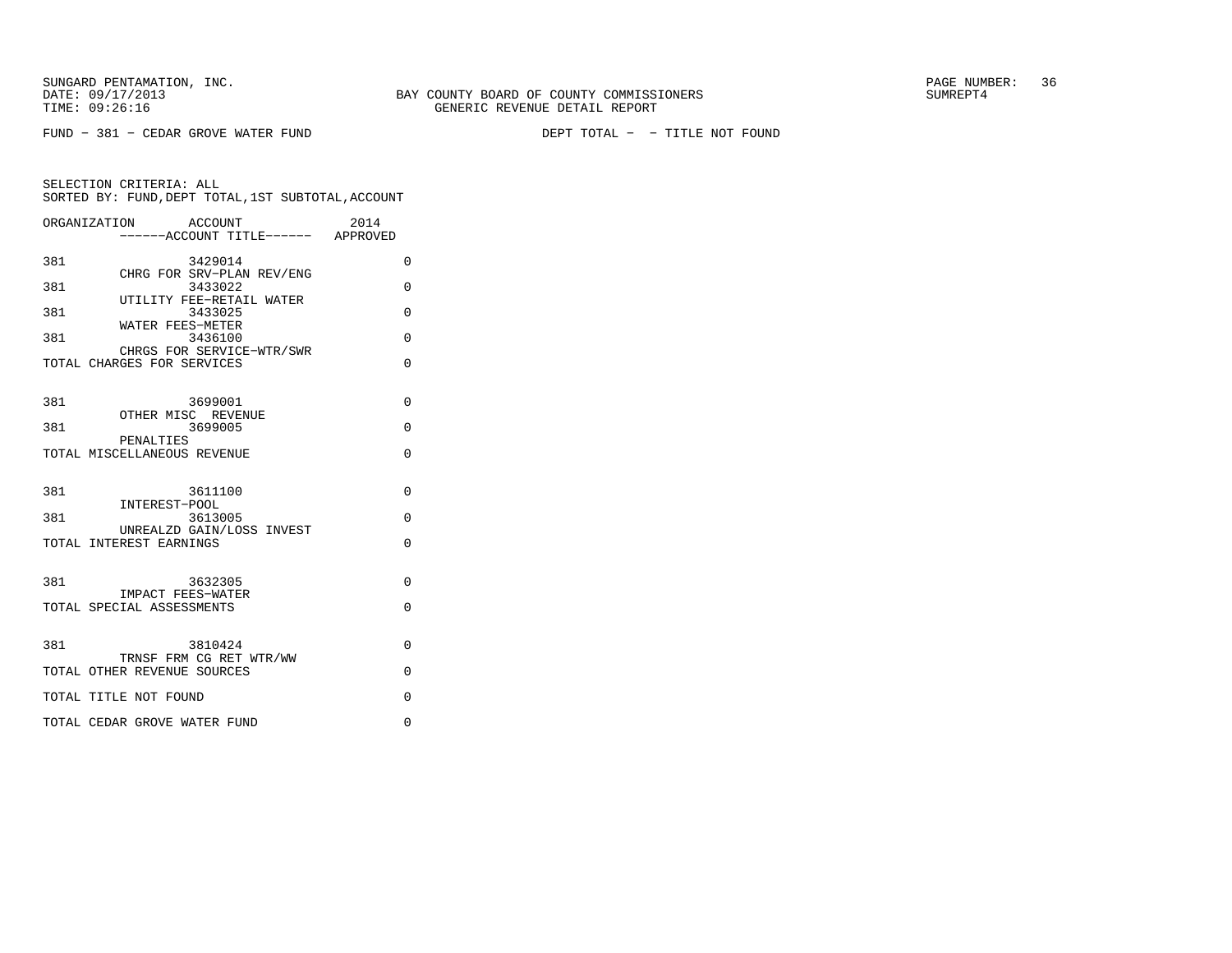FUND − 381 − CEDAR GROVE WATER FUND    DEPT TOTAL − − TITLE NOT FOUND

SELECTION CRITERIA: ALL
SORTED BY: FUND,DEPT TOTAL,1ST SUBTOTAL,ACCOUNT

| ORGANIZATION | ACCOUNT / ------ACCOUNT TITLE------ | 2014 APPROVED |
|---|---|---|
| 381 | 3429014 CHRG FOR SRV−PLAN REV/ENG | 0 |
| 381 | 3433022 UTILITY FEE−RETAIL WATER | 0 |
| 381 | 3433025 WATER FEES−METER | 0 |
| 381 | 3436100 CHRGS FOR SERVICE−WTR/SWR | 0 |
| TOTAL CHARGES FOR SERVICES | | 0 |
| 381 | 3699001 OTHER MISC REVENUE | 0 |
| 381 | 3699005 PENALTIES | 0 |
| TOTAL MISCELLANEOUS REVENUE | | 0 |
| 381 | 3611100 INTEREST−POOL | 0 |
| 381 | 3613005 UNREALZD GAIN/LOSS INVEST | 0 |
| TOTAL INTEREST EARNINGS | | 0 |
| 381 | 3632305 IMPACT FEES−WATER | 0 |
| TOTAL SPECIAL ASSESSMENTS | | 0 |
| 381 | 3810424 TRNSF FRM CG RET WTR/WW | 0 |
| TOTAL OTHER REVENUE SOURCES | | 0 |
| TOTAL TITLE NOT FOUND | | 0 |
| TOTAL CEDAR GROVE WATER FUND | | 0 |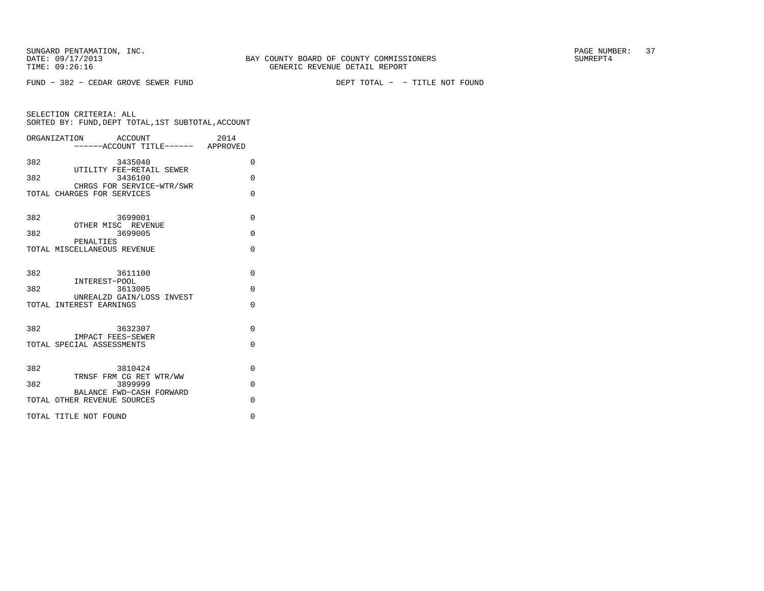SUNGARD PENTAMATION, INC.
DATE: 09/17/2013
TIME: 09:26:16

BAY COUNTY BOARD OF COUNTY COMMISSIONERS
GENERIC REVENUE DETAIL REPORT

SUMREPT4

FUND − 382 − CEDAR GROVE SEWER FUND

DEPT TOTAL − − TITLE NOT FOUND

SELECTION CRITERIA: ALL
SORTED BY: FUND,DEPT TOTAL,1ST SUBTOTAL,ACCOUNT

| ORGANIZATION | ACCOUNT<br>------ACCOUNT TITLE------ | 2014<br>APPROVED |
|---|---|---|
| 382 | 3435040<br>UTILITY FEE−RETAIL SEWER | 0 |
| 382 | 3436100<br>CHRGS FOR SERVICE−WTR/SWR | 0 |
| TOTAL CHARGES FOR SERVICES | | 0 |
| 382 | 3699001<br>OTHER MISC REVENUE | 0 |
| 382 | 3699005<br>PENALTIES | 0 |
| TOTAL MISCELLANEOUS REVENUE | | 0 |
| 382 | 3611100<br>INTEREST−POOL | 0 |
| 382 | 3613005<br>UNREALZD GAIN/LOSS INVEST | 0 |
| TOTAL INTEREST EARNINGS | | 0 |
| 382 | 3632307<br>IMPACT FEES−SEWER | 0 |
| TOTAL SPECIAL ASSESSMENTS | | 0 |
| 382 | 3810424<br>TRNSF FRM CG RET WTR/WW | 0 |
| 382 | 3899999<br>BALANCE FWD−CASH FORWARD | 0 |
| TOTAL OTHER REVENUE SOURCES | | 0 |
| TOTAL TITLE NOT FOUND | | 0 |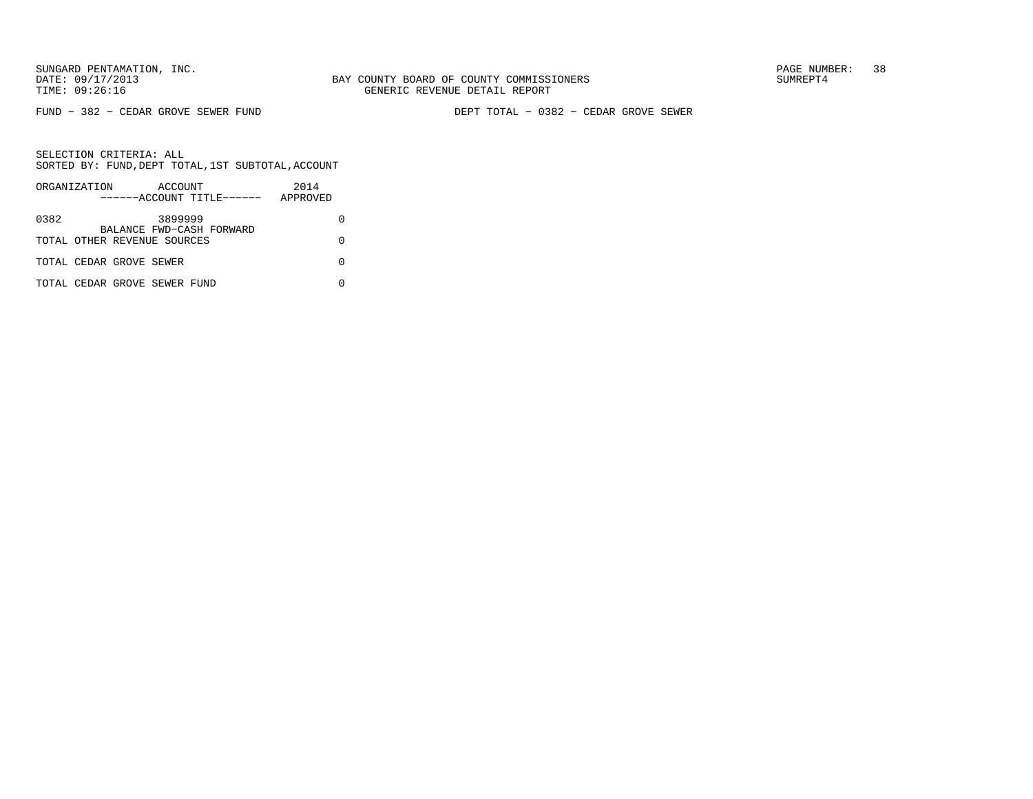FUND - 382 - CEDAR GROVE SEWER FUND

DEPT TOTAL - 0382 - CEDAR GROVE SEWER

SELECTION CRITERIA: ALL
SORTED BY: FUND,DEPT TOTAL,1ST SUBTOTAL,ACCOUNT

| ORGANIZATION | ACCOUNT ------ACCOUNT TITLE------ | 2014 APPROVED |
|---|---|---|
| 0382 | 3899999 BALANCE FWD-CASH FORWARD | 0 |
| TOTAL OTHER REVENUE SOURCES | | 0 |
| TOTAL CEDAR GROVE SEWER | | 0 |
| TOTAL CEDAR GROVE SEWER FUND | | 0 |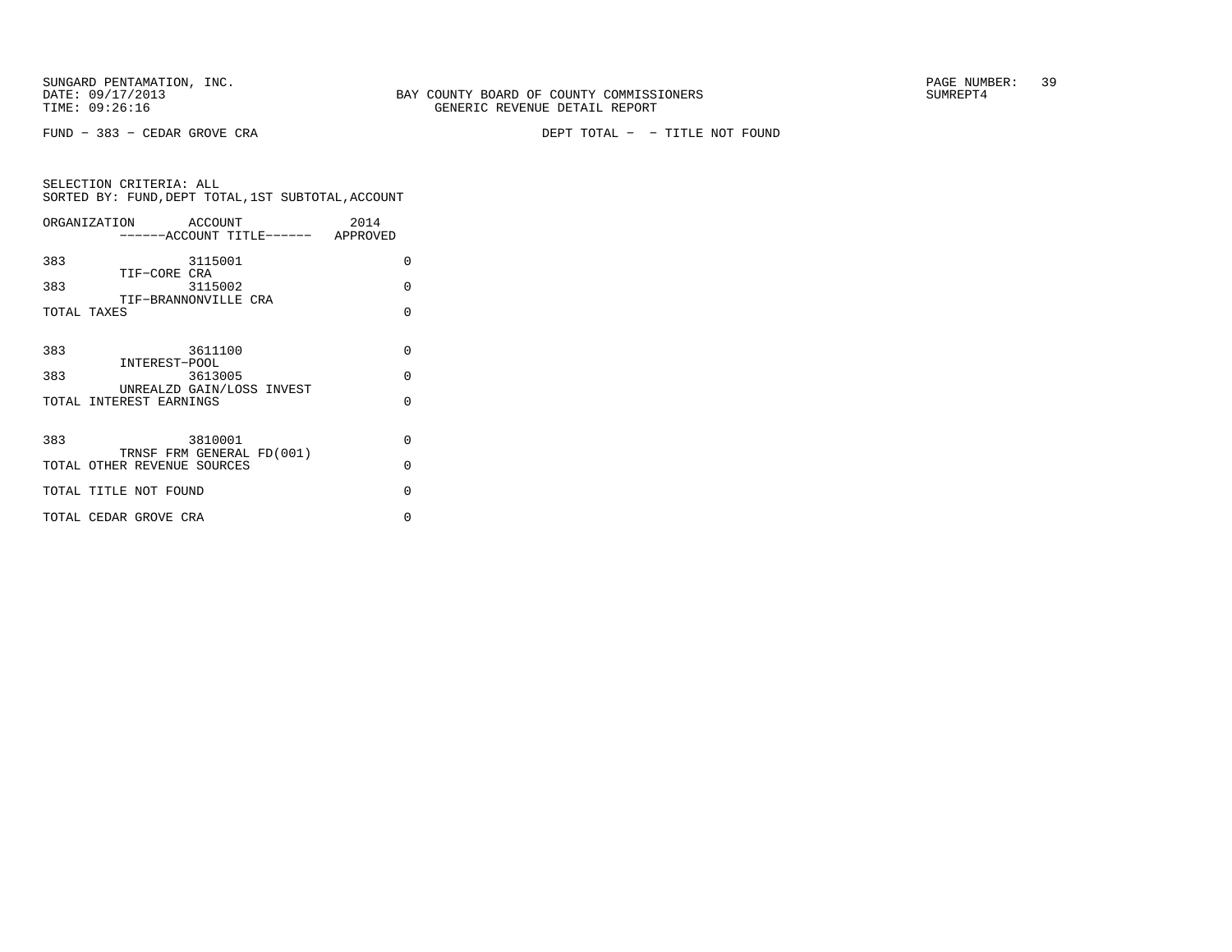SUNGARD PENTAMATION, INC.
DATE: 09/17/2013
TIME: 09:26:16

BAY COUNTY BOARD OF COUNTY COMMISSIONERS
GENERIC REVENUE DETAIL REPORT

SUMREPT4

FUND − 383 − CEDAR GROVE CRA

DEPT TOTAL − − TITLE NOT FOUND

SELECTION CRITERIA: ALL
SORTED BY: FUND,DEPT TOTAL,1ST SUBTOTAL,ACCOUNT

| ORGANIZATION | ACCOUNT ------ACCOUNT TITLE------ | 2014 APPROVED |
|---|---|---|
| 383 | 3115001 TIF−CORE CRA | 0 |
| 383 | 3115002 TIF−BRANNONVILLE CRA | 0 |
| TOTAL TAXES | | 0 |
| 383 | 3611100 INTEREST−POOL | 0 |
| 383 | 3613005 UNREALZD GAIN/LOSS INVEST | 0 |
| TOTAL INTEREST EARNINGS | | 0 |
| 383 | 3810001 TRNSF FRM GENERAL FD(001) | 0 |
| TOTAL OTHER REVENUE SOURCES | | 0 |
| TOTAL TITLE NOT FOUND | | 0 |
| TOTAL CEDAR GROVE CRA | | 0 |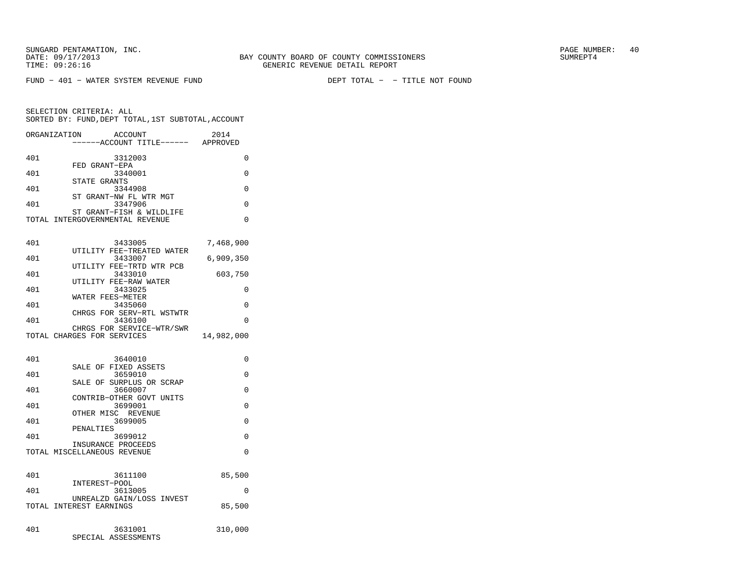SUNGARD PENTAMATION, INC.
DATE: 09/17/2013
TIME: 09:26:16

BAY COUNTY BOARD OF COUNTY COMMISSIONERS
GENERIC REVENUE DETAIL REPORT

SUMREPT4

FUND − 401 − WATER SYSTEM REVENUE FUND

DEPT TOTAL − − TITLE NOT FOUND

SELECTION CRITERIA: ALL
SORTED BY: FUND,DEPT TOTAL,1ST SUBTOTAL,ACCOUNT

| ORGANIZATION | ACCOUNT / ACCOUNT TITLE | 2014 APPROVED |
|---|---|---|
| 401 | 3312003 FED GRANT−EPA | 0 |
| 401 | 3340001 STATE GRANTS | 0 |
| 401 | 3344908 ST GRANT−NW FL WTR MGT | 0 |
| 401 | 3347906 ST GRANT−FISH & WILDLIFE | 0 |
| TOTAL INTERGOVERNMENTAL REVENUE | | 0 |
| 401 | 3433005 UTILITY FEE−TREATED WATER | 7,468,900 |
| 401 | 3433007 UTILITY FEE−TRTD WTR PCB | 6,909,350 |
| 401 | 3433010 UTILITY FEE−RAW WATER | 603,750 |
| 401 | 3433025 WATER FEES−METER | 0 |
| 401 | 3435060 CHRGS FOR SERV−RTL WSTWTR | 0 |
| 401 | 3436100 CHRGS FOR SERVICE−WTR/SWR | 0 |
| TOTAL CHARGES FOR SERVICES | | 14,982,000 |
| 401 | 3640010 SALE OF FIXED ASSETS | 0 |
| 401 | 3659010 SALE OF SURPLUS OR SCRAP | 0 |
| 401 | 3660007 CONTRIB−OTHER GOVT UNITS | 0 |
| 401 | 3699001 OTHER MISC REVENUE | 0 |
| 401 | 3699005 PENALTIES | 0 |
| 401 | 3699012 INSURANCE PROCEEDS | 0 |
| TOTAL MISCELLANEOUS REVENUE | | 0 |
| 401 | 3611100 INTEREST−POOL | 85,500 |
| 401 | 3613005 UNREALZD GAIN/LOSS INVEST | 0 |
| TOTAL INTEREST EARNINGS | | 85,500 |
| 401 | 3631001 SPECIAL ASSESSMENTS | 310,000 |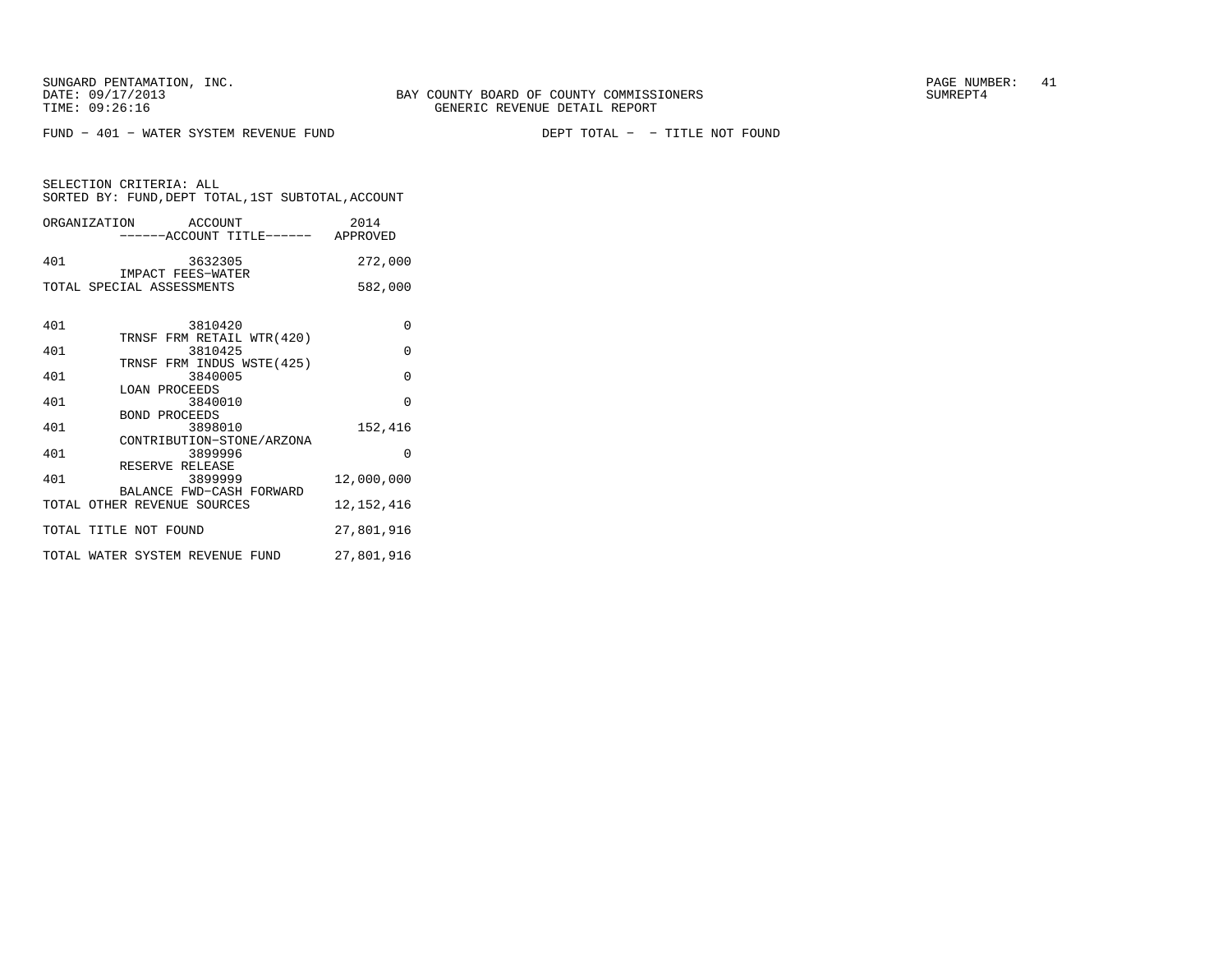SUNGARD PENTAMATION, INC.
DATE: 09/17/2013
TIME: 09:26:16

BAY COUNTY BOARD OF COUNTY COMMISSIONERS
GENERIC REVENUE DETAIL REPORT

SUMREPT4

FUND - 401 - WATER SYSTEM REVENUE FUND　　　　DEPT TOTAL - - TITLE NOT FOUND

SELECTION CRITERIA: ALL
SORTED BY: FUND,DEPT TOTAL,1ST SUBTOTAL,ACCOUNT

| ORGANIZATION | ACCOUNT ------ACCOUNT TITLE------ | 2014 APPROVED |
|---|---|---|
| 401 | 3632305 IMPACT FEES-WATER | 272,000 |
| TOTAL SPECIAL ASSESSMENTS | | 582,000 |
| 401 | 3810420 TRNSF FRM RETAIL WTR(420) | 0 |
| 401 | 3810425 TRNSF FRM INDUS WSTE(425) | 0 |
| 401 | 3840005 LOAN PROCEEDS | 0 |
| 401 | 3840010 BOND PROCEEDS | 0 |
| 401 | 3898010 CONTRIBUTION-STONE/ARZONA | 152,416 |
| 401 | 3899996 RESERVE RELEASE | 0 |
| 401 | 3899999 BALANCE FWD-CASH FORWARD | 12,000,000 |
| TOTAL OTHER REVENUE SOURCES | | 12,152,416 |
| TOTAL TITLE NOT FOUND | | 27,801,916 |
| TOTAL WATER SYSTEM REVENUE FUND | | 27,801,916 |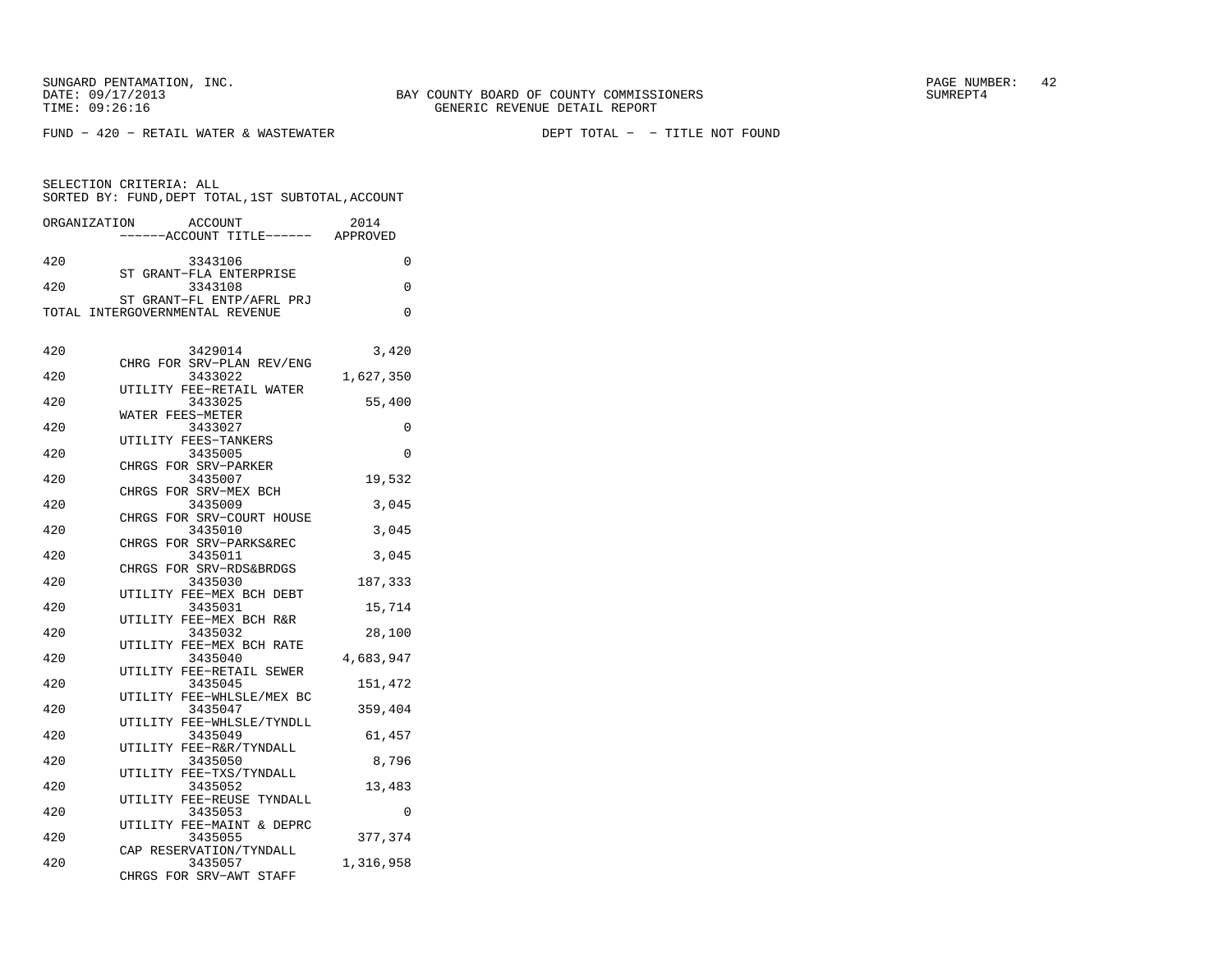SUNGARD PENTAMATION, INC.
DATE: 09/17/2013
TIME: 09:26:16

BAY COUNTY BOARD OF COUNTY COMMISSIONERS
GENERIC REVENUE DETAIL REPORT

SUMREPT4

FUND - 420 - RETAIL WATER & WASTEWATER

DEPT TOTAL - - TITLE NOT FOUND

SELECTION CRITERIA: ALL
SORTED BY: FUND,DEPT TOTAL,1ST SUBTOTAL,ACCOUNT

| ORGANIZATION | ACCOUNT / ------ACCOUNT TITLE------ | 2014 APPROVED |
|---|---|---|
| 420 | 3343106 ST GRANT-FLA ENTERPRISE | 0 |
| 420 | 3343108 ST GRANT-FL ENTP/AFRL PRJ | 0 |
| TOTAL INTERGOVERNMENTAL REVENUE | | 0 |
| 420 | 3429014 CHRG FOR SRV-PLAN REV/ENG | 3,420 |
| 420 | 3433022 UTILITY FEE-RETAIL WATER | 1,627,350 |
| 420 | 3433025 WATER FEES-METER | 55,400 |
| 420 | 3433027 UTILITY FEES-TANKERS | 0 |
| 420 | 3435005 CHRGS FOR SRV-PARKER | 0 |
| 420 | 3435007 CHRGS FOR SRV-MEX BCH | 19,532 |
| 420 | 3435009 CHRGS FOR SRV-COURT HOUSE | 3,045 |
| 420 | 3435010 CHRGS FOR SRV-PARKS&REC | 3,045 |
| 420 | 3435011 CHRGS FOR SRV-RDS&BRDGS | 3,045 |
| 420 | 3435030 UTILITY FEE-MEX BCH DEBT | 187,333 |
| 420 | 3435031 UTILITY FEE-MEX BCH R&R | 15,714 |
| 420 | 3435032 UTILITY FEE-MEX BCH RATE | 28,100 |
| 420 | 3435040 UTILITY FEE-RETAIL SEWER | 4,683,947 |
| 420 | 3435045 UTILITY FEE-WHLSLE/MEX BC | 151,472 |
| 420 | 3435047 UTILITY FEE-WHLSLE/TYNDLL | 359,404 |
| 420 | 3435049 UTILITY FEE-R&R/TYNDALL | 61,457 |
| 420 | 3435050 UTILITY FEE-TXS/TYNDALL | 8,796 |
| 420 | 3435052 UTILITY FEE-REUSE TYNDALL | 13,483 |
| 420 | 3435053 UTILITY FEE-MAINT & DEPRC | 0 |
| 420 | 3435055 CAP RESERVATION/TYNDALL | 377,374 |
| 420 | 3435057 CHRGS FOR SRV-AWT STAFF | 1,316,958 |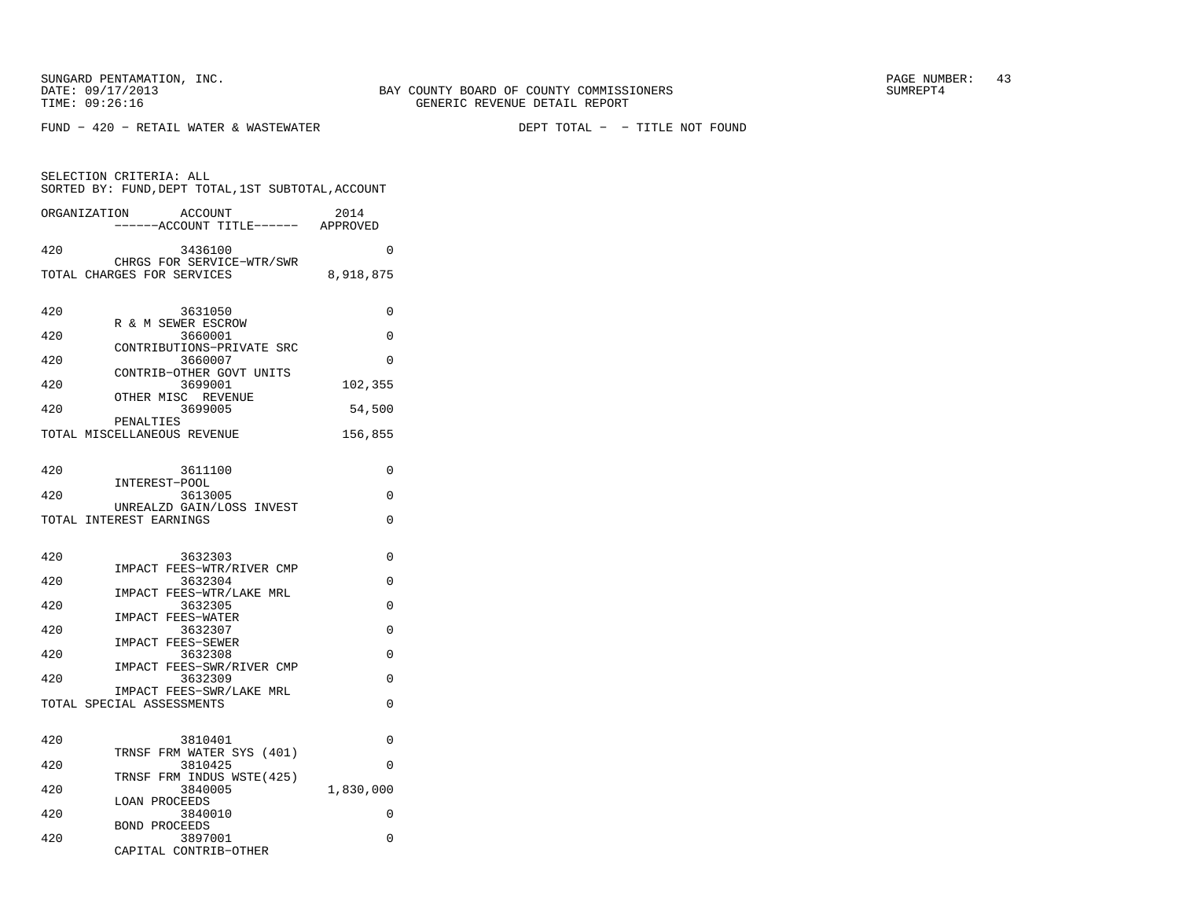FUND - 420 - RETAIL WATER & WASTEWATER　　　　　　DEPT TOTAL - - TITLE NOT FOUND

SELECTION CRITERIA: ALL
SORTED BY: FUND,DEPT TOTAL,1ST SUBTOTAL,ACCOUNT

| ORGANIZATION | ACCOUNT / ------ACCOUNT TITLE------ | 2014 APPROVED |
|---|---|---|
| 420 | 3436100 CHRGS FOR SERVICE-WTR/SWR | 0 |
| TOTAL CHARGES FOR SERVICES | | 8,918,875 |
| 420 | 3631050 R & M SEWER ESCROW | 0 |
| 420 | 3660001 CONTRIBUTIONS-PRIVATE SRC | 0 |
| 420 | 3660007 CONTRIB-OTHER GOVT UNITS | 0 |
| 420 | 3699001 OTHER MISC REVENUE | 102,355 |
| 420 | 3699005 PENALTIES | 54,500 |
| TOTAL MISCELLANEOUS REVENUE | | 156,855 |
| 420 | 3611100 INTEREST-POOL | 0 |
| 420 | 3613005 UNREALZD GAIN/LOSS INVEST | 0 |
| TOTAL INTEREST EARNINGS | | 0 |
| 420 | 3632303 IMPACT FEES-WTR/RIVER CMP | 0 |
| 420 | 3632304 IMPACT FEES-WTR/LAKE MRL | 0 |
| 420 | 3632305 IMPACT FEES-WATER | 0 |
| 420 | 3632307 IMPACT FEES-SEWER | 0 |
| 420 | 3632308 IMPACT FEES-SWR/RIVER CMP | 0 |
| 420 | 3632309 IMPACT FEES-SWR/LAKE MRL | 0 |
| TOTAL SPECIAL ASSESSMENTS | | 0 |
| 420 | 3810401 TRNSF FRM WATER SYS (401) | 0 |
| 420 | 3810425 TRNSF FRM INDUS WSTE(425) | 0 |
| 420 | 3840005 LOAN PROCEEDS | 1,830,000 |
| 420 | 3840010 BOND PROCEEDS | 0 |
| 420 | 3897001 CAPITAL CONTRIB-OTHER | 0 |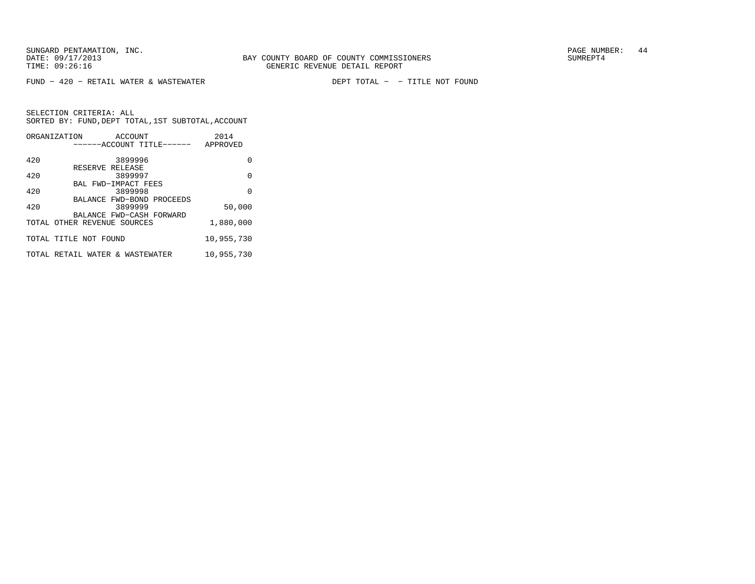SUNGARD PENTAMATION, INC.
DATE: 09/17/2013
TIME: 09:26:16

BAY COUNTY BOARD OF COUNTY COMMISSIONERS
GENERIC REVENUE DETAIL REPORT

PAGE NUMBER: 44
SUMREPT4

FUND - 420 - RETAIL WATER & WASTEWATER    DEPT TOTAL - - TITLE NOT FOUND

SELECTION CRITERIA: ALL
SORTED BY: FUND,DEPT TOTAL,1ST SUBTOTAL,ACCOUNT

| ORGANIZATION | ACCOUNT ------ACCOUNT TITLE------ | 2014 APPROVED |
|---|---|---|
| 420 | 3899996 RESERVE RELEASE | 0 |
| 420 | 3899997 BAL FWD-IMPACT FEES | 0 |
| 420 | 3899998 BALANCE FWD-BOND PROCEEDS | 0 |
| 420 | 3899999 BALANCE FWD-CASH FORWARD | 50,000 |
| TOTAL OTHER REVENUE SOURCES | | 1,880,000 |
| TOTAL TITLE NOT FOUND | | 10,955,730 |
| TOTAL RETAIL WATER & WASTEWATER | | 10,955,730 |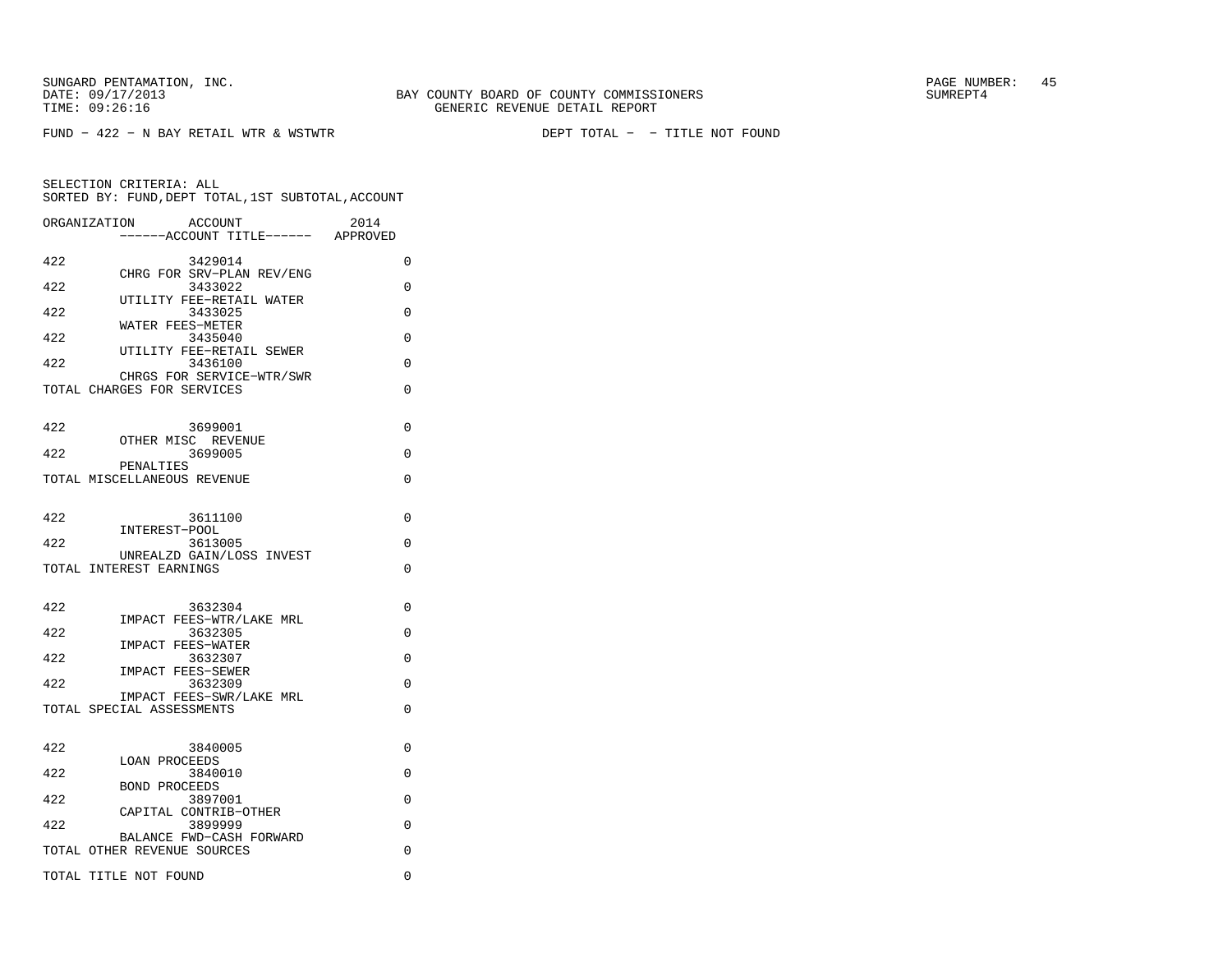SUNGARD PENTAMATION, INC.
DATE: 09/17/2013 BAY COUNTY BOARD OF COUNTY COMMISSIONERS SUMREPT4
TIME: 09:26:16 GENERIC REVENUE DETAIL REPORT

FUND - 422 - N BAY RETAIL WTR & WSTWTR DEPT TOTAL - - TITLE NOT FOUND

SELECTION CRITERIA: ALL
SORTED BY: FUND,DEPT TOTAL,1ST SUBTOTAL,ACCOUNT

| ORGANIZATION | ACCOUNT / ------ACCOUNT TITLE------ | 2014 APPROVED |
|---|---|---|
| 422 | 3429014 CHRG FOR SRV-PLAN REV/ENG | 0 |
| 422 | 3433022 UTILITY FEE-RETAIL WATER | 0 |
| 422 | 3433025 WATER FEES-METER | 0 |
| 422 | 3435040 UTILITY FEE-RETAIL SEWER | 0 |
| 422 | 3436100 CHRGS FOR SERVICE-WTR/SWR | 0 |
| TOTAL CHARGES FOR SERVICES | | 0 |
| 422 | 3699001 OTHER MISC REVENUE | 0 |
| 422 | 3699005 PENALTIES | 0 |
| TOTAL MISCELLANEOUS REVENUE | | 0 |
| 422 | 3611100 INTEREST-POOL | 0 |
| 422 | 3613005 UNREALZD GAIN/LOSS INVEST | 0 |
| TOTAL INTEREST EARNINGS | | 0 |
| 422 | 3632304 IMPACT FEES-WTR/LAKE MRL | 0 |
| 422 | 3632305 IMPACT FEES-WATER | 0 |
| 422 | 3632307 IMPACT FEES-SEWER | 0 |
| 422 | 3632309 IMPACT FEES-SWR/LAKE MRL | 0 |
| TOTAL SPECIAL ASSESSMENTS | | 0 |
| 422 | 3840005 LOAN PROCEEDS | 0 |
| 422 | 3840010 BOND PROCEEDS | 0 |
| 422 | 3897001 CAPITAL CONTRIB-OTHER | 0 |
| 422 | 3899999 BALANCE FWD-CASH FORWARD | 0 |
| TOTAL OTHER REVENUE SOURCES | | 0 |
| TOTAL TITLE NOT FOUND | | 0 |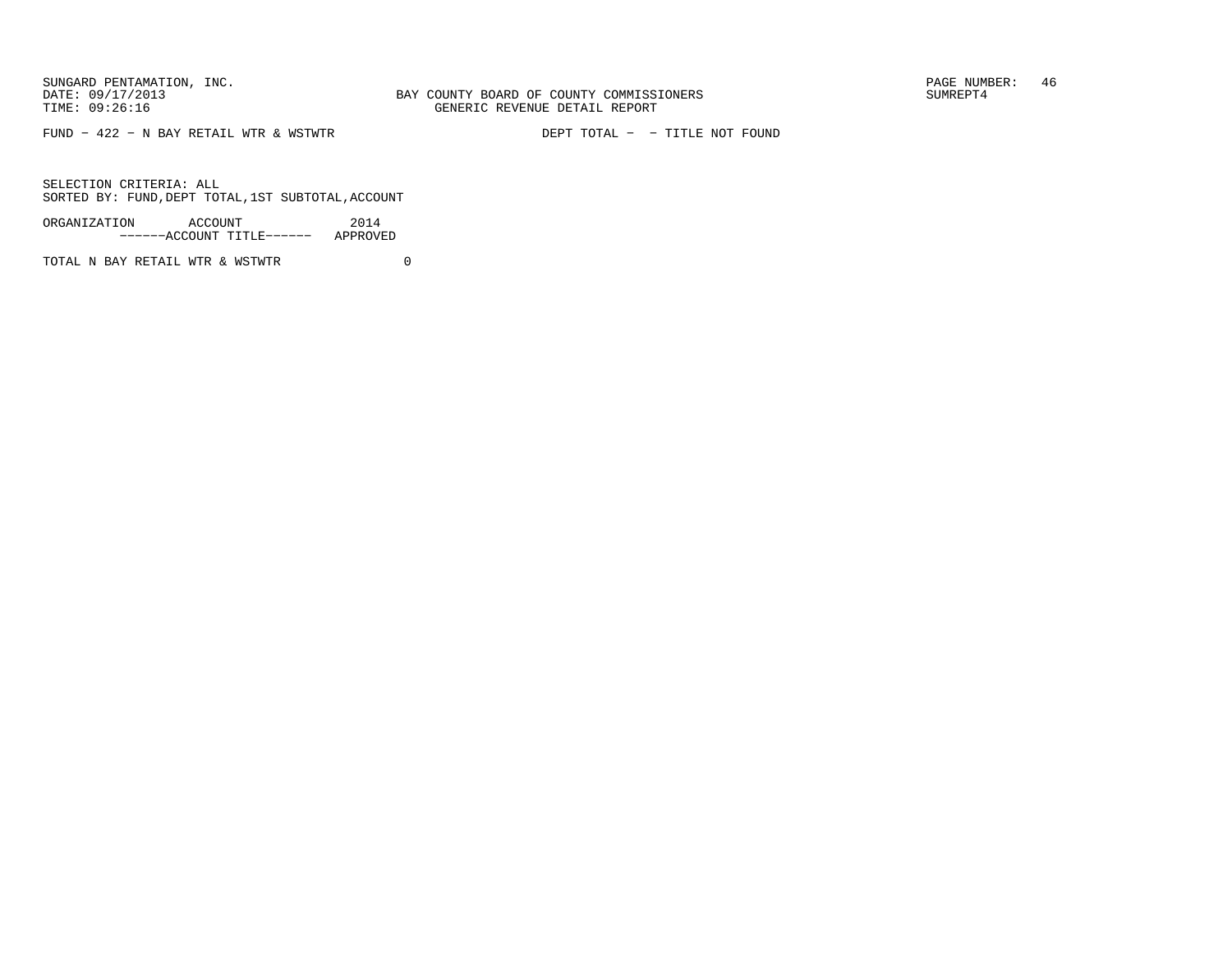SUNGARD PENTAMATION, INC.
DATE: 09/17/2013
TIME: 09:26:16

BAY COUNTY BOARD OF COUNTY COMMISSIONERS
GENERIC REVENUE DETAIL REPORT

PAGE NUMBER: 46
SUMREPT4

FUND - 422 - N BAY RETAIL WTR & WSTWTR                DEPT TOTAL -  - TITLE NOT FOUND

SELECTION CRITERIA: ALL
SORTED BY: FUND,DEPT TOTAL,1ST SUBTOTAL,ACCOUNT

| ORGANIZATION | ACCOUNT ------ACCOUNT TITLE------ | 2014 APPROVED |
|---|---|---|
| TOTAL N BAY RETAIL WTR & WSTWTR | | 0 |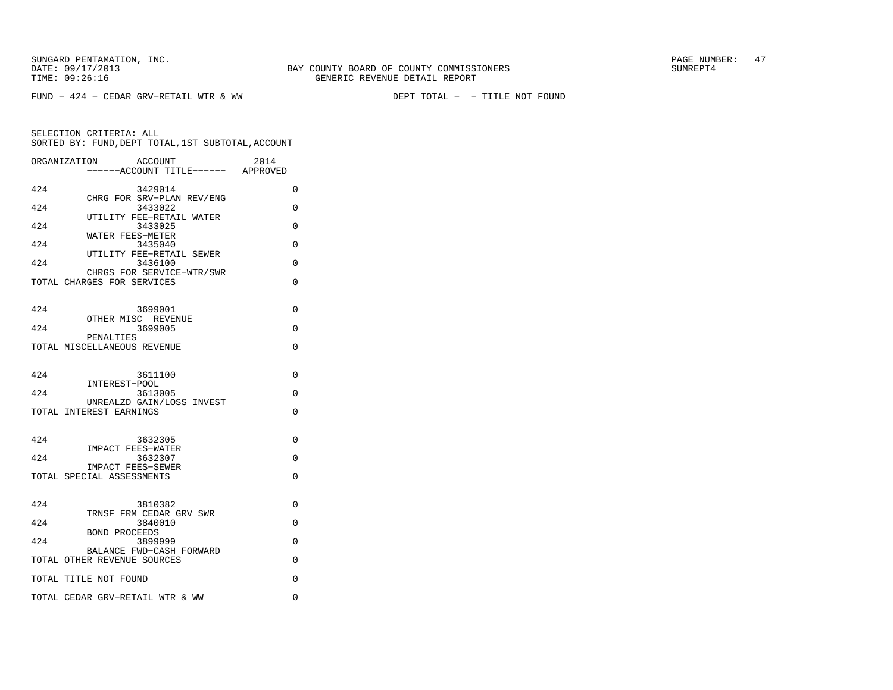SUNGARD PENTAMATION, INC.
DATE: 09/17/2013
TIME: 09:26:16

BAY COUNTY BOARD OF COUNTY COMMISSIONERS
GENERIC REVENUE DETAIL REPORT

PAGE NUMBER: 47
SUMREPT4

FUND - 424 - CEDAR GRV-RETAIL WTR & WW　　　　DEPT TOTAL - - TITLE NOT FOUND

SELECTION CRITERIA: ALL
SORTED BY: FUND,DEPT TOTAL,1ST SUBTOTAL,ACCOUNT

| ORGANIZATION | ACCOUNT / ------ACCOUNT TITLE------ | 2014 APPROVED |
|---|---|---|
| 424 | 3429014 CHRG FOR SRV-PLAN REV/ENG | 0 |
| 424 | 3433022 UTILITY FEE-RETAIL WATER | 0 |
| 424 | 3433025 WATER FEES-METER | 0 |
| 424 | 3435040 UTILITY FEE-RETAIL SEWER | 0 |
| 424 | 3436100 CHRGS FOR SERVICE-WTR/SWR | 0 |
| TOTAL CHARGES FOR SERVICES | | 0 |
| 424 | 3699001 OTHER MISC REVENUE | 0 |
| 424 | 3699005 PENALTIES | 0 |
| TOTAL MISCELLANEOUS REVENUE | | 0 |
| 424 | 3611100 INTEREST-POOL | 0 |
| 424 | 3613005 UNREALZD GAIN/LOSS INVEST | 0 |
| TOTAL INTEREST EARNINGS | | 0 |
| 424 | 3632305 IMPACT FEES-WATER | 0 |
| 424 | 3632307 IMPACT FEES-SEWER | 0 |
| TOTAL SPECIAL ASSESSMENTS | | 0 |
| 424 | 3810382 TRNSF FRM CEDAR GRV SWR | 0 |
| 424 | 3840010 BOND PROCEEDS | 0 |
| 424 | 3899999 BALANCE FWD-CASH FORWARD | 0 |
| TOTAL OTHER REVENUE SOURCES | | 0 |
| TOTAL TITLE NOT FOUND | | 0 |
| TOTAL CEDAR GRV-RETAIL WTR & WW | | 0 |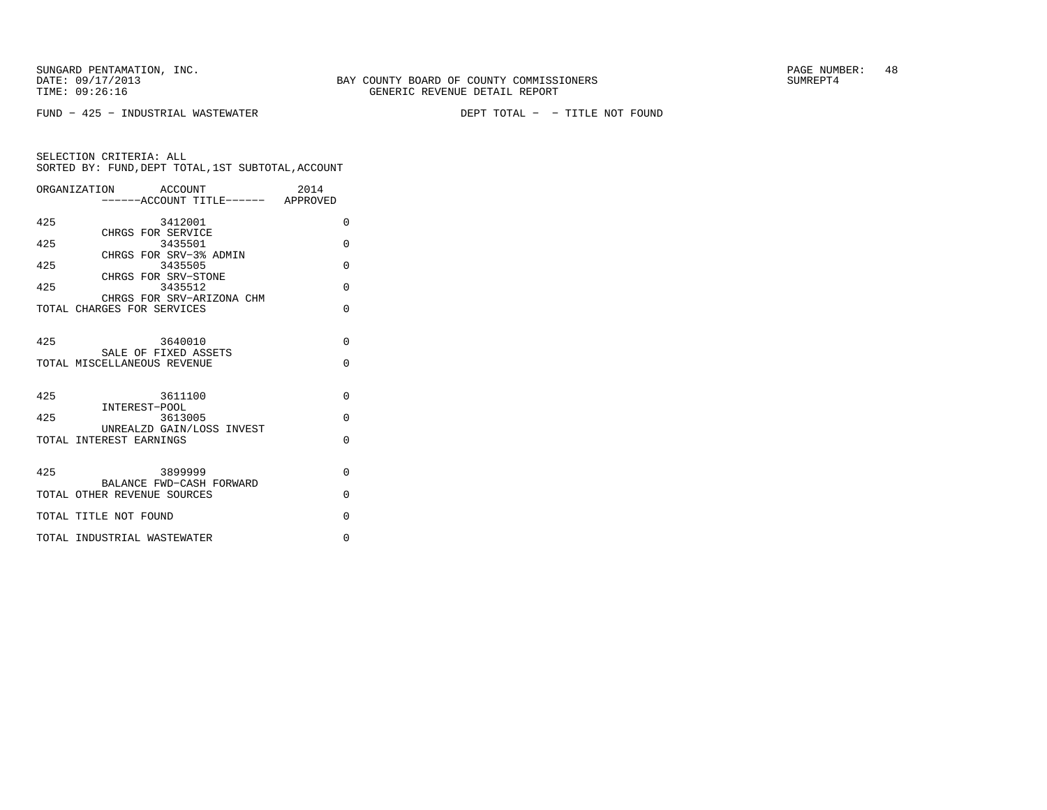SUNGARD PENTAMATION, INC.
DATE: 09/17/2013
TIME: 09:26:16

BAY COUNTY BOARD OF COUNTY COMMISSIONERS
GENERIC REVENUE DETAIL REPORT

SUMREPT4

FUND − 425 − INDUSTRIAL WASTEWATER

DEPT TOTAL − − TITLE NOT FOUND

SELECTION CRITERIA: ALL
SORTED BY: FUND,DEPT TOTAL,1ST SUBTOTAL,ACCOUNT

| ORGANIZATION | ACCOUNT / ------ACCOUNT TITLE------ | 2014 APPROVED |
|---|---|---|
| 425 | 3412001 CHRGS FOR SERVICE | 0 |
| 425 | 3435501 CHRGS FOR SRV−3% ADMIN | 0 |
| 425 | 3435505 CHRGS FOR SRV−STONE | 0 |
| 425 | 3435512 CHRGS FOR SRV−ARIZONA CHM | 0 |
| TOTAL CHARGES FOR SERVICES | | 0 |
| 425 | 3640010 SALE OF FIXED ASSETS | 0 |
| TOTAL MISCELLANEOUS REVENUE | | 0 |
| 425 | 3611100 INTEREST−POOL | 0 |
| 425 | 3613005 UNREALZD GAIN/LOSS INVEST | 0 |
| TOTAL INTEREST EARNINGS | | 0 |
| 425 | 3899999 BALANCE FWD−CASH FORWARD | 0 |
| TOTAL OTHER REVENUE SOURCES | | 0 |
| TOTAL TITLE NOT FOUND | | 0 |
| TOTAL INDUSTRIAL WASTEWATER | | 0 |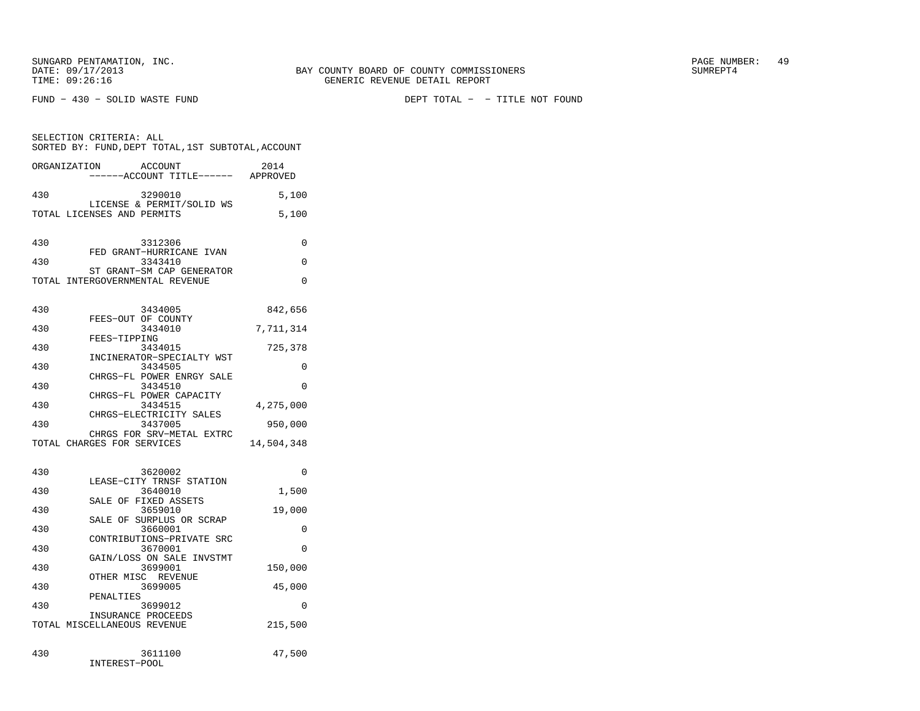SUNGARD PENTAMATION, INC.
DATE: 09/17/2013
TIME: 09:26:16

BAY COUNTY BOARD OF COUNTY COMMISSIONERS
GENERIC REVENUE DETAIL REPORT

PAGE NUMBER: 49
SUMREPT4

FUND - 430 - SOLID WASTE FUND

DEPT TOTAL - - TITLE NOT FOUND

SELECTION CRITERIA: ALL
SORTED BY: FUND,DEPT TOTAL,1ST SUBTOTAL,ACCOUNT

| ORGANIZATION | ACCOUNT / ------ACCOUNT TITLE------ | 2014 APPROVED |
|---|---|---|
| 430 | 3290010 LICENSE & PERMIT/SOLID WS | 5,100 |
| TOTAL LICENSES AND PERMITS | | 5,100 |
| | | |
| 430 | 3312306 FED GRANT-HURRICANE IVAN | 0 |
| 430 | 3343410 ST GRANT-SM CAP GENERATOR | 0 |
| TOTAL INTERGOVERNMENTAL REVENUE | | 0 |
| | | |
| 430 | 3434005 FEES-OUT OF COUNTY | 842,656 |
| 430 | 3434010 FEES-TIPPING | 7,711,314 |
| 430 | 3434015 INCINERATOR-SPECIALTY WST | 725,378 |
| 430 | 3434505 CHRGS-FL POWER ENRGY SALE | 0 |
| 430 | 3434510 CHRGS-FL POWER CAPACITY | 0 |
| 430 | 3434515 CHRGS-ELECTRICITY SALES | 4,275,000 |
| 430 | 3437005 CHRGS FOR SRV-METAL EXTRC | 950,000 |
| TOTAL CHARGES FOR SERVICES | | 14,504,348 |
| | | |
| 430 | 3620002 LEASE-CITY TRNSF STATION | 0 |
| 430 | 3640010 SALE OF FIXED ASSETS | 1,500 |
| 430 | 3659010 SALE OF SURPLUS OR SCRAP | 19,000 |
| 430 | 3660001 CONTRIBUTIONS-PRIVATE SRC | 0 |
| 430 | 3670001 GAIN/LOSS ON SALE INVSTMT | 0 |
| 430 | 3699001 OTHER MISC REVENUE | 150,000 |
| 430 | 3699005 PENALTIES | 45,000 |
| 430 | 3699012 INSURANCE PROCEEDS | 0 |
| TOTAL MISCELLANEOUS REVENUE | | 215,500 |
| | | |
| 430 | 3611100 INTEREST-POOL | 47,500 |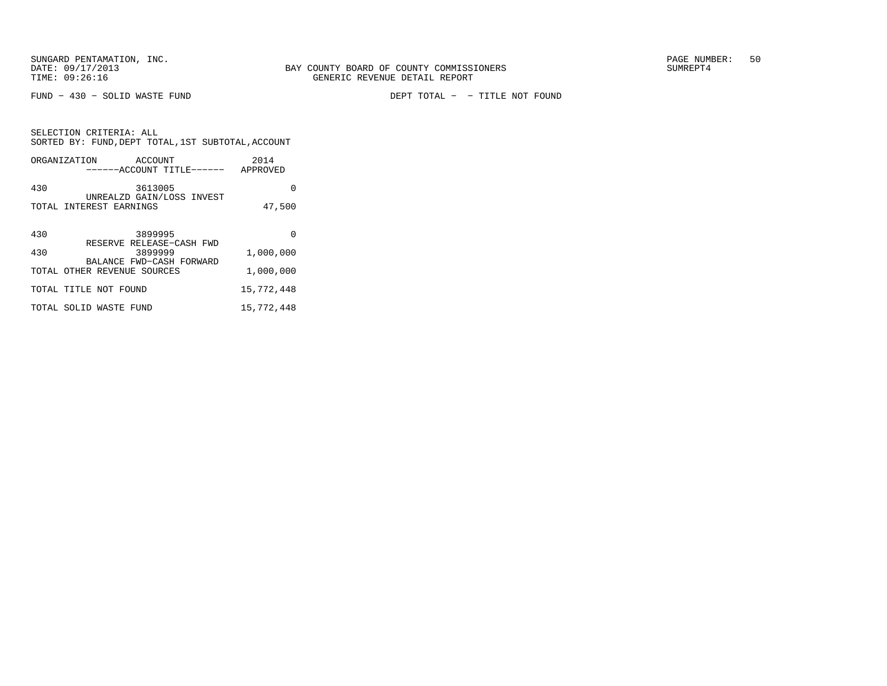FUND − 430 − SOLID WASTE FUND

DEPT TOTAL − − TITLE NOT FOUND

SELECTION CRITERIA: ALL
SORTED BY: FUND,DEPT TOTAL,1ST SUBTOTAL,ACCOUNT

| ORGANIZATION | ACCOUNT / ------ACCOUNT TITLE------ | 2014 APPROVED |
|---|---|---|
| 430 | 3613005 UNREALZD GAIN/LOSS INVEST | 0 |
| TOTAL INTEREST EARNINGS | | 47,500 |
| 430 | 3899995 RESERVE RELEASE−CASH FWD | 0 |
| 430 | 3899999 BALANCE FWD−CASH FORWARD | 1,000,000 |
| TOTAL OTHER REVENUE SOURCES | | 1,000,000 |
| TOTAL TITLE NOT FOUND | | 15,772,448 |
| TOTAL SOLID WASTE FUND | | 15,772,448 |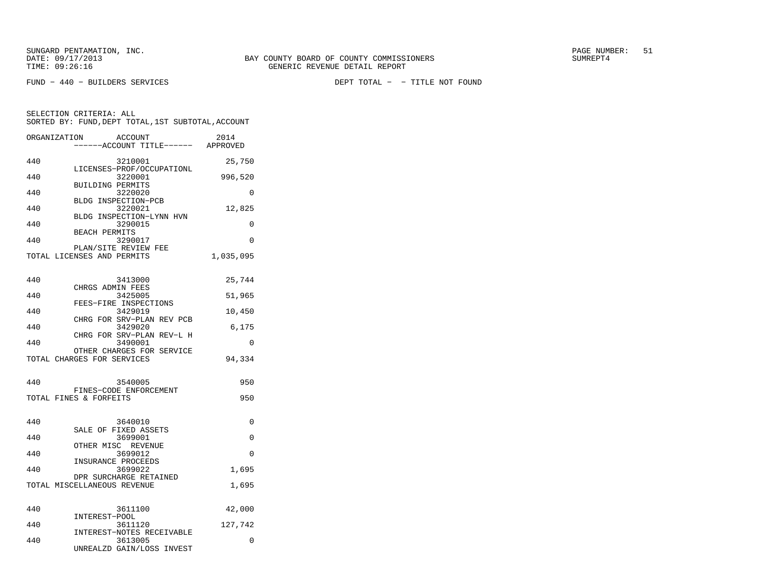SUNGARD PENTAMATION, INC.
DATE: 09/17/2013
TIME: 09:26:16

BAY COUNTY BOARD OF COUNTY COMMISSIONERS
GENERIC REVENUE DETAIL REPORT

SUMREPT4

FUND - 440 - BUILDERS SERVICES

DEPT TOTAL - - TITLE NOT FOUND

SELECTION CRITERIA: ALL
SORTED BY: FUND,DEPT TOTAL,1ST SUBTOTAL,ACCOUNT

| ORGANIZATION | ACCOUNT / ------ACCOUNT TITLE------ | 2014 APPROVED |
|---|---|---|
| 440 | 3210001 LICENSES-PROF/OCCUPATIONL | 25,750 |
| 440 | 3220001 BUILDING PERMITS | 996,520 |
| 440 | 3220020 BLDG INSPECTION-PCB | 0 |
| 440 | 3220021 BLDG INSPECTION-LYNN HVN | 12,825 |
| 440 | 3290015 BEACH PERMITS | 0 |
| 440 | 3290017 PLAN/SITE REVIEW FEE | 0 |
| TOTAL LICENSES AND PERMITS | | 1,035,095 |
| 440 | 3413000 CHRGS ADMIN FEES | 25,744 |
| 440 | 3425005 FEES-FIRE INSPECTIONS | 51,965 |
| 440 | 3429019 CHRG FOR SRV-PLAN REV PCB | 10,450 |
| 440 | 3429020 CHRG FOR SRV-PLAN REV-L H | 6,175 |
| 440 | 3490001 OTHER CHARGES FOR SERVICE | 0 |
| TOTAL CHARGES FOR SERVICES | | 94,334 |
| 440 | 3540005 FINES-CODE ENFORCEMENT | 950 |
| TOTAL FINES & FORFEITS | | 950 |
| 440 | 3640010 SALE OF FIXED ASSETS | 0 |
| 440 | 3699001 OTHER MISC REVENUE | 0 |
| 440 | 3699012 INSURANCE PROCEEDS | 0 |
| 440 | 3699022 DPR SURCHARGE RETAINED | 1,695 |
| TOTAL MISCELLANEOUS REVENUE | | 1,695 |
| 440 | 3611100 INTEREST-POOL | 42,000 |
| 440 | 3611120 INTEREST-NOTES RECEIVABLE | 127,742 |
| 440 | 3613005 UNREALZD GAIN/LOSS INVEST | 0 |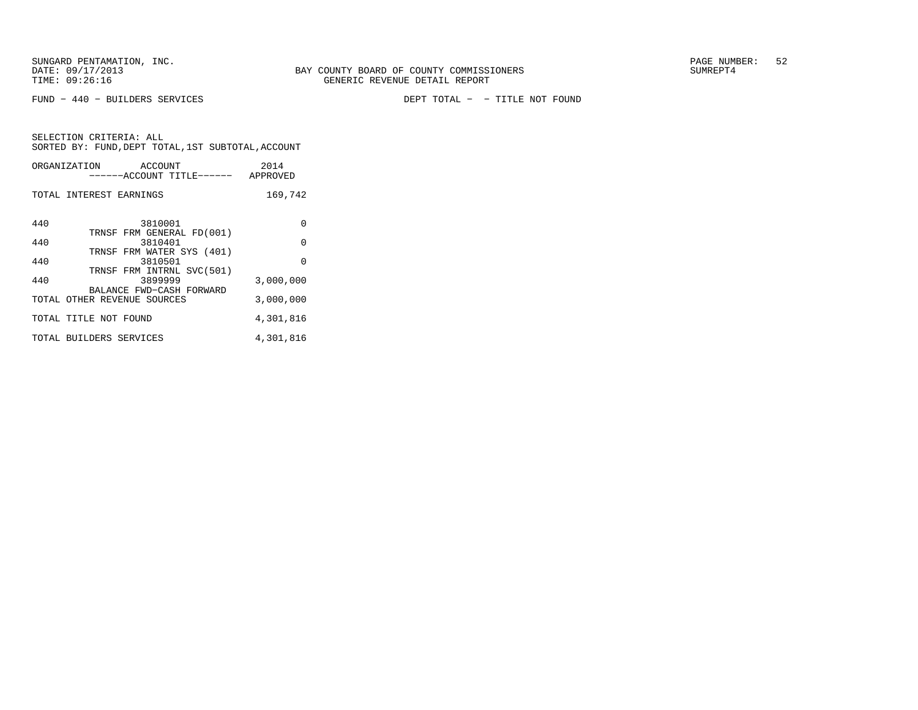SUNGARD PENTAMATION, INC.
DATE: 09/17/2013
TIME: 09:26:16

BAY COUNTY BOARD OF COUNTY COMMISSIONERS
GENERIC REVENUE DETAIL REPORT

SUMREPT4

FUND − 440 − BUILDERS SERVICES

DEPT TOTAL − − TITLE NOT FOUND

SELECTION CRITERIA: ALL
SORTED BY: FUND,DEPT TOTAL,1ST SUBTOTAL,ACCOUNT

| ORGANIZATION | ACCOUNT<br>------ACCOUNT TITLE------ | 2014<br>APPROVED |
|---|---|---|
| TOTAL INTEREST EARNINGS | | 169,742 |
| 440 | 3810001<br>TRNSF FRM GENERAL FD(001) | 0 |
| 440 | 3810401<br>TRNSF FRM WATER SYS (401) | 0 |
| 440 | 3810501<br>TRNSF FRM INTRNL SVC(501) | 0 |
| 440 | 3899999<br>BALANCE FWD−CASH FORWARD | 3,000,000 |
| TOTAL OTHER REVENUE SOURCES | | 3,000,000 |
| TOTAL TITLE NOT FOUND | | 4,301,816 |
| TOTAL BUILDERS SERVICES | | 4,301,816 |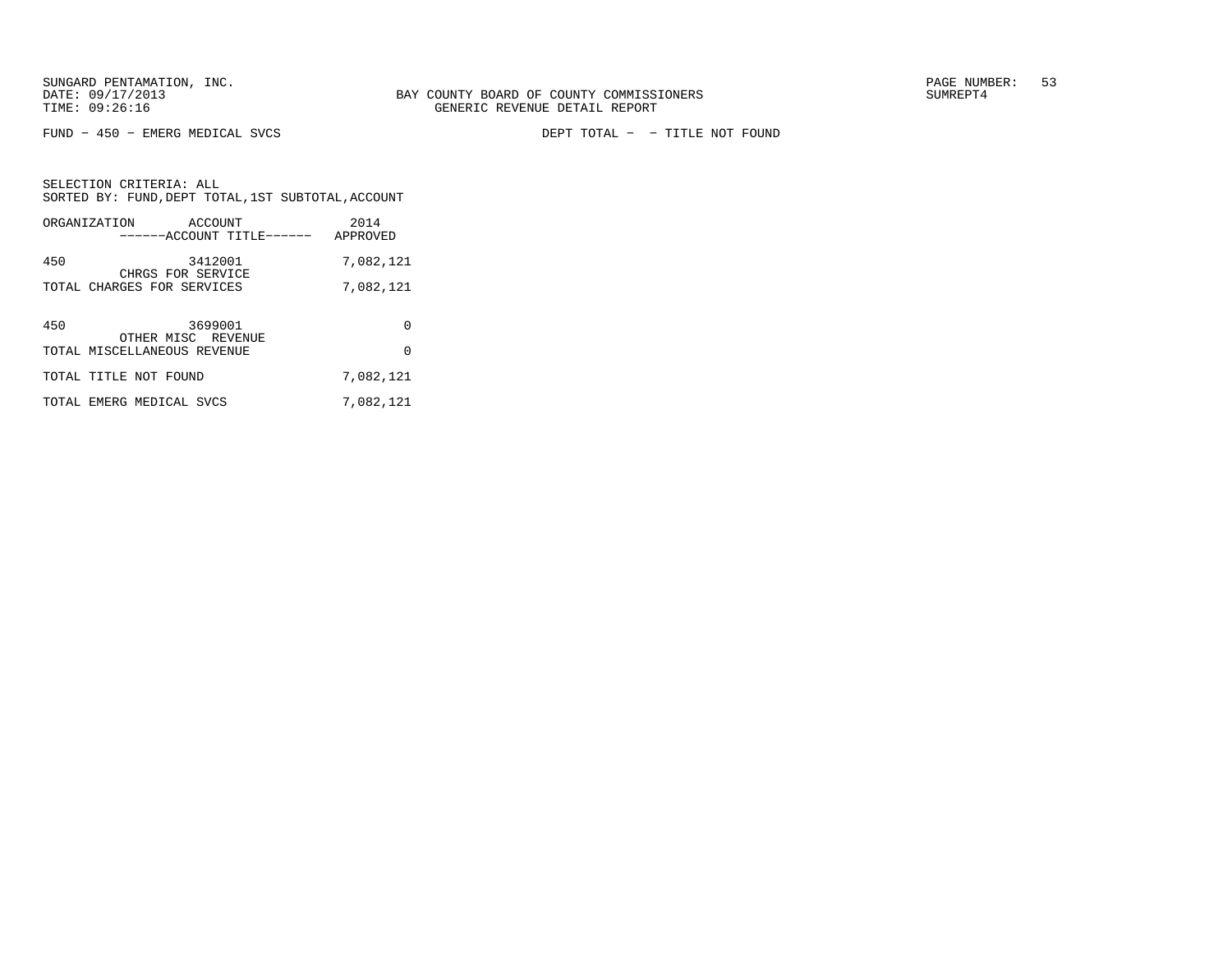SUNGARD PENTAMATION, INC.
DATE: 09/17/2013
TIME: 09:26:16

BAY COUNTY BOARD OF COUNTY COMMISSIONERS
GENERIC REVENUE DETAIL REPORT

SUMREPT4

FUND - 450 - EMERG MEDICAL SVCS

DEPT TOTAL - - TITLE NOT FOUND

SELECTION CRITERIA: ALL
SORTED BY: FUND,DEPT TOTAL,1ST SUBTOTAL,ACCOUNT

| ORGANIZATION | ACCOUNT / ------ACCOUNT TITLE------ | 2014 APPROVED |
|---|---|---|
| 450 | 3412001 CHRGS FOR SERVICE | 7,082,121 |
| TOTAL CHARGES FOR SERVICES | | 7,082,121 |
| 450 | 3699001 OTHER MISC REVENUE | 0 |
| TOTAL MISCELLANEOUS REVENUE | | 0 |
| TOTAL TITLE NOT FOUND | | 7,082,121 |
| TOTAL EMERG MEDICAL SVCS | | 7,082,121 |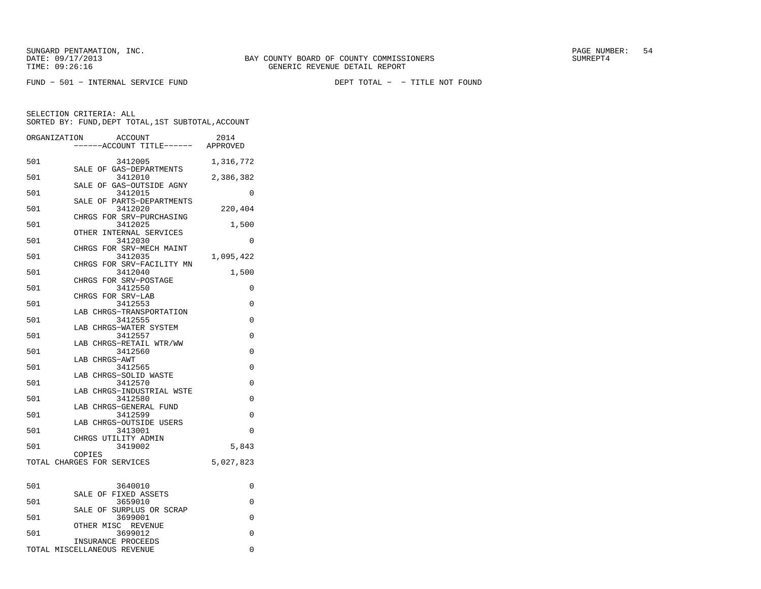SUNGARD PENTAMATION, INC.
DATE: 09/17/2013
TIME: 09:26:16

BAY COUNTY BOARD OF COUNTY COMMISSIONERS
GENERIC REVENUE DETAIL REPORT

SUMREPT4

FUND − 501 − INTERNAL SERVICE FUND

DEPT TOTAL − − TITLE NOT FOUND

SELECTION CRITERIA: ALL
SORTED BY: FUND,DEPT TOTAL,1ST SUBTOTAL,ACCOUNT

| ORGANIZATION | ACCOUNT / ------ACCOUNT TITLE------ | 2014 APPROVED |
|---|---|---|
| 501 | 3412005 SALE OF GAS−DEPARTMENTS | 1,316,772 |
| 501 | 3412010 SALE OF GAS−OUTSIDE AGNY | 2,386,382 |
| 501 | 3412015 SALE OF PARTS−DEPARTMENTS | 0 |
| 501 | 3412020 CHRGS FOR SRV−PURCHASING | 220,404 |
| 501 | 3412025 OTHER INTERNAL SERVICES | 1,500 |
| 501 | 3412030 CHRGS FOR SRV−MECH MAINT | 0 |
| 501 | 3412035 CHRGS FOR SRV−FACILITY MN | 1,095,422 |
| 501 | 3412040 CHRGS FOR SRV−POSTAGE | 1,500 |
| 501 | 3412550 CHRGS FOR SRV−LAB | 0 |
| 501 | 3412553 LAB CHRGS−TRANSPORTATION | 0 |
| 501 | 3412555 LAB CHRGS−WATER SYSTEM | 0 |
| 501 | 3412557 LAB CHRGS−RETAIL WTR/WW | 0 |
| 501 | 3412560 LAB CHRGS−AWT | 0 |
| 501 | 3412565 LAB CHRGS−SOLID WASTE | 0 |
| 501 | 3412570 LAB CHRGS−INDUSTRIAL WSTE | 0 |
| 501 | 3412580 LAB CHRGS−GENERAL FUND | 0 |
| 501 | 3412599 LAB CHRGS−OUTSIDE USERS | 0 |
| 501 | 3413001 CHRGS UTILITY ADMIN | 0 |
| 501 | 3419002 COPIES | 5,843 |
| TOTAL CHARGES FOR SERVICES | | 5,027,823 |
| | | |
| 501 | 3640010 SALE OF FIXED ASSETS | 0 |
| 501 | 3659010 SALE OF SURPLUS OR SCRAP | 0 |
| 501 | 3699001 OTHER MISC REVENUE | 0 |
| 501 | 3699012 INSURANCE PROCEEDS | 0 |
| TOTAL MISCELLANEOUS REVENUE | | 0 |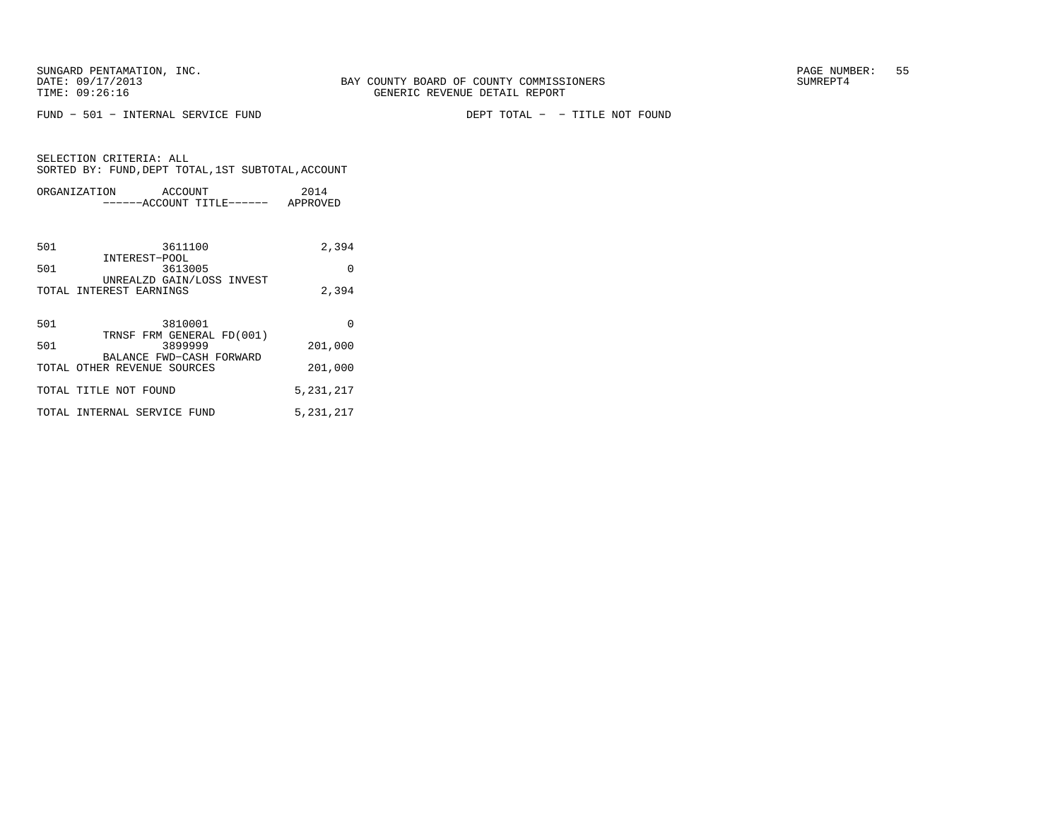FUND − 501 − INTERNAL SERVICE FUND

DEPT TOTAL − − TITLE NOT FOUND

SELECTION CRITERIA: ALL
SORTED BY: FUND,DEPT TOTAL,1ST SUBTOTAL,ACCOUNT

| ORGANIZATION | ACCOUNT / ------ACCOUNT TITLE------ | 2014 APPROVED |
|---|---|---|
| 501 | 3611100 INTEREST−POOL | 2,394 |
| 501 | 3613005 UNREALZD GAIN/LOSS INVEST | 0 |
| TOTAL INTEREST EARNINGS | | 2,394 |
| 501 | 3810001 TRNSF FRM GENERAL FD(001) | 0 |
| 501 | 3899999 BALANCE FWD−CASH FORWARD | 201,000 |
| TOTAL OTHER REVENUE SOURCES | | 201,000 |
| TOTAL TITLE NOT FOUND | | 5,231,217 |
| TOTAL INTERNAL SERVICE FUND | | 5,231,217 |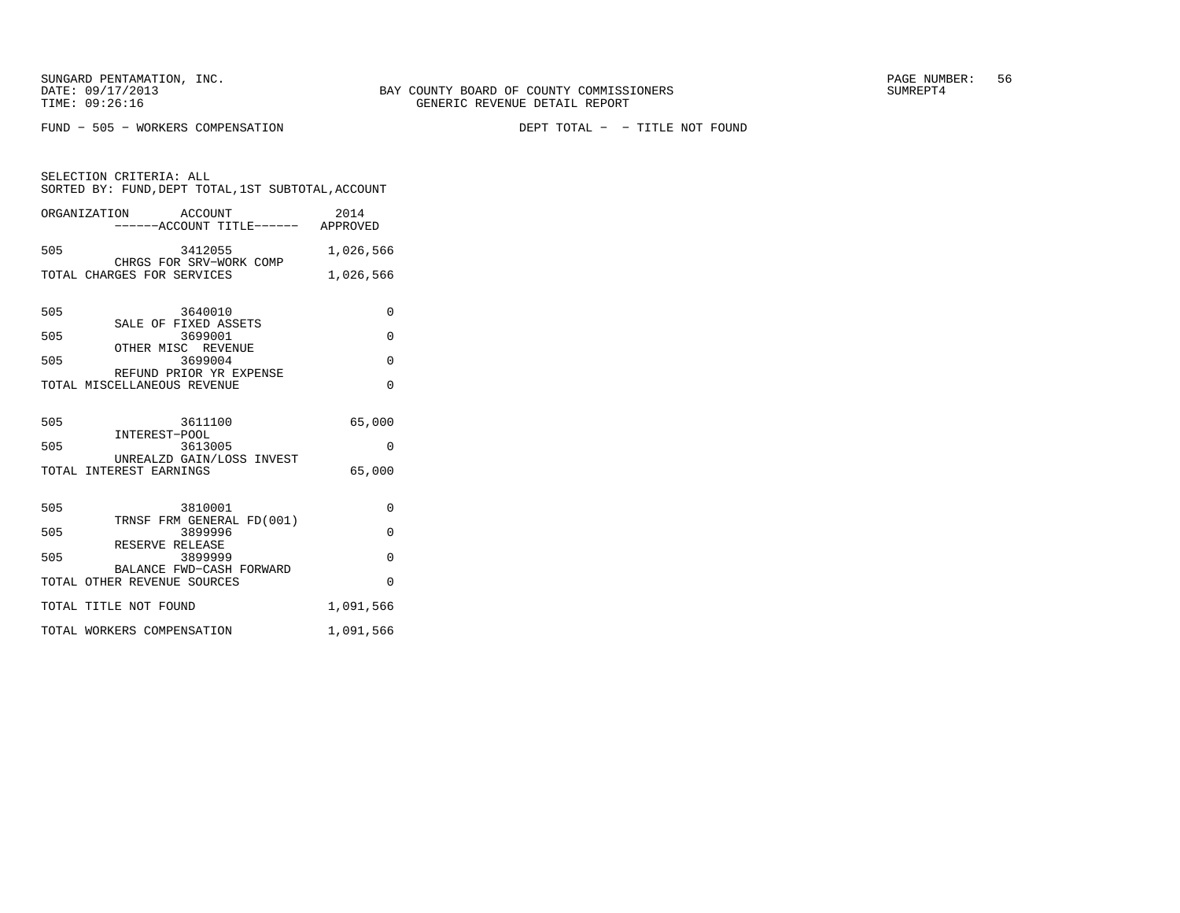SUNGARD PENTAMATION, INC.
DATE: 09/17/2013
TIME: 09:26:16

BAY COUNTY BOARD OF COUNTY COMMISSIONERS
GENERIC REVENUE DETAIL REPORT

SUMREPT4

FUND - 505 - WORKERS COMPENSATION

DEPT TOTAL - - TITLE NOT FOUND

SELECTION CRITERIA: ALL
SORTED BY: FUND,DEPT TOTAL,1ST SUBTOTAL,ACCOUNT

| ORGANIZATION | ACCOUNT ------ACCOUNT TITLE------ | 2014 APPROVED |
|---|---|---|
| 505 | 3412055 CHRGS FOR SRV-WORK COMP | 1,026,566 |
| TOTAL CHARGES FOR SERVICES | | 1,026,566 |
| 505 | 3640010 SALE OF FIXED ASSETS | 0 |
| 505 | 3699001 OTHER MISC REVENUE | 0 |
| 505 | 3699004 REFUND PRIOR YR EXPENSE | 0 |
| TOTAL MISCELLANEOUS REVENUE | | 0 |
| 505 | 3611100 INTEREST-POOL | 65,000 |
| 505 | 3613005 UNREALZD GAIN/LOSS INVEST | 0 |
| TOTAL INTEREST EARNINGS | | 65,000 |
| 505 | 3810001 TRNSF FRM GENERAL FD(001) | 0 |
| 505 | 3899996 RESERVE RELEASE | 0 |
| 505 | 3899999 BALANCE FWD-CASH FORWARD | 0 |
| TOTAL OTHER REVENUE SOURCES | | 0 |
| TOTAL TITLE NOT FOUND | | 1,091,566 |
| TOTAL WORKERS COMPENSATION | | 1,091,566 |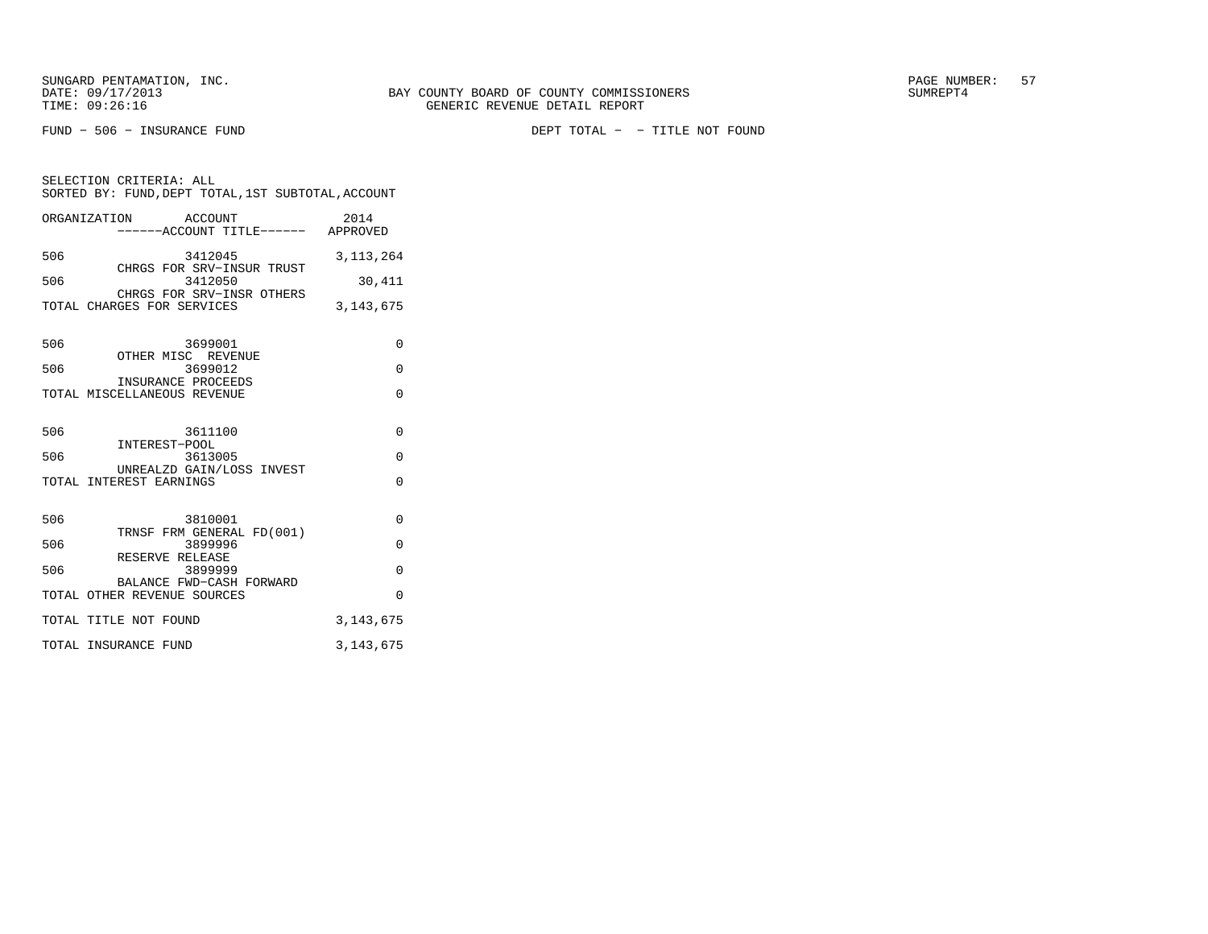SUNGARD PENTAMATION, INC.
DATE: 09/17/2013
TIME: 09:26:16

BAY COUNTY BOARD OF COUNTY COMMISSIONERS
GENERIC REVENUE DETAIL REPORT

SUMREPT4

FUND − 506 − INSURANCE FUND

DEPT TOTAL − − TITLE NOT FOUND

SELECTION CRITERIA: ALL
SORTED BY: FUND,DEPT TOTAL,1ST SUBTOTAL,ACCOUNT

| ORGANIZATION | ACCOUNT / ------ACCOUNT TITLE------ | 2014 APPROVED |
|---|---|---|
| 506 | 3412045 CHRGS FOR SRV−INSUR TRUST | 3,113,264 |
| 506 | 3412050 CHRGS FOR SRV−INSR OTHERS | 30,411 |
| TOTAL CHARGES FOR SERVICES | | 3,143,675 |
| 506 | 3699001 OTHER MISC REVENUE | 0 |
| 506 | 3699012 INSURANCE PROCEEDS | 0 |
| TOTAL MISCELLANEOUS REVENUE | | 0 |
| 506 | 3611100 INTEREST−POOL | 0 |
| 506 | 3613005 UNREALZD GAIN/LOSS INVEST | 0 |
| TOTAL INTEREST EARNINGS | | 0 |
| 506 | 3810001 TRNSF FRM GENERAL FD(001) | 0 |
| 506 | 3899996 RESERVE RELEASE | 0 |
| 506 | 3899999 BALANCE FWD−CASH FORWARD | 0 |
| TOTAL OTHER REVENUE SOURCES | | 0 |
| TOTAL TITLE NOT FOUND | | 3,143,675 |
| TOTAL INSURANCE FUND | | 3,143,675 |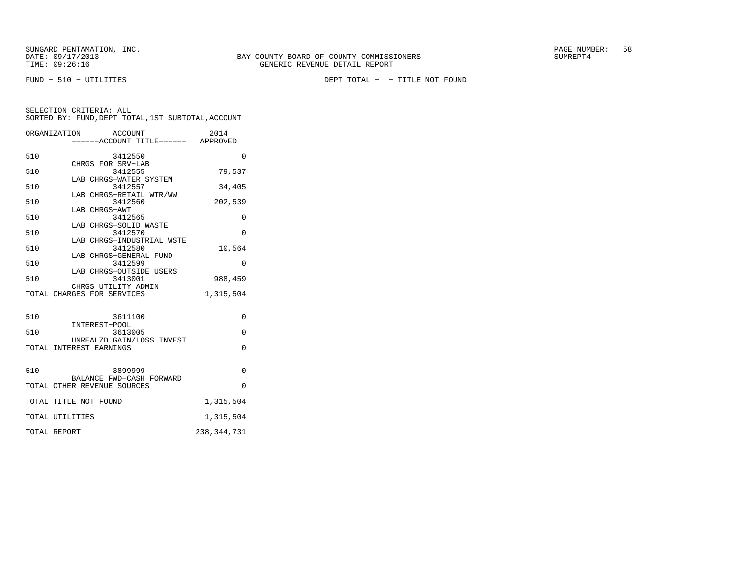SUNGARD PENTAMATION, INC.
DATE: 09/17/2013
TIME: 09:26:16

BAY COUNTY BOARD OF COUNTY COMMISSIONERS
GENERIC REVENUE DETAIL REPORT

SUMREPT4

FUND - 510 - UTILITIES

DEPT TOTAL - - TITLE NOT FOUND

SELECTION CRITERIA: ALL
SORTED BY: FUND,DEPT TOTAL,1ST SUBTOTAL,ACCOUNT

| ORGANIZATION | ACCOUNT / ------ACCOUNT TITLE------ | 2014 APPROVED |
|---|---|---|
| 510 | 3412550 CHRGS FOR SRV-LAB | 0 |
| 510 | 3412555 LAB CHRGS-WATER SYSTEM | 79,537 |
| 510 | 3412557 LAB CHRGS-RETAIL WTR/WW | 34,405 |
| 510 | 3412560 LAB CHRGS-AWT | 202,539 |
| 510 | 3412565 LAB CHRGS-SOLID WASTE | 0 |
| 510 | 3412570 LAB CHRGS-INDUSTRIAL WSTE | 0 |
| 510 | 3412580 LAB CHRGS-GENERAL FUND | 10,564 |
| 510 | 3412599 LAB CHRGS-OUTSIDE USERS | 0 |
| 510 | 3413001 CHRGS UTILITY ADMIN | 988,459 |
| TOTAL CHARGES FOR SERVICES | | 1,315,504 |
| 510 | 3611100 INTEREST-POOL | 0 |
| 510 | 3613005 UNREALZD GAIN/LOSS INVEST | 0 |
| TOTAL INTEREST EARNINGS | | 0 |
| 510 | 3899999 BALANCE FWD-CASH FORWARD | 0 |
| TOTAL OTHER REVENUE SOURCES | | 0 |
| TOTAL TITLE NOT FOUND | | 1,315,504 |
| TOTAL UTILITIES | | 1,315,504 |
| TOTAL REPORT | | 238,344,731 |